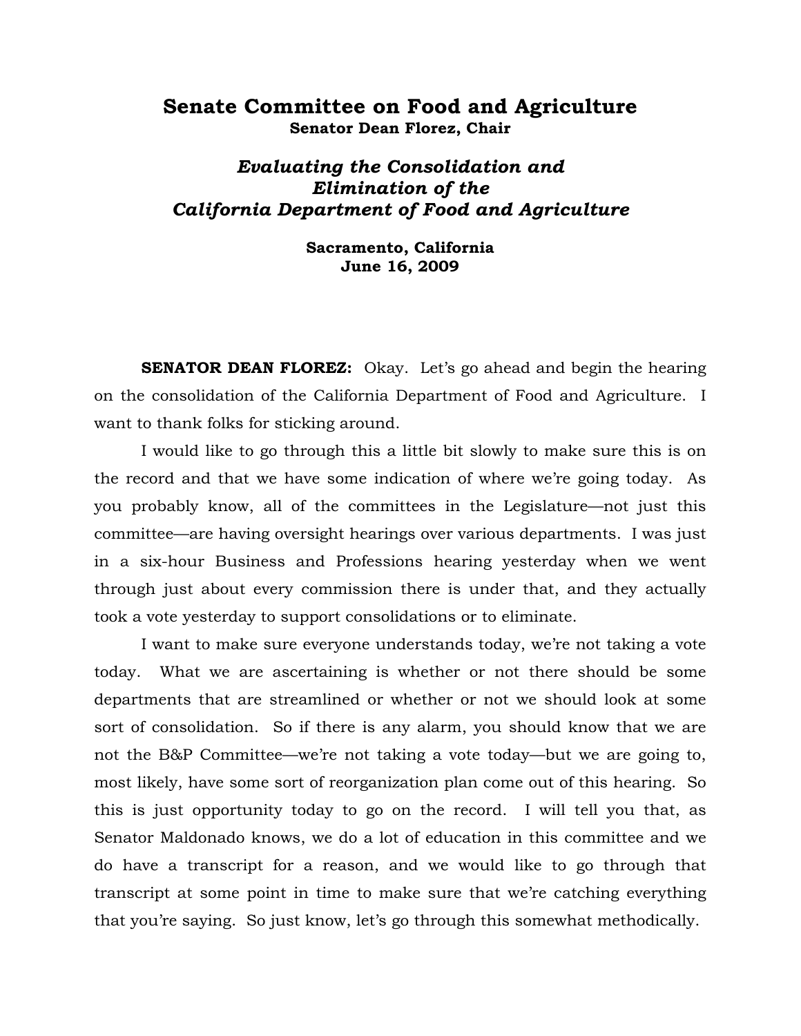# Senate Committee on Food and Agriculture

**Senator Dean Florez, Chair**

## *Evaluating the Consolidation and Elimination of the California Department of Food and Agriculture*

**Sacramento, California**
**June 16, 2009**

**SENATOR DEAN FLOREZ:** Okay. Let's go ahead and begin the hearing on the consolidation of the California Department of Food and Agriculture. I want to thank folks for sticking around.

I would like to go through this a little bit slowly to make sure this is on the record and that we have some indication of where we're going today. As you probably know, all of the committees in the Legislature—not just this committee—are having oversight hearings over various departments. I was just in a six-hour Business and Professions hearing yesterday when we went through just about every commission there is under that, and they actually took a vote yesterday to support consolidations or to eliminate.

I want to make sure everyone understands today, we're not taking a vote today. What we are ascertaining is whether or not there should be some departments that are streamlined or whether or not we should look at some sort of consolidation. So if there is any alarm, you should know that we are not the B&P Committee—we're not taking a vote today—but we are going to, most likely, have some sort of reorganization plan come out of this hearing. So this is just opportunity today to go on the record. I will tell you that, as Senator Maldonado knows, we do a lot of education in this committee and we do have a transcript for a reason, and we would like to go through that transcript at some point in time to make sure that we're catching everything that you're saying. So just know, let's go through this somewhat methodically.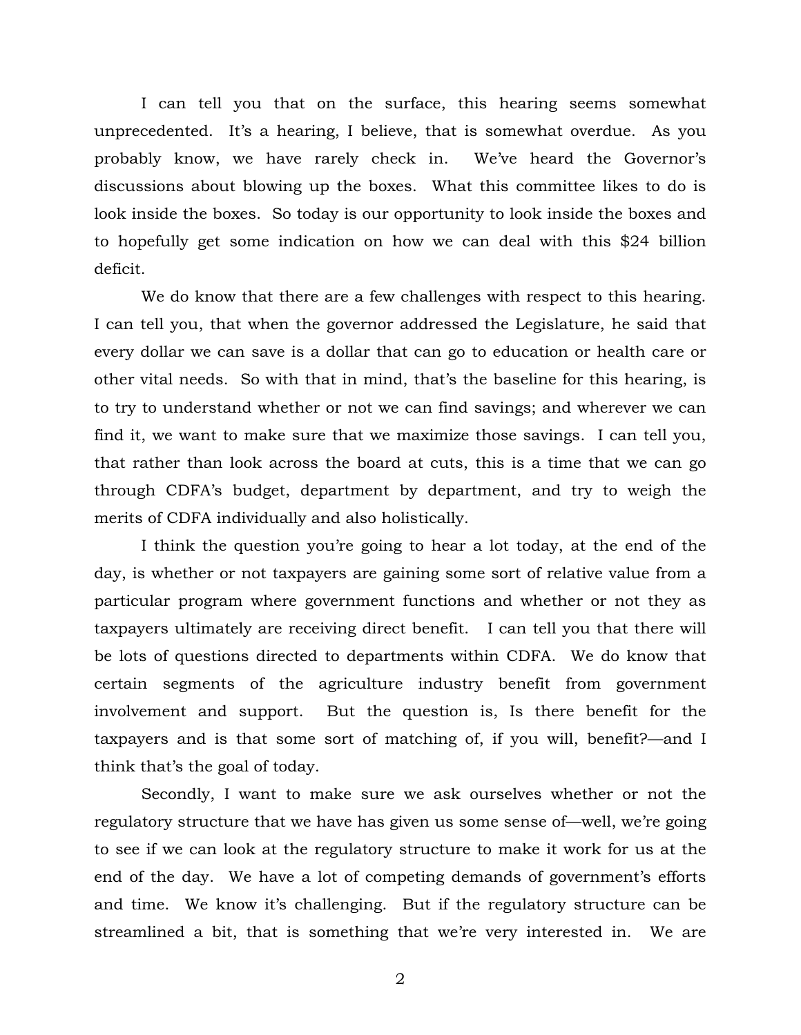I can tell you that on the surface, this hearing seems somewhat unprecedented. It's a hearing, I believe, that is somewhat overdue. As you probably know, we have rarely check in. We've heard the Governor's discussions about blowing up the boxes. What this committee likes to do is look inside the boxes. So today is our opportunity to look inside the boxes and to hopefully get some indication on how we can deal with this $24 billion deficit.

We do know that there are a few challenges with respect to this hearing. I can tell you, that when the governor addressed the Legislature, he said that every dollar we can save is a dollar that can go to education or health care or other vital needs. So with that in mind, that's the baseline for this hearing, is to try to understand whether or not we can find savings; and wherever we can find it, we want to make sure that we maximize those savings. I can tell you, that rather than look across the board at cuts, this is a time that we can go through CDFA's budget, department by department, and try to weigh the merits of CDFA individually and also holistically.

I think the question you're going to hear a lot today, at the end of the day, is whether or not taxpayers are gaining some sort of relative value from a particular program where government functions and whether or not they as taxpayers ultimately are receiving direct benefit. I can tell you that there will be lots of questions directed to departments within CDFA. We do know that certain segments of the agriculture industry benefit from government involvement and support. But the question is, Is there benefit for the taxpayers and is that some sort of matching of, if you will, benefit?—and I think that's the goal of today.

Secondly, I want to make sure we ask ourselves whether or not the regulatory structure that we have has given us some sense of—well, we're going to see if we can look at the regulatory structure to make it work for us at the end of the day. We have a lot of competing demands of government's efforts and time. We know it's challenging. But if the regulatory structure can be streamlined a bit, that is something that we're very interested in. We are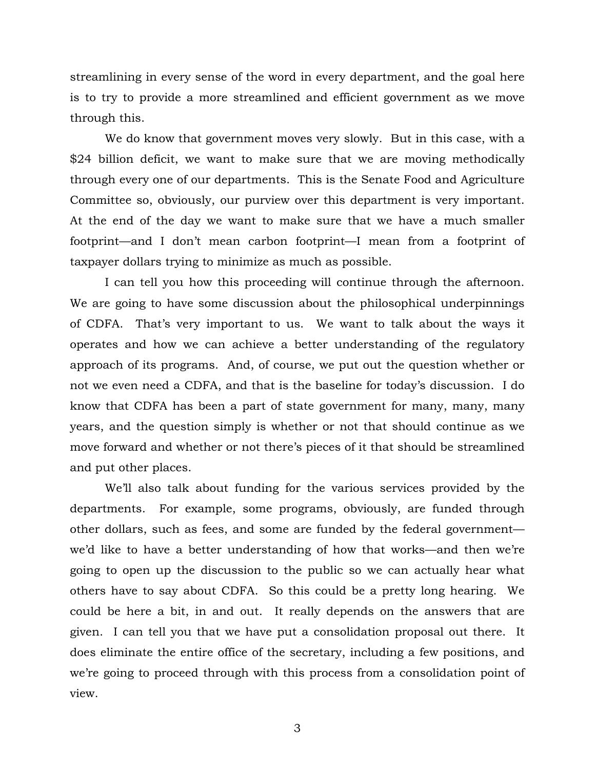streamlining in every sense of the word in every department, and the goal here is to try to provide a more streamlined and efficient government as we move through this.

We do know that government moves very slowly. But in this case, with a $24 billion deficit, we want to make sure that we are moving methodically through every one of our departments. This is the Senate Food and Agriculture Committee so, obviously, our purview over this department is very important. At the end of the day we want to make sure that we have a much smaller footprint—and I don't mean carbon footprint—I mean from a footprint of taxpayer dollars trying to minimize as much as possible.

I can tell you how this proceeding will continue through the afternoon. We are going to have some discussion about the philosophical underpinnings of CDFA. That's very important to us. We want to talk about the ways it operates and how we can achieve a better understanding of the regulatory approach of its programs. And, of course, we put out the question whether or not we even need a CDFA, and that is the baseline for today's discussion. I do know that CDFA has been a part of state government for many, many, many years, and the question simply is whether or not that should continue as we move forward and whether or not there's pieces of it that should be streamlined and put other places.

We'll also talk about funding for the various services provided by the departments. For example, some programs, obviously, are funded through other dollars, such as fees, and some are funded by the federal government—we'd like to have a better understanding of how that works—and then we're going to open up the discussion to the public so we can actually hear what others have to say about CDFA. So this could be a pretty long hearing. We could be here a bit, in and out. It really depends on the answers that are given. I can tell you that we have put a consolidation proposal out there. It does eliminate the entire office of the secretary, including a few positions, and we're going to proceed through with this process from a consolidation point of view.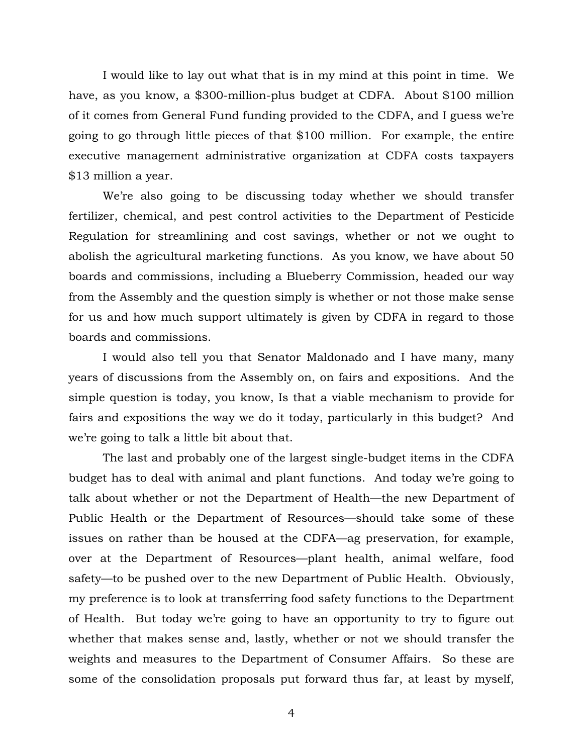I would like to lay out what that is in my mind at this point in time. We have, as you know, a $300-million-plus budget at CDFA. About $100 million of it comes from General Fund funding provided to the CDFA, and I guess we're going to go through little pieces of that $100 million. For example, the entire executive management administrative organization at CDFA costs taxpayers $13 million a year.

We're also going to be discussing today whether we should transfer fertilizer, chemical, and pest control activities to the Department of Pesticide Regulation for streamlining and cost savings, whether or not we ought to abolish the agricultural marketing functions. As you know, we have about 50 boards and commissions, including a Blueberry Commission, headed our way from the Assembly and the question simply is whether or not those make sense for us and how much support ultimately is given by CDFA in regard to those boards and commissions.

I would also tell you that Senator Maldonado and I have many, many years of discussions from the Assembly on, on fairs and expositions. And the simple question is today, you know, Is that a viable mechanism to provide for fairs and expositions the way we do it today, particularly in this budget? And we're going to talk a little bit about that.

The last and probably one of the largest single-budget items in the CDFA budget has to deal with animal and plant functions. And today we're going to talk about whether or not the Department of Health—the new Department of Public Health or the Department of Resources—should take some of these issues on rather than be housed at the CDFA—ag preservation, for example, over at the Department of Resources—plant health, animal welfare, food safety—to be pushed over to the new Department of Public Health. Obviously, my preference is to look at transferring food safety functions to the Department of Health. But today we're going to have an opportunity to try to figure out whether that makes sense and, lastly, whether or not we should transfer the weights and measures to the Department of Consumer Affairs. So these are some of the consolidation proposals put forward thus far, at least by myself,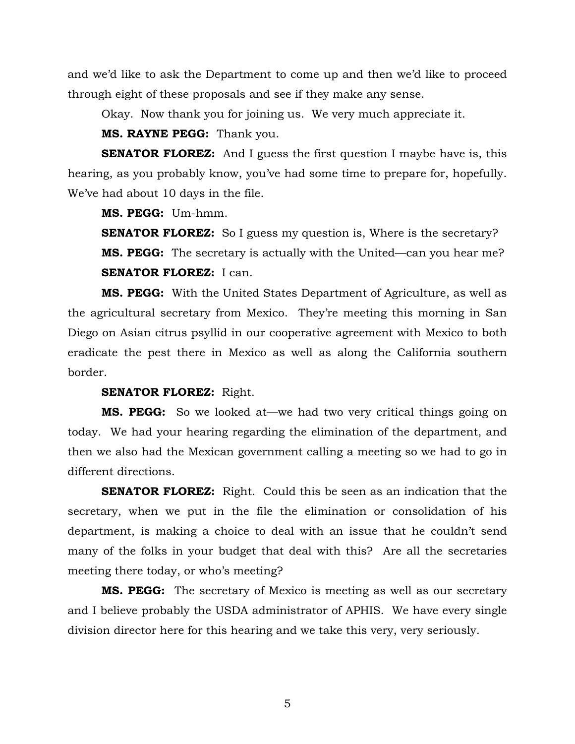and we'd like to ask the Department to come up and then we'd like to proceed through eight of these proposals and see if they make any sense.

Okay. Now thank you for joining us. We very much appreciate it.

**MS. RAYNE PEGG:** Thank you.

**SENATOR FLOREZ:** And I guess the first question I maybe have is, this hearing, as you probably know, you've had some time to prepare for, hopefully. We've had about 10 days in the file.

**MS. PEGG:** Um-hmm.

**SENATOR FLOREZ:** So I guess my question is, Where is the secretary?

**MS. PEGG:** The secretary is actually with the United—can you hear me?

**SENATOR FLOREZ:** I can.

**MS. PEGG:** With the United States Department of Agriculture, as well as the agricultural secretary from Mexico. They're meeting this morning in San Diego on Asian citrus psyllid in our cooperative agreement with Mexico to both eradicate the pest there in Mexico as well as along the California southern border.

**SENATOR FLOREZ:** Right.

**MS. PEGG:** So we looked at—we had two very critical things going on today. We had your hearing regarding the elimination of the department, and then we also had the Mexican government calling a meeting so we had to go in different directions.

**SENATOR FLOREZ:** Right. Could this be seen as an indication that the secretary, when we put in the file the elimination or consolidation of his department, is making a choice to deal with an issue that he couldn't send many of the folks in your budget that deal with this? Are all the secretaries meeting there today, or who's meeting?

**MS. PEGG:** The secretary of Mexico is meeting as well as our secretary and I believe probably the USDA administrator of APHIS. We have every single division director here for this hearing and we take this very, very seriously.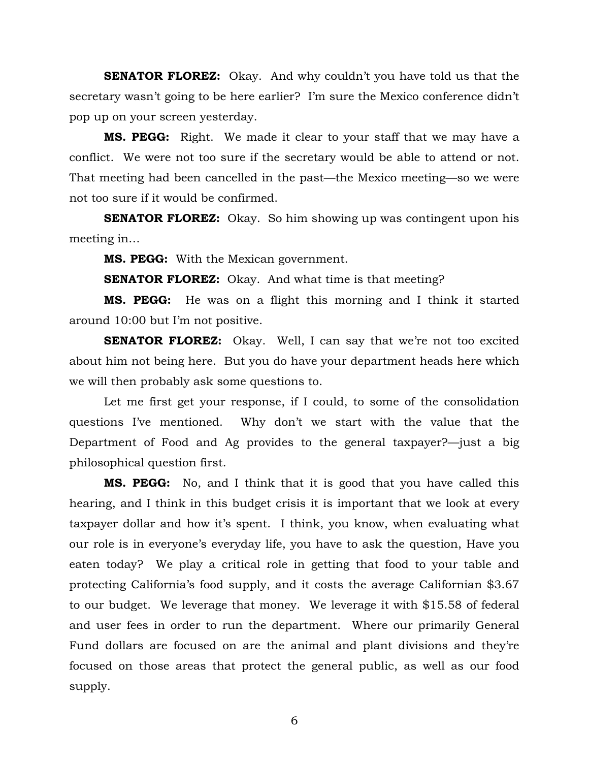**SENATOR FLOREZ:** Okay. And why couldn't you have told us that the secretary wasn't going to be here earlier? I'm sure the Mexico conference didn't pop up on your screen yesterday.

**MS. PEGG:** Right. We made it clear to your staff that we may have a conflict. We were not too sure if the secretary would be able to attend or not. That meeting had been cancelled in the past—the Mexico meeting—so we were not too sure if it would be confirmed.

**SENATOR FLOREZ:** Okay. So him showing up was contingent upon his meeting in…

**MS. PEGG:** With the Mexican government.

**SENATOR FLOREZ:** Okay. And what time is that meeting?

**MS. PEGG:** He was on a flight this morning and I think it started around 10:00 but I'm not positive.

**SENATOR FLOREZ:** Okay. Well, I can say that we're not too excited about him not being here. But you do have your department heads here which we will then probably ask some questions to.

Let me first get your response, if I could, to some of the consolidation questions I've mentioned. Why don't we start with the value that the Department of Food and Ag provides to the general taxpayer?—just a big philosophical question first.

**MS. PEGG:** No, and I think that it is good that you have called this hearing, and I think in this budget crisis it is important that we look at every taxpayer dollar and how it's spent. I think, you know, when evaluating what our role is in everyone's everyday life, you have to ask the question, Have you eaten today? We play a critical role in getting that food to your table and protecting California's food supply, and it costs the average Californian $3.67 to our budget. We leverage that money. We leverage it with $15.58 of federal and user fees in order to run the department. Where our primarily General Fund dollars are focused on are the animal and plant divisions and they're focused on those areas that protect the general public, as well as our food supply.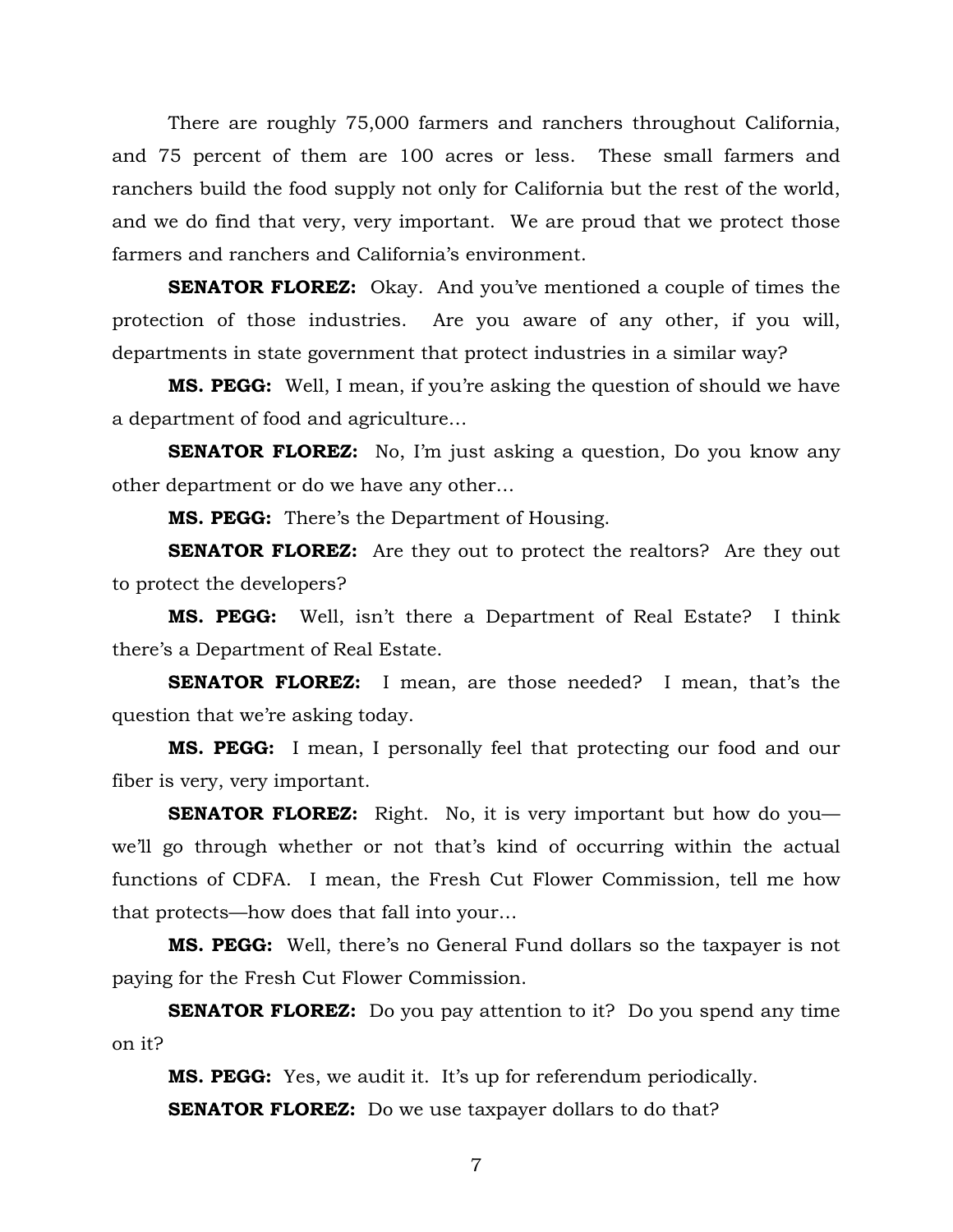There are roughly 75,000 farmers and ranchers throughout California, and 75 percent of them are 100 acres or less. These small farmers and ranchers build the food supply not only for California but the rest of the world, and we do find that very, very important. We are proud that we protect those farmers and ranchers and California's environment.

**SENATOR FLOREZ:** Okay. And you've mentioned a couple of times the protection of those industries. Are you aware of any other, if you will, departments in state government that protect industries in a similar way?

**MS. PEGG:** Well, I mean, if you're asking the question of should we have a department of food and agriculture…

**SENATOR FLOREZ:** No, I'm just asking a question, Do you know any other department or do we have any other…

**MS. PEGG:** There's the Department of Housing.

**SENATOR FLOREZ:** Are they out to protect the realtors? Are they out to protect the developers?

**MS. PEGG:** Well, isn't there a Department of Real Estate? I think there's a Department of Real Estate.

**SENATOR FLOREZ:** I mean, are those needed? I mean, that's the question that we're asking today.

**MS. PEGG:** I mean, I personally feel that protecting our food and our fiber is very, very important.

**SENATOR FLOREZ:** Right. No, it is very important but how do you—we'll go through whether or not that's kind of occurring within the actual functions of CDFA. I mean, the Fresh Cut Flower Commission, tell me how that protects—how does that fall into your…

**MS. PEGG:** Well, there's no General Fund dollars so the taxpayer is not paying for the Fresh Cut Flower Commission.

**SENATOR FLOREZ:** Do you pay attention to it? Do you spend any time on it?

**MS. PEGG:** Yes, we audit it. It's up for referendum periodically.

**SENATOR FLOREZ:** Do we use taxpayer dollars to do that?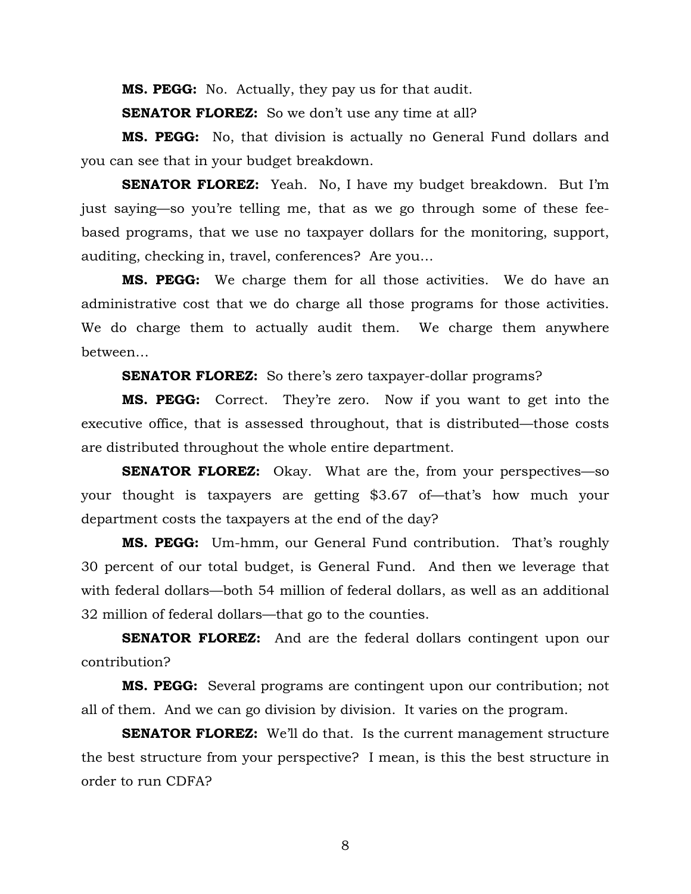**MS. PEGG:** No. Actually, they pay us for that audit.

**SENATOR FLOREZ:** So we don't use any time at all?

**MS. PEGG:** No, that division is actually no General Fund dollars and you can see that in your budget breakdown.

**SENATOR FLOREZ:** Yeah. No, I have my budget breakdown. But I'm just saying—so you're telling me, that as we go through some of these fee-based programs, that we use no taxpayer dollars for the monitoring, support, auditing, checking in, travel, conferences? Are you…

**MS. PEGG:** We charge them for all those activities. We do have an administrative cost that we do charge all those programs for those activities. We do charge them to actually audit them. We charge them anywhere between…

**SENATOR FLOREZ:** So there's zero taxpayer-dollar programs?

**MS. PEGG:** Correct. They're zero. Now if you want to get into the executive office, that is assessed throughout, that is distributed—those costs are distributed throughout the whole entire department.

**SENATOR FLOREZ:** Okay. What are the, from your perspectives—so your thought is taxpayers are getting $3.67 of—that's how much your department costs the taxpayers at the end of the day?

**MS. PEGG:** Um-hmm, our General Fund contribution. That's roughly 30 percent of our total budget, is General Fund. And then we leverage that with federal dollars—both 54 million of federal dollars, as well as an additional 32 million of federal dollars—that go to the counties.

**SENATOR FLOREZ:** And are the federal dollars contingent upon our contribution?

**MS. PEGG:** Several programs are contingent upon our contribution; not all of them. And we can go division by division. It varies on the program.

**SENATOR FLOREZ:** We'll do that. Is the current management structure the best structure from your perspective? I mean, is this the best structure in order to run CDFA?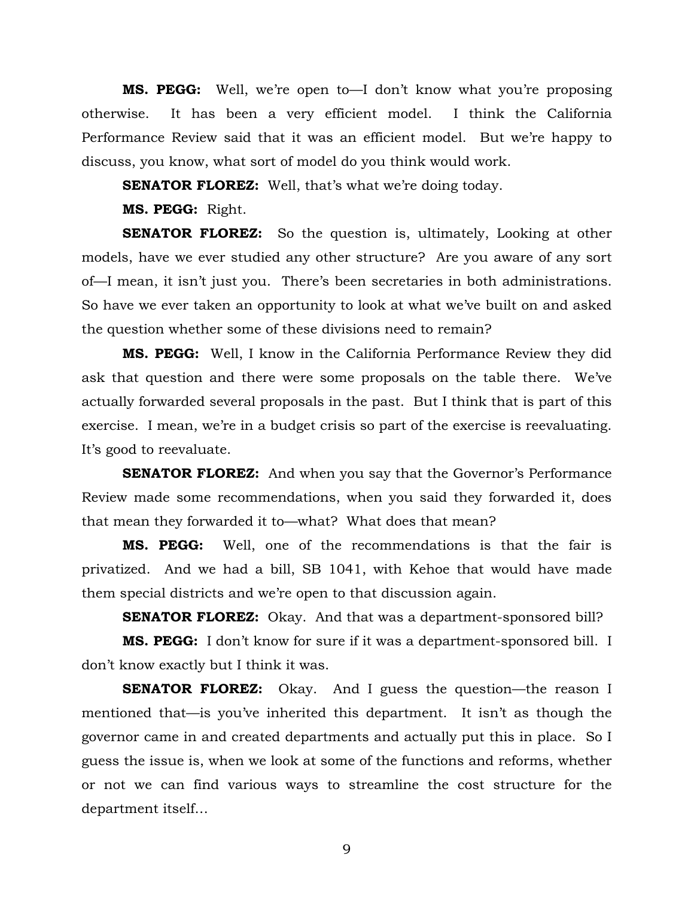**MS. PEGG:** Well, we're open to—I don't know what you're proposing otherwise. It has been a very efficient model. I think the California Performance Review said that it was an efficient model. But we're happy to discuss, you know, what sort of model do you think would work.

**SENATOR FLOREZ:** Well, that's what we're doing today.

**MS. PEGG:** Right.

**SENATOR FLOREZ:** So the question is, ultimately, Looking at other models, have we ever studied any other structure? Are you aware of any sort of—I mean, it isn't just you. There's been secretaries in both administrations. So have we ever taken an opportunity to look at what we've built on and asked the question whether some of these divisions need to remain?

**MS. PEGG:** Well, I know in the California Performance Review they did ask that question and there were some proposals on the table there. We've actually forwarded several proposals in the past. But I think that is part of this exercise. I mean, we're in a budget crisis so part of the exercise is reevaluating. It's good to reevaluate.

**SENATOR FLOREZ:** And when you say that the Governor's Performance Review made some recommendations, when you said they forwarded it, does that mean they forwarded it to—what? What does that mean?

**MS. PEGG:** Well, one of the recommendations is that the fair is privatized. And we had a bill, SB 1041, with Kehoe that would have made them special districts and we're open to that discussion again.

**SENATOR FLOREZ:** Okay. And that was a department-sponsored bill?

**MS. PEGG:** I don't know for sure if it was a department-sponsored bill. I don't know exactly but I think it was.

**SENATOR FLOREZ:** Okay. And I guess the question—the reason I mentioned that—is you've inherited this department. It isn't as though the governor came in and created departments and actually put this in place. So I guess the issue is, when we look at some of the functions and reforms, whether or not we can find various ways to streamline the cost structure for the department itself…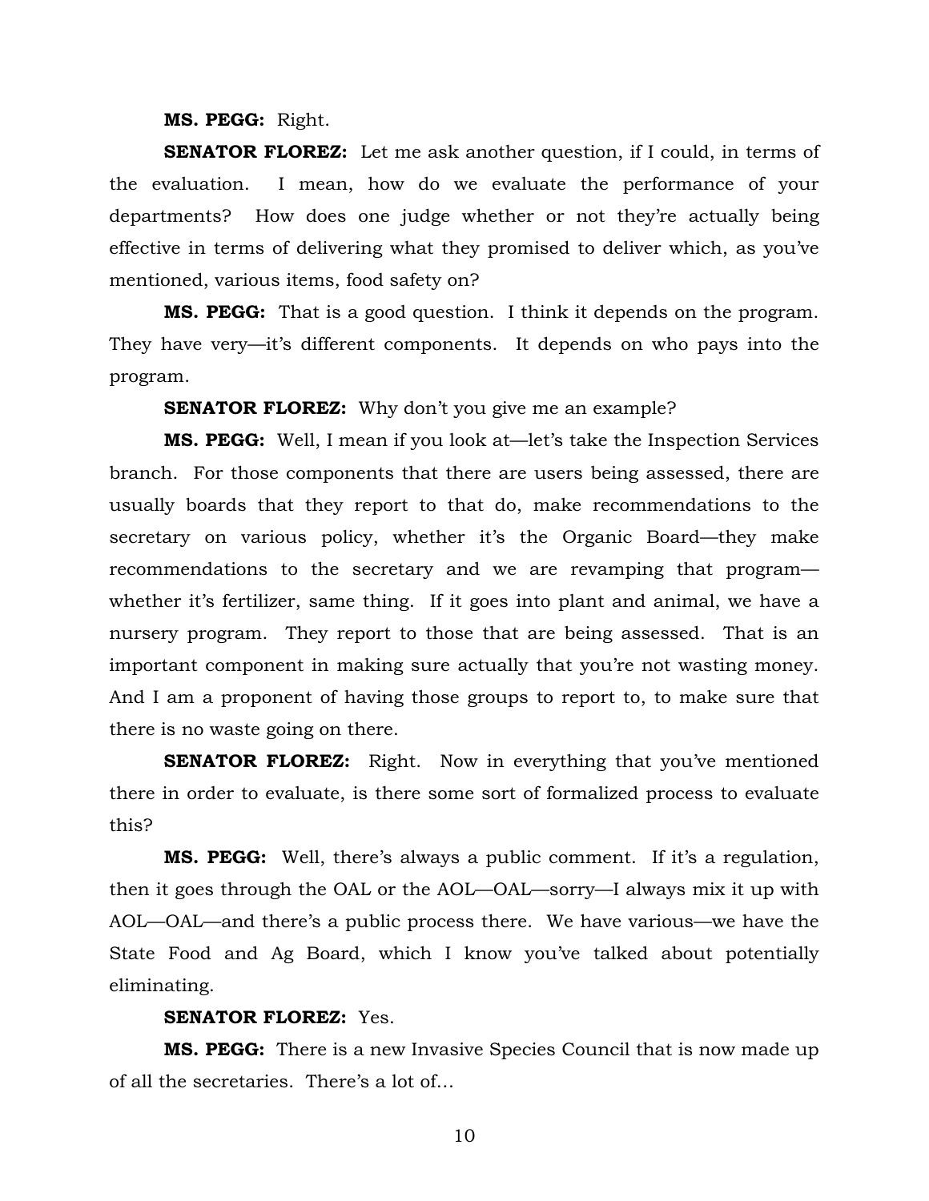**MS. PEGG:** Right.

**SENATOR FLOREZ:** Let me ask another question, if I could, in terms of the evaluation. I mean, how do we evaluate the performance of your departments? How does one judge whether or not they're actually being effective in terms of delivering what they promised to deliver which, as you've mentioned, various items, food safety on?

**MS. PEGG:** That is a good question. I think it depends on the program. They have very—it's different components. It depends on who pays into the program.

**SENATOR FLOREZ:** Why don't you give me an example?

**MS. PEGG:** Well, I mean if you look at—let's take the Inspection Services branch. For those components that there are users being assessed, there are usually boards that they report to that do, make recommendations to the secretary on various policy, whether it's the Organic Board—they make recommendations to the secretary and we are revamping that program—whether it's fertilizer, same thing. If it goes into plant and animal, we have a nursery program. They report to those that are being assessed. That is an important component in making sure actually that you're not wasting money. And I am a proponent of having those groups to report to, to make sure that there is no waste going on there.

**SENATOR FLOREZ:** Right. Now in everything that you've mentioned there in order to evaluate, is there some sort of formalized process to evaluate this?

**MS. PEGG:** Well, there's always a public comment. If it's a regulation, then it goes through the OAL or the AOL—OAL—sorry—I always mix it up with AOL—OAL—and there's a public process there. We have various—we have the State Food and Ag Board, which I know you've talked about potentially eliminating.

**SENATOR FLOREZ:** Yes.

**MS. PEGG:** There is a new Invasive Species Council that is now made up of all the secretaries. There's a lot of…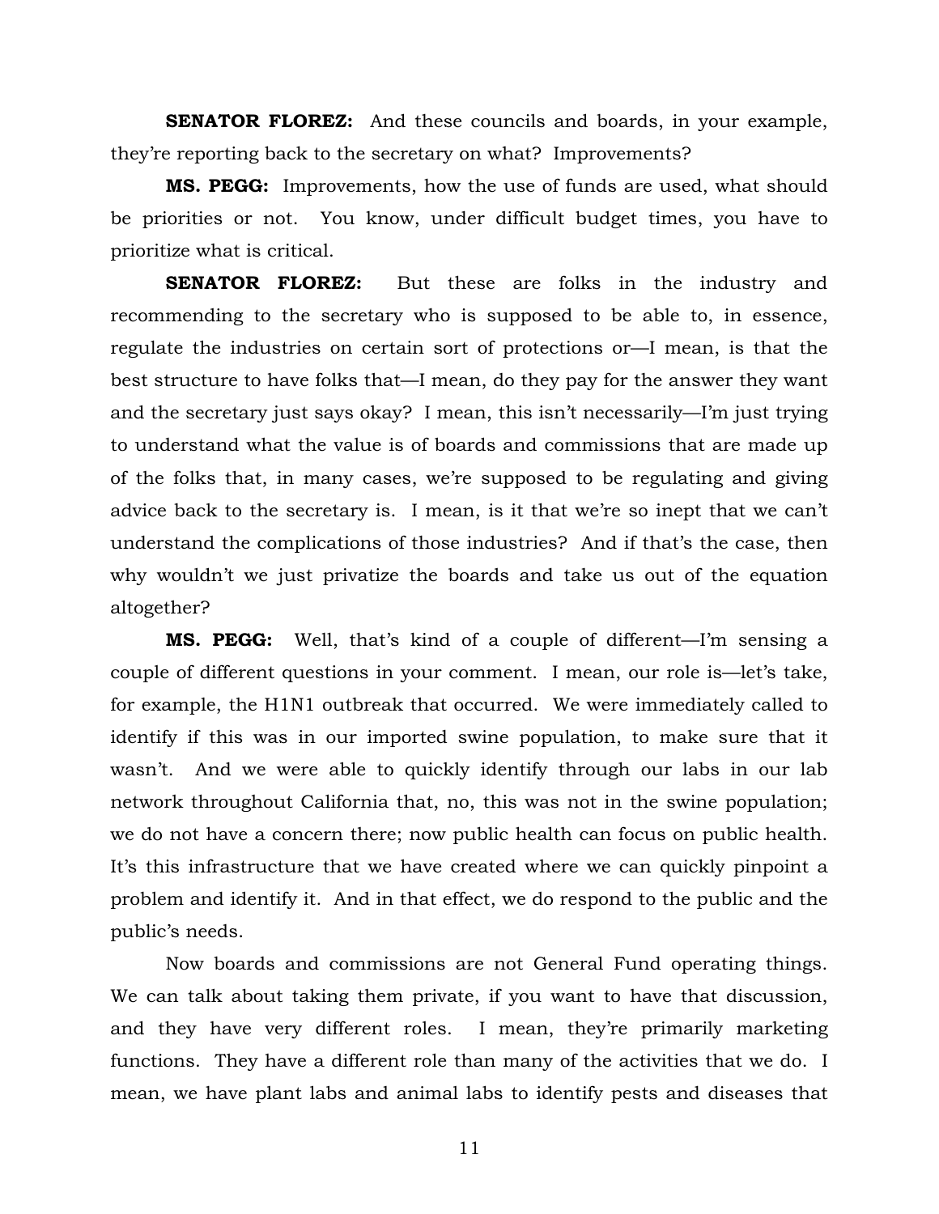**SENATOR FLOREZ:** And these councils and boards, in your example, they're reporting back to the secretary on what? Improvements?

**MS. PEGG:** Improvements, how the use of funds are used, what should be priorities or not. You know, under difficult budget times, you have to prioritize what is critical.

**SENATOR FLOREZ:** But these are folks in the industry and recommending to the secretary who is supposed to be able to, in essence, regulate the industries on certain sort of protections or—I mean, is that the best structure to have folks that—I mean, do they pay for the answer they want and the secretary just says okay? I mean, this isn't necessarily—I'm just trying to understand what the value is of boards and commissions that are made up of the folks that, in many cases, we're supposed to be regulating and giving advice back to the secretary is. I mean, is it that we're so inept that we can't understand the complications of those industries? And if that's the case, then why wouldn't we just privatize the boards and take us out of the equation altogether?

**MS. PEGG:** Well, that's kind of a couple of different—I'm sensing a couple of different questions in your comment. I mean, our role is—let's take, for example, the H1N1 outbreak that occurred. We were immediately called to identify if this was in our imported swine population, to make sure that it wasn't. And we were able to quickly identify through our labs in our lab network throughout California that, no, this was not in the swine population; we do not have a concern there; now public health can focus on public health. It's this infrastructure that we have created where we can quickly pinpoint a problem and identify it. And in that effect, we do respond to the public and the public's needs.

Now boards and commissions are not General Fund operating things. We can talk about taking them private, if you want to have that discussion, and they have very different roles. I mean, they're primarily marketing functions. They have a different role than many of the activities that we do. I mean, we have plant labs and animal labs to identify pests and diseases that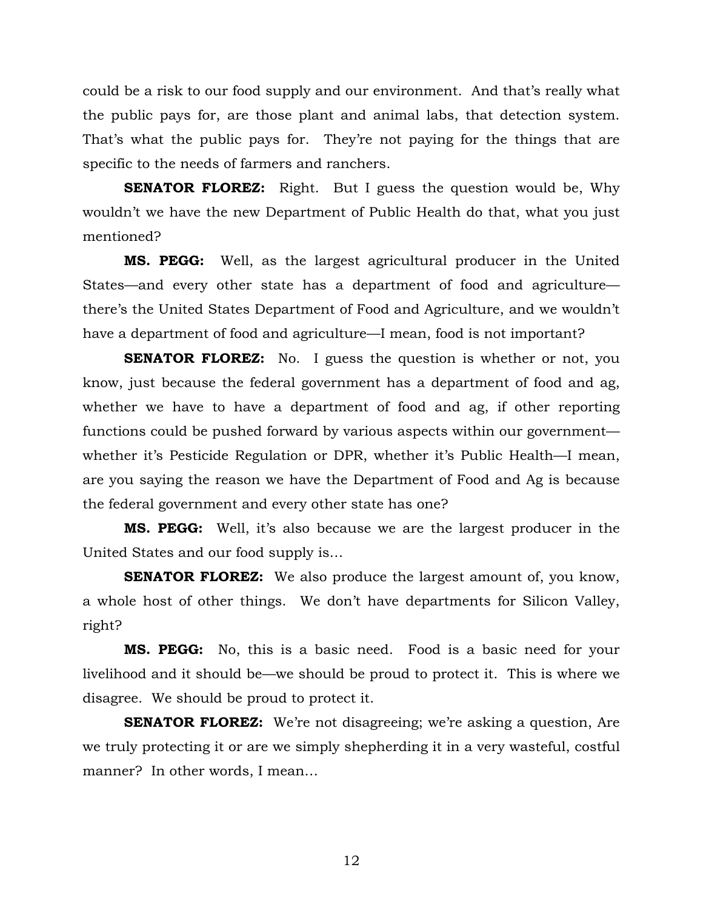could be a risk to our food supply and our environment. And that's really what the public pays for, are those plant and animal labs, that detection system. That's what the public pays for. They're not paying for the things that are specific to the needs of farmers and ranchers.

**SENATOR FLOREZ:** Right. But I guess the question would be, Why wouldn't we have the new Department of Public Health do that, what you just mentioned?

**MS. PEGG:** Well, as the largest agricultural producer in the United States—and every other state has a department of food and agriculture—there's the United States Department of Food and Agriculture, and we wouldn't have a department of food and agriculture—I mean, food is not important?

**SENATOR FLOREZ:** No. I guess the question is whether or not, you know, just because the federal government has a department of food and ag, whether we have to have a department of food and ag, if other reporting functions could be pushed forward by various aspects within our government—whether it's Pesticide Regulation or DPR, whether it's Public Health—I mean, are you saying the reason we have the Department of Food and Ag is because the federal government and every other state has one?

**MS. PEGG:** Well, it's also because we are the largest producer in the United States and our food supply is…

**SENATOR FLOREZ:** We also produce the largest amount of, you know, a whole host of other things. We don't have departments for Silicon Valley, right?

**MS. PEGG:** No, this is a basic need. Food is a basic need for your livelihood and it should be—we should be proud to protect it. This is where we disagree. We should be proud to protect it.

**SENATOR FLOREZ:** We're not disagreeing; we're asking a question, Are we truly protecting it or are we simply shepherding it in a very wasteful, costful manner? In other words, I mean…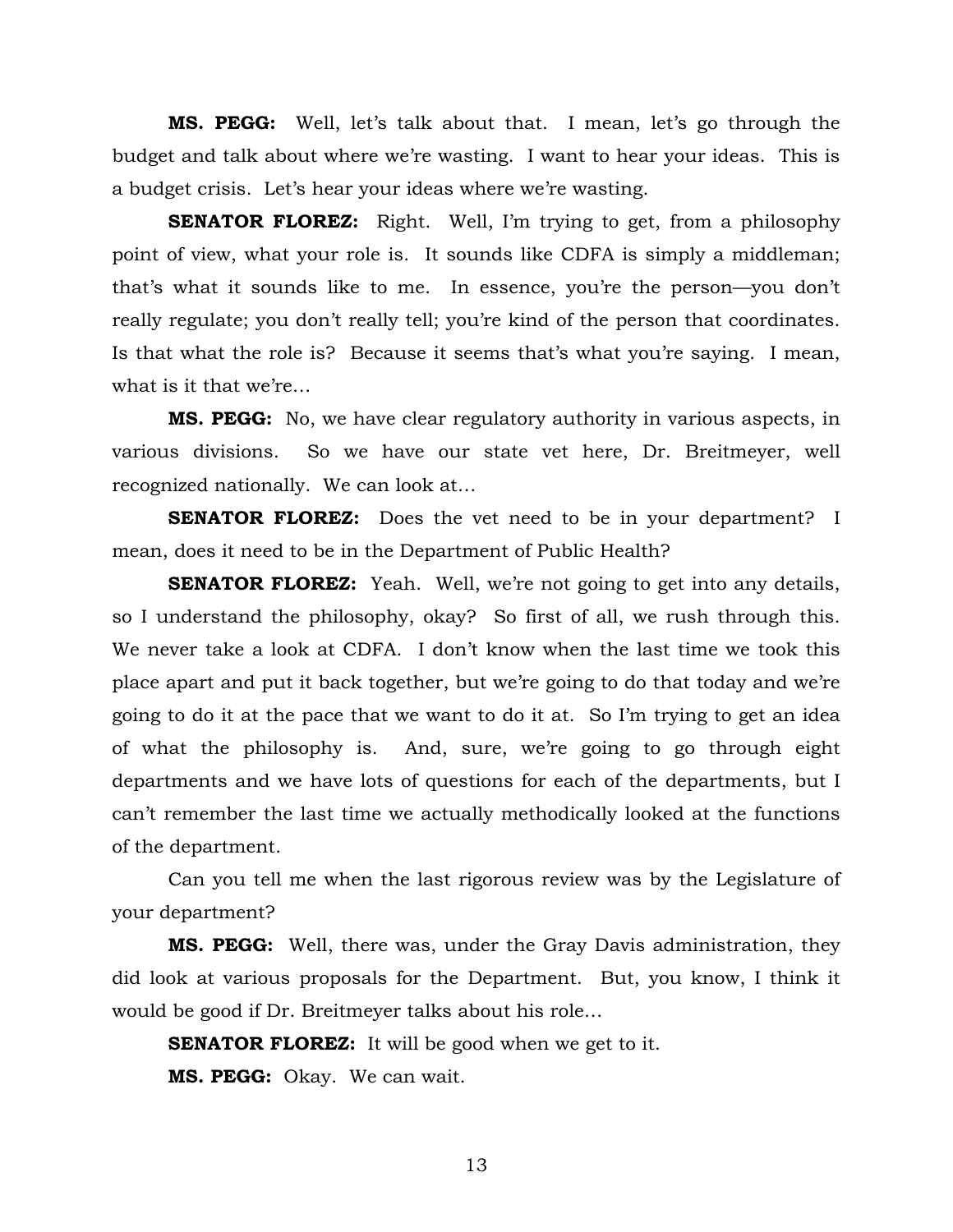**MS. PEGG:** Well, let's talk about that. I mean, let's go through the budget and talk about where we're wasting. I want to hear your ideas. This is a budget crisis. Let's hear your ideas where we're wasting.

**SENATOR FLOREZ:** Right. Well, I'm trying to get, from a philosophy point of view, what your role is. It sounds like CDFA is simply a middleman; that's what it sounds like to me. In essence, you're the person—you don't really regulate; you don't really tell; you're kind of the person that coordinates. Is that what the role is? Because it seems that's what you're saying. I mean, what is it that we're…

**MS. PEGG:** No, we have clear regulatory authority in various aspects, in various divisions. So we have our state vet here, Dr. Breitmeyer, well recognized nationally. We can look at…

**SENATOR FLOREZ:** Does the vet need to be in your department? I mean, does it need to be in the Department of Public Health?

**SENATOR FLOREZ:** Yeah. Well, we're not going to get into any details, so I understand the philosophy, okay? So first of all, we rush through this. We never take a look at CDFA. I don't know when the last time we took this place apart and put it back together, but we're going to do that today and we're going to do it at the pace that we want to do it at. So I'm trying to get an idea of what the philosophy is. And, sure, we're going to go through eight departments and we have lots of questions for each of the departments, but I can't remember the last time we actually methodically looked at the functions of the department.

Can you tell me when the last rigorous review was by the Legislature of your department?

**MS. PEGG:** Well, there was, under the Gray Davis administration, they did look at various proposals for the Department. But, you know, I think it would be good if Dr. Breitmeyer talks about his role…

**SENATOR FLOREZ:** It will be good when we get to it.

**MS. PEGG:** Okay. We can wait.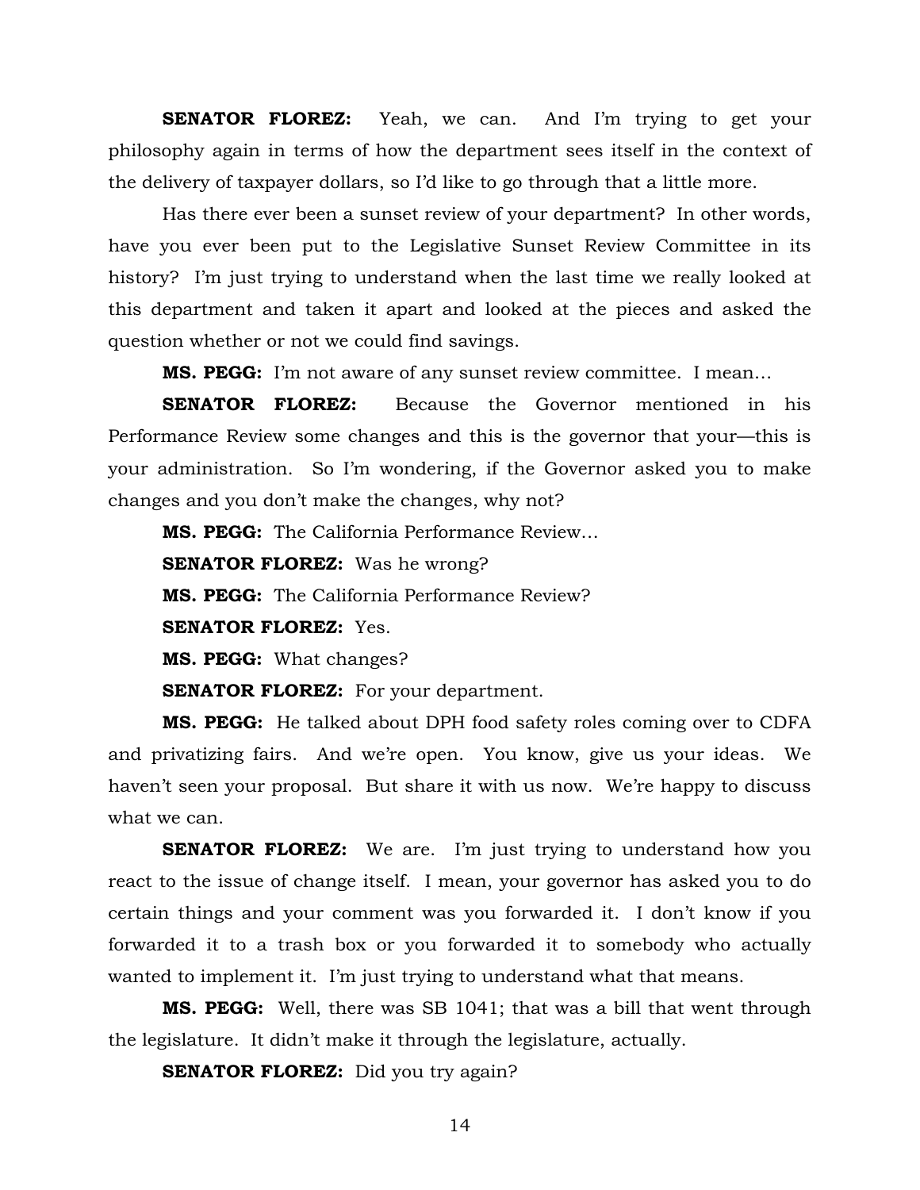**SENATOR FLOREZ:** Yeah, we can. And I'm trying to get your philosophy again in terms of how the department sees itself in the context of the delivery of taxpayer dollars, so I'd like to go through that a little more.

Has there ever been a sunset review of your department? In other words, have you ever been put to the Legislative Sunset Review Committee in its history? I'm just trying to understand when the last time we really looked at this department and taken it apart and looked at the pieces and asked the question whether or not we could find savings.

**MS. PEGG:** I'm not aware of any sunset review committee. I mean…

**SENATOR FLOREZ:** Because the Governor mentioned in his Performance Review some changes and this is the governor that your—this is your administration. So I'm wondering, if the Governor asked you to make changes and you don't make the changes, why not?

**MS. PEGG:** The California Performance Review…

**SENATOR FLOREZ:** Was he wrong?

**MS. PEGG:** The California Performance Review?

**SENATOR FLOREZ:** Yes.

**MS. PEGG:** What changes?

**SENATOR FLOREZ:** For your department.

**MS. PEGG:** He talked about DPH food safety roles coming over to CDFA and privatizing fairs. And we're open. You know, give us your ideas. We haven't seen your proposal. But share it with us now. We're happy to discuss what we can.

**SENATOR FLOREZ:** We are. I'm just trying to understand how you react to the issue of change itself. I mean, your governor has asked you to do certain things and your comment was you forwarded it. I don't know if you forwarded it to a trash box or you forwarded it to somebody who actually wanted to implement it. I'm just trying to understand what that means.

**MS. PEGG:** Well, there was SB 1041; that was a bill that went through the legislature. It didn't make it through the legislature, actually.

**SENATOR FLOREZ:** Did you try again?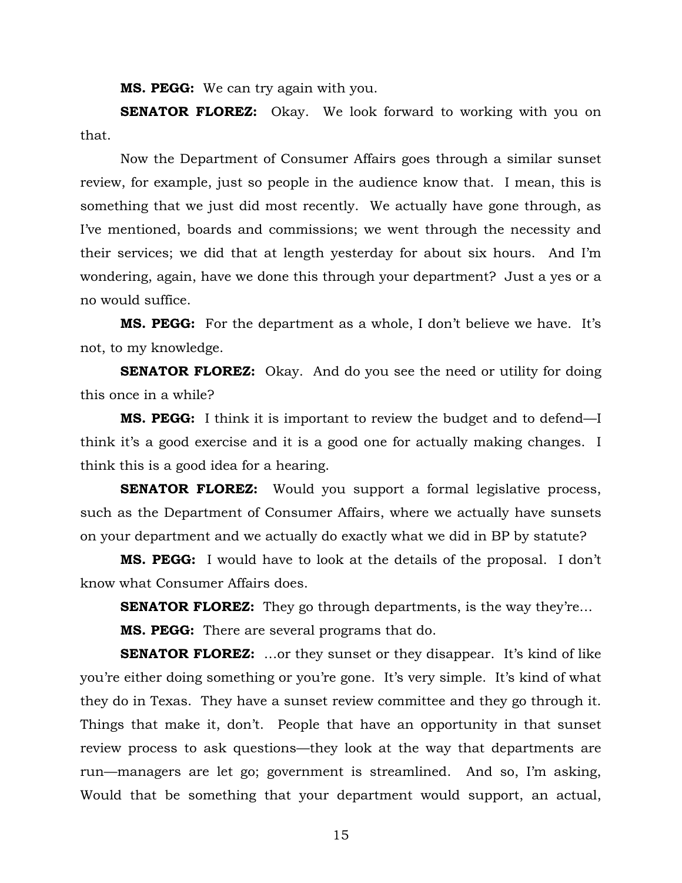**MS. PEGG:** We can try again with you.

**SENATOR FLOREZ:** Okay. We look forward to working with you on that.

Now the Department of Consumer Affairs goes through a similar sunset review, for example, just so people in the audience know that. I mean, this is something that we just did most recently. We actually have gone through, as I've mentioned, boards and commissions; we went through the necessity and their services; we did that at length yesterday for about six hours. And I'm wondering, again, have we done this through your department? Just a yes or a no would suffice.

**MS. PEGG:** For the department as a whole, I don't believe we have. It's not, to my knowledge.

**SENATOR FLOREZ:** Okay. And do you see the need or utility for doing this once in a while?

**MS. PEGG:** I think it is important to review the budget and to defend—I think it's a good exercise and it is a good one for actually making changes. I think this is a good idea for a hearing.

**SENATOR FLOREZ:** Would you support a formal legislative process, such as the Department of Consumer Affairs, where we actually have sunsets on your department and we actually do exactly what we did in BP by statute?

**MS. PEGG:** I would have to look at the details of the proposal. I don't know what Consumer Affairs does.

**SENATOR FLOREZ:** They go through departments, is the way they're…

**MS. PEGG:** There are several programs that do.

**SENATOR FLOREZ:** …or they sunset or they disappear. It's kind of like you're either doing something or you're gone. It's very simple. It's kind of what they do in Texas. They have a sunset review committee and they go through it. Things that make it, don't. People that have an opportunity in that sunset review process to ask questions—they look at the way that departments are run—managers are let go; government is streamlined. And so, I'm asking, Would that be something that your department would support, an actual,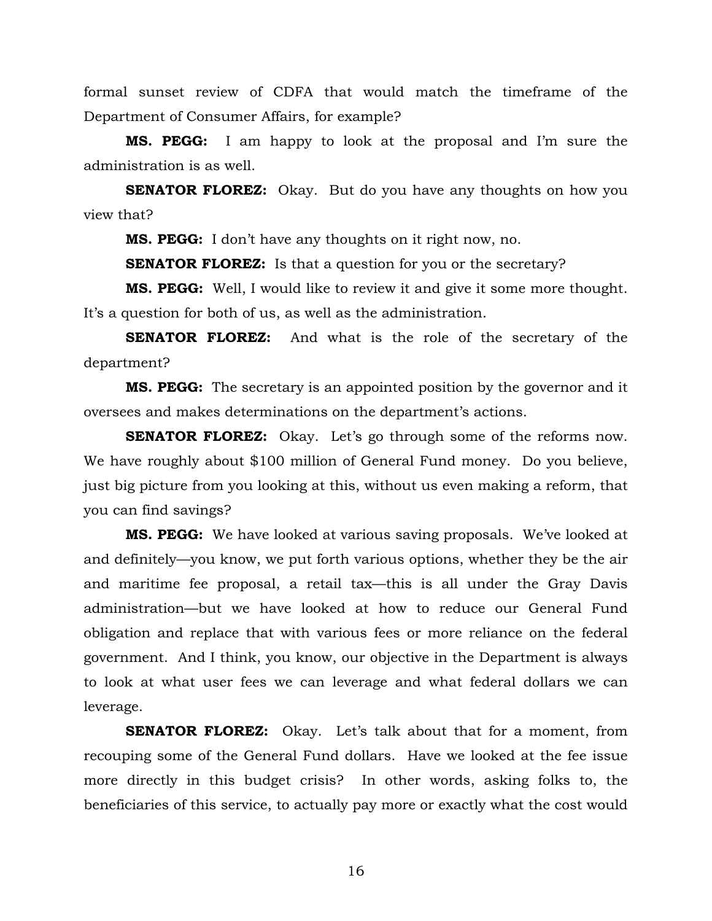formal sunset review of CDFA that would match the timeframe of the Department of Consumer Affairs, for example?

**MS. PEGG:** I am happy to look at the proposal and I'm sure the administration is as well.

**SENATOR FLOREZ:** Okay. But do you have any thoughts on how you view that?

**MS. PEGG:** I don't have any thoughts on it right now, no.

**SENATOR FLOREZ:** Is that a question for you or the secretary?

**MS. PEGG:** Well, I would like to review it and give it some more thought. It's a question for both of us, as well as the administration.

**SENATOR FLOREZ:** And what is the role of the secretary of the department?

**MS. PEGG:** The secretary is an appointed position by the governor and it oversees and makes determinations on the department's actions.

**SENATOR FLOREZ:** Okay. Let's go through some of the reforms now. We have roughly about $100 million of General Fund money. Do you believe, just big picture from you looking at this, without us even making a reform, that you can find savings?

**MS. PEGG:** We have looked at various saving proposals. We've looked at and definitely—you know, we put forth various options, whether they be the air and maritime fee proposal, a retail tax—this is all under the Gray Davis administration—but we have looked at how to reduce our General Fund obligation and replace that with various fees or more reliance on the federal government. And I think, you know, our objective in the Department is always to look at what user fees we can leverage and what federal dollars we can leverage.

**SENATOR FLOREZ:** Okay. Let's talk about that for a moment, from recouping some of the General Fund dollars. Have we looked at the fee issue more directly in this budget crisis? In other words, asking folks to, the beneficiaries of this service, to actually pay more or exactly what the cost would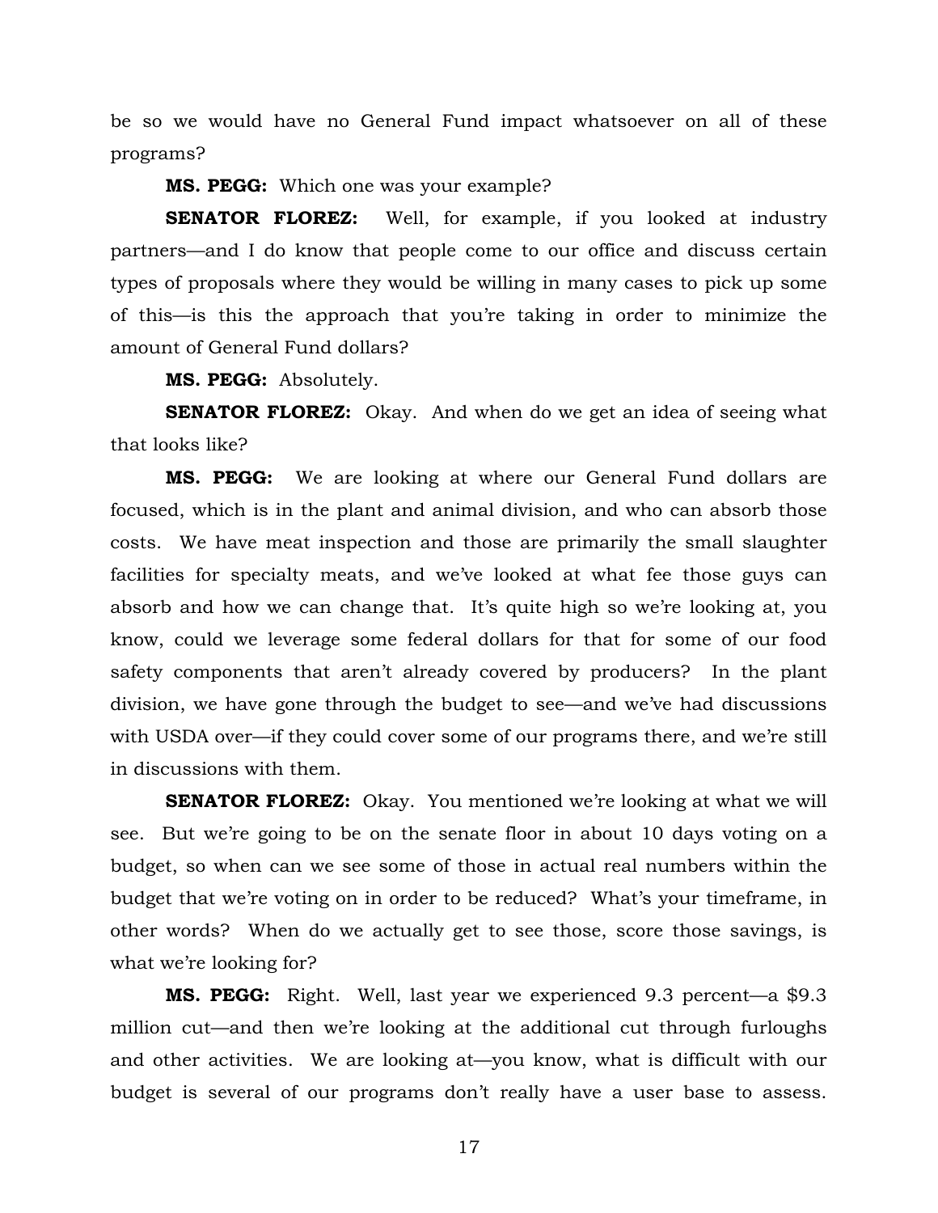be so we would have no General Fund impact whatsoever on all of these programs?

**MS. PEGG:** Which one was your example?

**SENATOR FLOREZ:** Well, for example, if you looked at industry partners—and I do know that people come to our office and discuss certain types of proposals where they would be willing in many cases to pick up some of this—is this the approach that you're taking in order to minimize the amount of General Fund dollars?

**MS. PEGG:** Absolutely.

**SENATOR FLOREZ:** Okay. And when do we get an idea of seeing what that looks like?

**MS. PEGG:** We are looking at where our General Fund dollars are focused, which is in the plant and animal division, and who can absorb those costs. We have meat inspection and those are primarily the small slaughter facilities for specialty meats, and we've looked at what fee those guys can absorb and how we can change that. It's quite high so we're looking at, you know, could we leverage some federal dollars for that for some of our food safety components that aren't already covered by producers? In the plant division, we have gone through the budget to see—and we've had discussions with USDA over—if they could cover some of our programs there, and we're still in discussions with them.

**SENATOR FLOREZ:** Okay. You mentioned we're looking at what we will see. But we're going to be on the senate floor in about 10 days voting on a budget, so when can we see some of those in actual real numbers within the budget that we're voting on in order to be reduced? What's your timeframe, in other words? When do we actually get to see those, score those savings, is what we're looking for?

**MS. PEGG:** Right. Well, last year we experienced 9.3 percent—a $9.3 million cut—and then we're looking at the additional cut through furloughs and other activities. We are looking at—you know, what is difficult with our budget is several of our programs don't really have a user base to assess.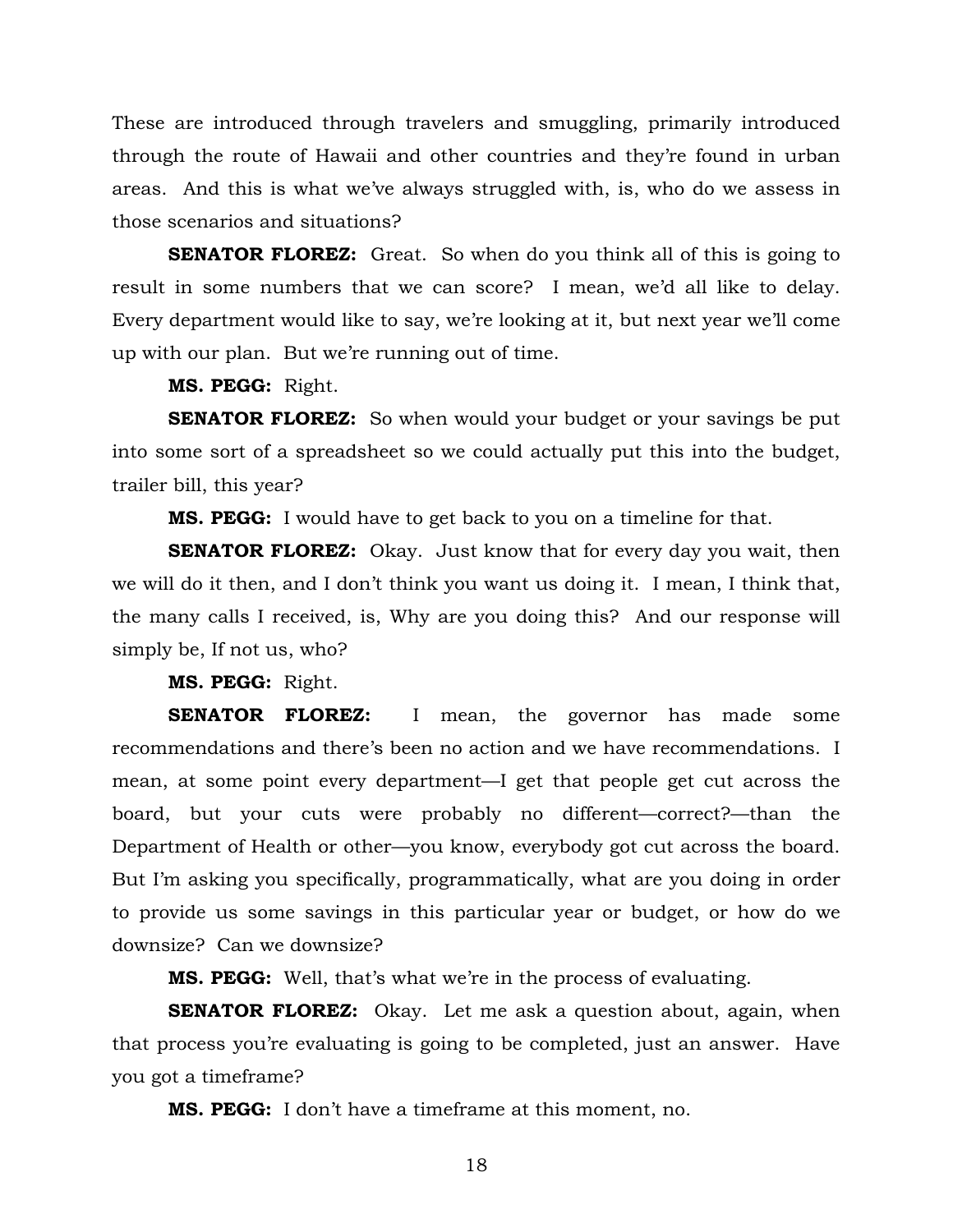These are introduced through travelers and smuggling, primarily introduced through the route of Hawaii and other countries and they're found in urban areas. And this is what we've always struggled with, is, who do we assess in those scenarios and situations?

**SENATOR FLOREZ:** Great. So when do you think all of this is going to result in some numbers that we can score? I mean, we'd all like to delay. Every department would like to say, we're looking at it, but next year we'll come up with our plan. But we're running out of time.

**MS. PEGG:** Right.

**SENATOR FLOREZ:** So when would your budget or your savings be put into some sort of a spreadsheet so we could actually put this into the budget, trailer bill, this year?

**MS. PEGG:** I would have to get back to you on a timeline for that.

**SENATOR FLOREZ:** Okay. Just know that for every day you wait, then we will do it then, and I don't think you want us doing it. I mean, I think that, the many calls I received, is, Why are you doing this? And our response will simply be, If not us, who?

**MS. PEGG:** Right.

**SENATOR FLOREZ:** I mean, the governor has made some recommendations and there's been no action and we have recommendations. I mean, at some point every department—I get that people get cut across the board, but your cuts were probably no different—correct?—than the Department of Health or other—you know, everybody got cut across the board. But I'm asking you specifically, programmatically, what are you doing in order to provide us some savings in this particular year or budget, or how do we downsize? Can we downsize?

**MS. PEGG:** Well, that's what we're in the process of evaluating.

**SENATOR FLOREZ:** Okay. Let me ask a question about, again, when that process you're evaluating is going to be completed, just an answer. Have you got a timeframe?

**MS. PEGG:** I don't have a timeframe at this moment, no.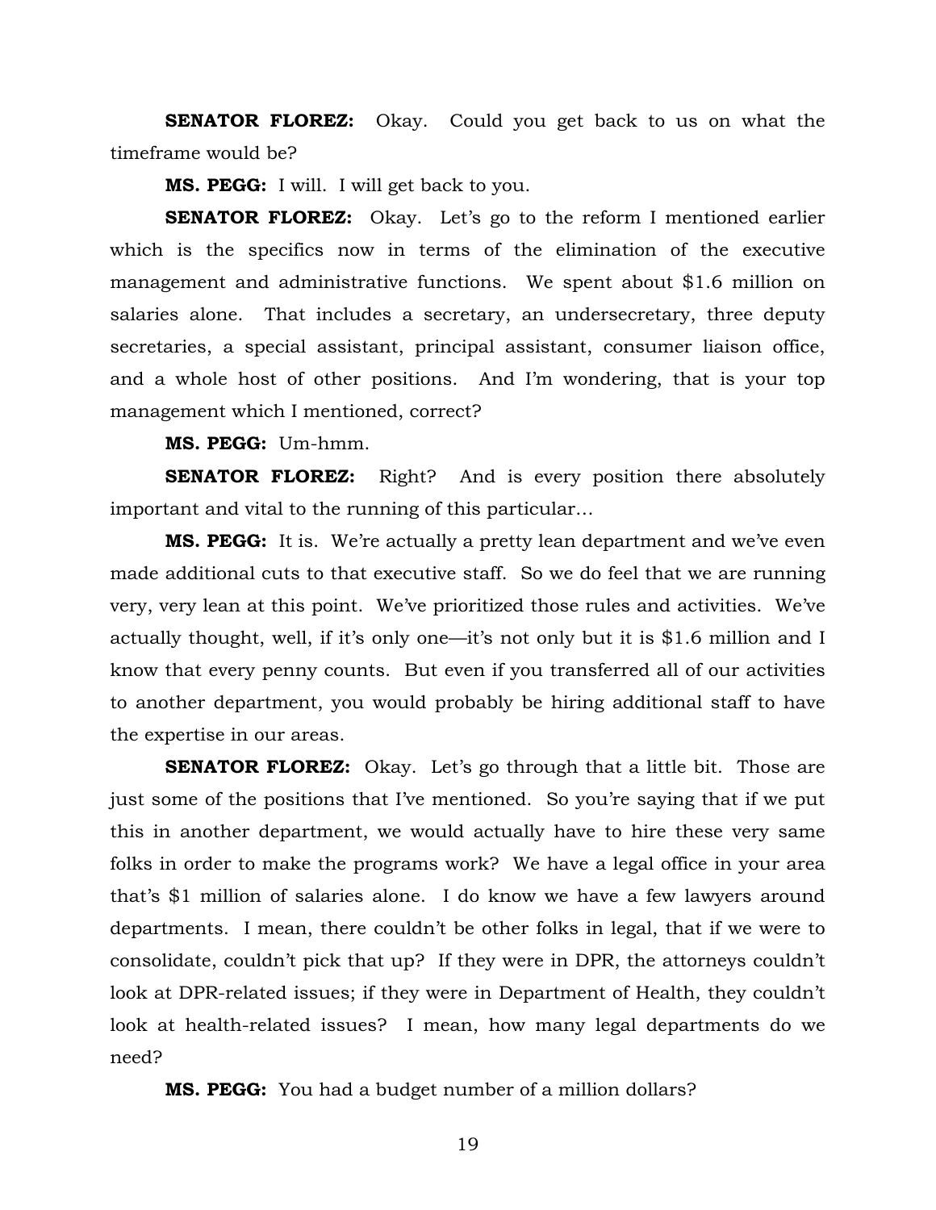**SENATOR FLOREZ:** Okay. Could you get back to us on what the timeframe would be?

**MS. PEGG:** I will. I will get back to you.

**SENATOR FLOREZ:** Okay. Let's go to the reform I mentioned earlier which is the specifics now in terms of the elimination of the executive management and administrative functions. We spent about $1.6 million on salaries alone. That includes a secretary, an undersecretary, three deputy secretaries, a special assistant, principal assistant, consumer liaison office, and a whole host of other positions. And I'm wondering, that is your top management which I mentioned, correct?

**MS. PEGG:** Um-hmm.

**SENATOR FLOREZ:** Right? And is every position there absolutely important and vital to the running of this particular…

**MS. PEGG:** It is. We're actually a pretty lean department and we've even made additional cuts to that executive staff. So we do feel that we are running very, very lean at this point. We've prioritized those rules and activities. We've actually thought, well, if it's only one—it's not only but it is $1.6 million and I know that every penny counts. But even if you transferred all of our activities to another department, you would probably be hiring additional staff to have the expertise in our areas.

**SENATOR FLOREZ:** Okay. Let's go through that a little bit. Those are just some of the positions that I've mentioned. So you're saying that if we put this in another department, we would actually have to hire these very same folks in order to make the programs work? We have a legal office in your area that's $1 million of salaries alone. I do know we have a few lawyers around departments. I mean, there couldn't be other folks in legal, that if we were to consolidate, couldn't pick that up? If they were in DPR, the attorneys couldn't look at DPR-related issues; if they were in Department of Health, they couldn't look at health-related issues? I mean, how many legal departments do we need?

**MS. PEGG:** You had a budget number of a million dollars?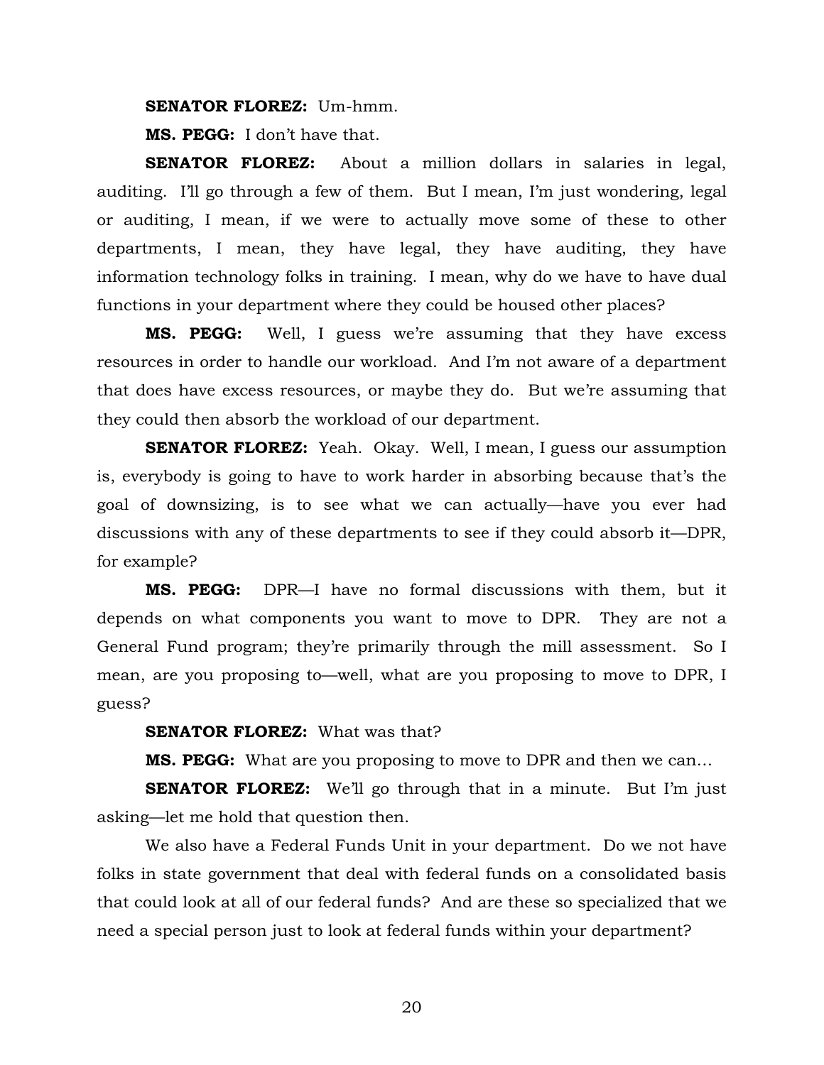**SENATOR FLOREZ:** Um-hmm.

**MS. PEGG:** I don't have that.

**SENATOR FLOREZ:** About a million dollars in salaries in legal, auditing. I'll go through a few of them. But I mean, I'm just wondering, legal or auditing, I mean, if we were to actually move some of these to other departments, I mean, they have legal, they have auditing, they have information technology folks in training. I mean, why do we have to have dual functions in your department where they could be housed other places?

**MS. PEGG:** Well, I guess we're assuming that they have excess resources in order to handle our workload. And I'm not aware of a department that does have excess resources, or maybe they do. But we're assuming that they could then absorb the workload of our department.

**SENATOR FLOREZ:** Yeah. Okay. Well, I mean, I guess our assumption is, everybody is going to have to work harder in absorbing because that's the goal of downsizing, is to see what we can actually—have you ever had discussions with any of these departments to see if they could absorb it—DPR, for example?

**MS. PEGG:** DPR—I have no formal discussions with them, but it depends on what components you want to move to DPR. They are not a General Fund program; they're primarily through the mill assessment. So I mean, are you proposing to—well, what are you proposing to move to DPR, I guess?

**SENATOR FLOREZ:** What was that?

**MS. PEGG:** What are you proposing to move to DPR and then we can…

**SENATOR FLOREZ:** We'll go through that in a minute. But I'm just asking—let me hold that question then.

We also have a Federal Funds Unit in your department. Do we not have folks in state government that deal with federal funds on a consolidated basis that could look at all of our federal funds? And are these so specialized that we need a special person just to look at federal funds within your department?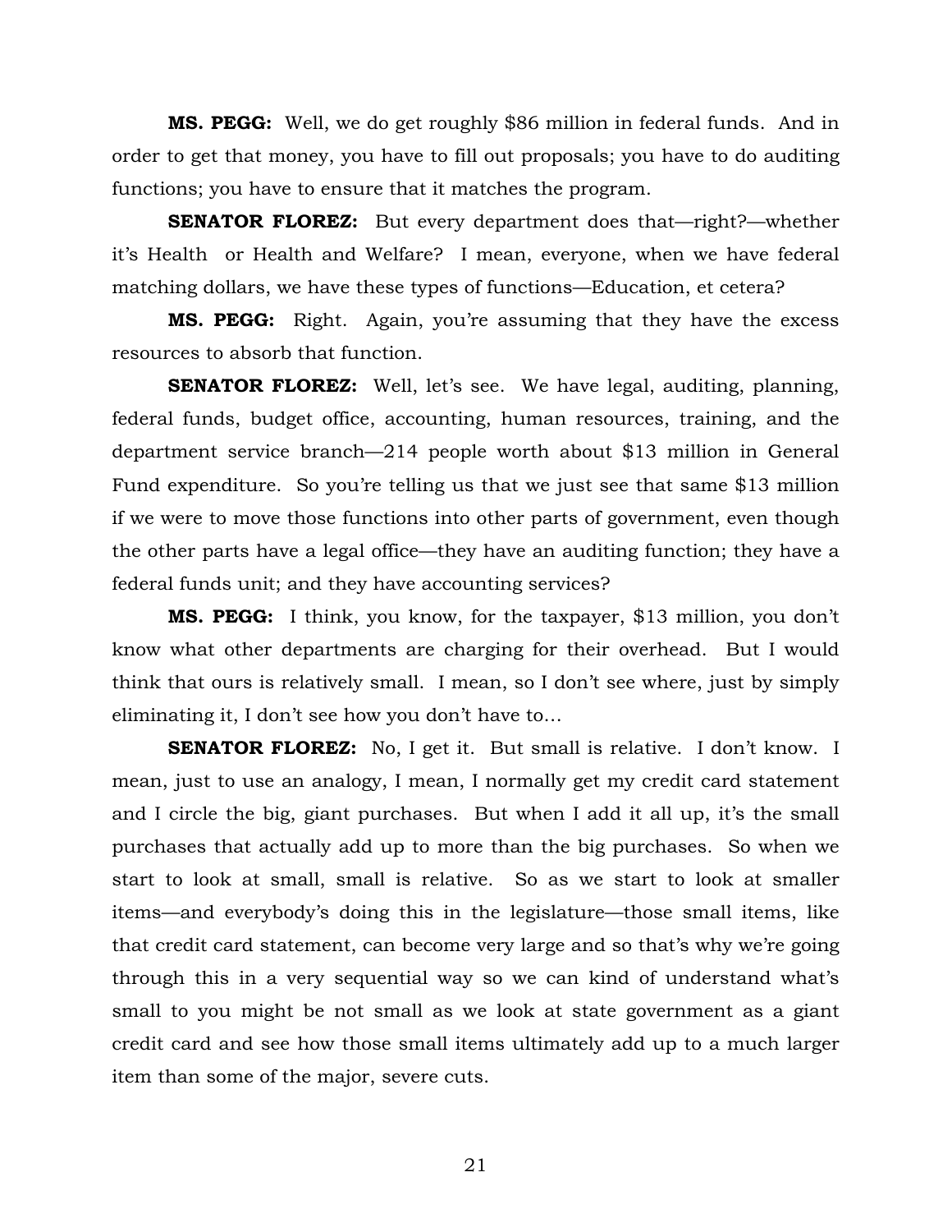**MS. PEGG:** Well, we do get roughly $86 million in federal funds. And in order to get that money, you have to fill out proposals; you have to do auditing functions; you have to ensure that it matches the program.

**SENATOR FLOREZ:** But every department does that—right?—whether it's Health or Health and Welfare? I mean, everyone, when we have federal matching dollars, we have these types of functions—Education, et cetera?

**MS. PEGG:** Right. Again, you're assuming that they have the excess resources to absorb that function.

**SENATOR FLOREZ:** Well, let's see. We have legal, auditing, planning, federal funds, budget office, accounting, human resources, training, and the department service branch—214 people worth about $13 million in General Fund expenditure. So you're telling us that we just see that same $13 million if we were to move those functions into other parts of government, even though the other parts have a legal office—they have an auditing function; they have a federal funds unit; and they have accounting services?

**MS. PEGG:** I think, you know, for the taxpayer, $13 million, you don't know what other departments are charging for their overhead. But I would think that ours is relatively small. I mean, so I don't see where, just by simply eliminating it, I don't see how you don't have to…

**SENATOR FLOREZ:** No, I get it. But small is relative. I don't know. I mean, just to use an analogy, I mean, I normally get my credit card statement and I circle the big, giant purchases. But when I add it all up, it's the small purchases that actually add up to more than the big purchases. So when we start to look at small, small is relative. So as we start to look at smaller items—and everybody's doing this in the legislature—those small items, like that credit card statement, can become very large and so that's why we're going through this in a very sequential way so we can kind of understand what's small to you might be not small as we look at state government as a giant credit card and see how those small items ultimately add up to a much larger item than some of the major, severe cuts.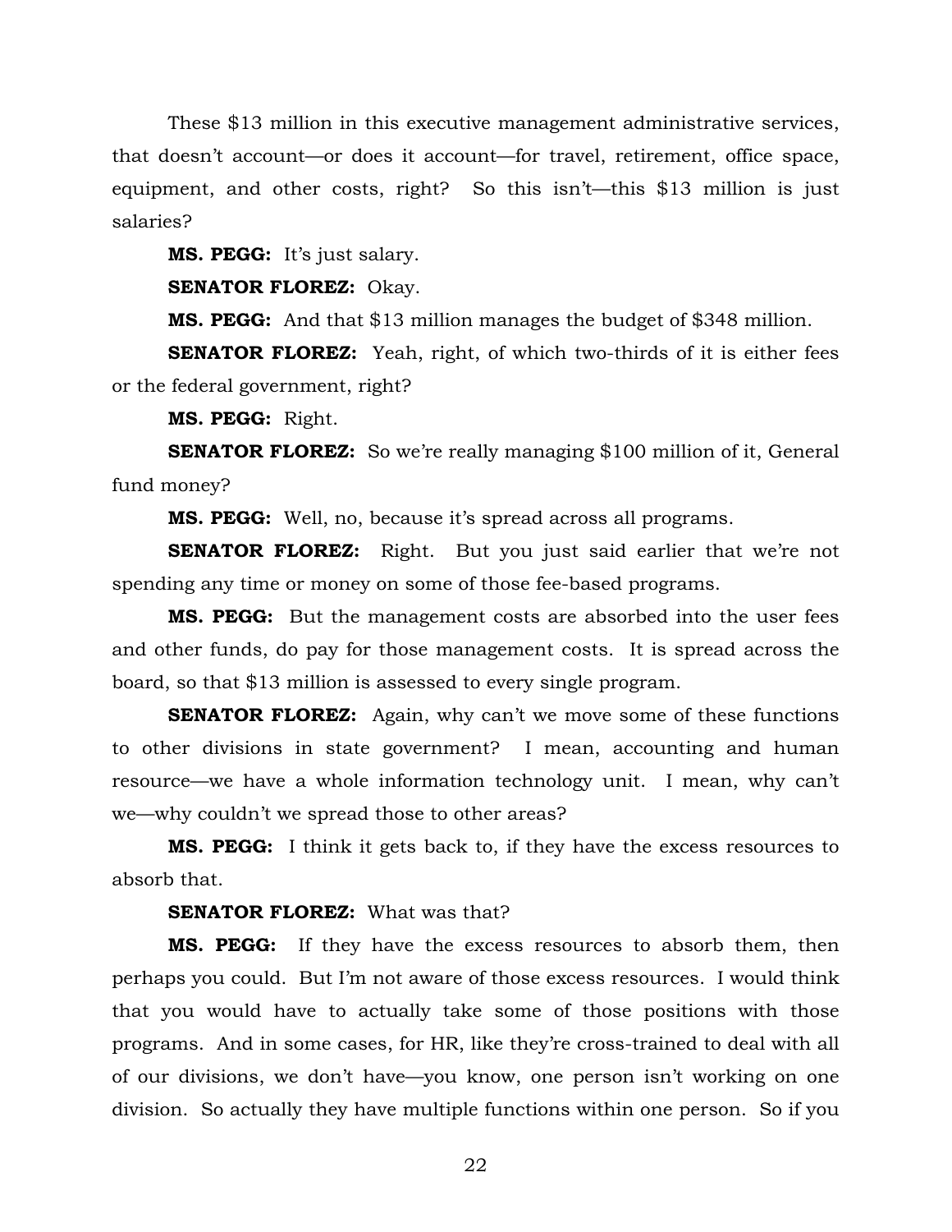These $13 million in this executive management administrative services, that doesn't account—or does it account—for travel, retirement, office space, equipment, and other costs, right? So this isn't—this $13 million is just salaries?

**MS. PEGG:** It's just salary.

**SENATOR FLOREZ:** Okay.

**MS. PEGG:** And that $13 million manages the budget of $348 million.

**SENATOR FLOREZ:** Yeah, right, of which two-thirds of it is either fees or the federal government, right?

**MS. PEGG:** Right.

**SENATOR FLOREZ:** So we're really managing $100 million of it, General fund money?

**MS. PEGG:** Well, no, because it's spread across all programs.

**SENATOR FLOREZ:** Right. But you just said earlier that we're not spending any time or money on some of those fee-based programs.

**MS. PEGG:** But the management costs are absorbed into the user fees and other funds, do pay for those management costs. It is spread across the board, so that $13 million is assessed to every single program.

**SENATOR FLOREZ:** Again, why can't we move some of these functions to other divisions in state government? I mean, accounting and human resource—we have a whole information technology unit. I mean, why can't we—why couldn't we spread those to other areas?

**MS. PEGG:** I think it gets back to, if they have the excess resources to absorb that.

**SENATOR FLOREZ:** What was that?

**MS. PEGG:** If they have the excess resources to absorb them, then perhaps you could. But I'm not aware of those excess resources. I would think that you would have to actually take some of those positions with those programs. And in some cases, for HR, like they're cross-trained to deal with all of our divisions, we don't have—you know, one person isn't working on one division. So actually they have multiple functions within one person. So if you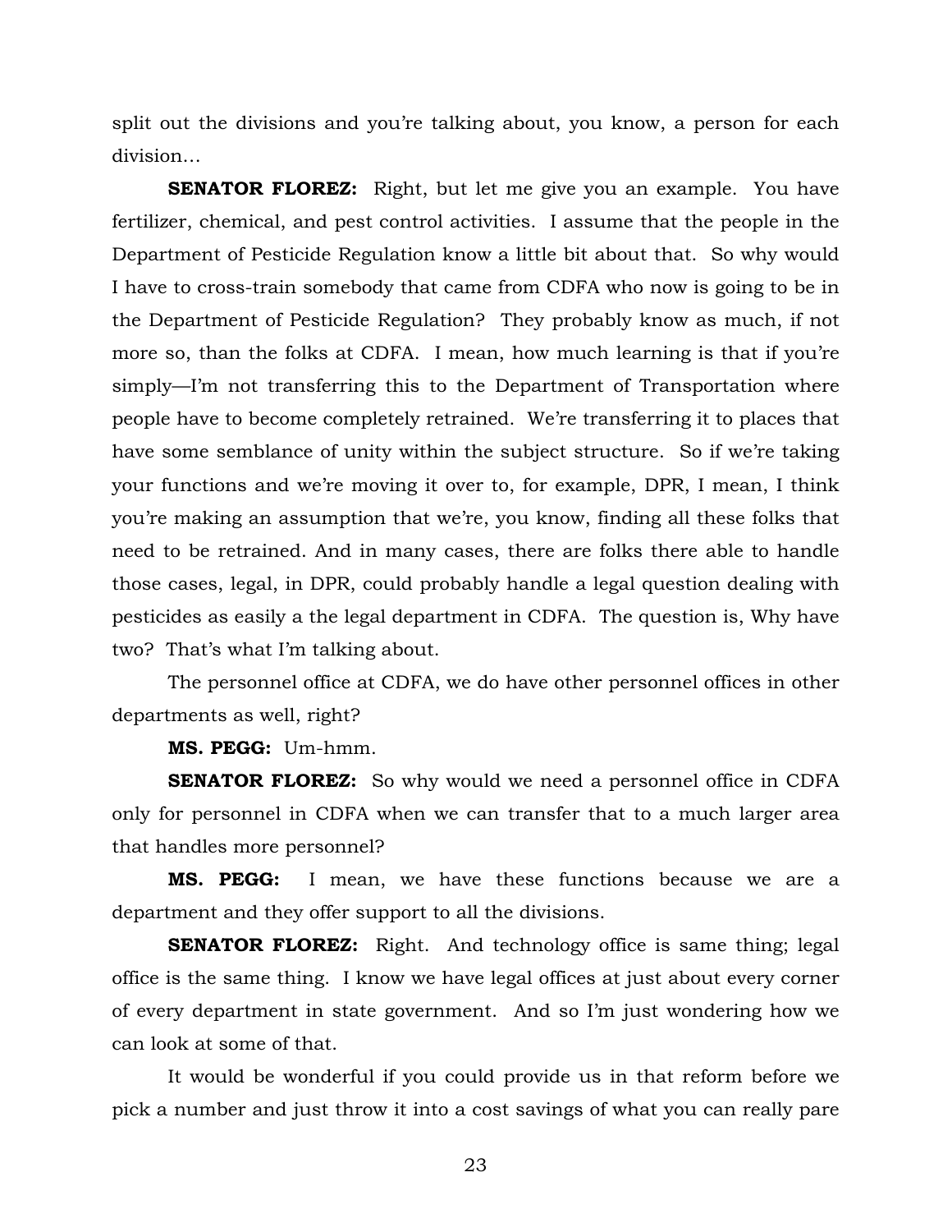split out the divisions and you're talking about, you know, a person for each division…

**SENATOR FLOREZ:** Right, but let me give you an example. You have fertilizer, chemical, and pest control activities. I assume that the people in the Department of Pesticide Regulation know a little bit about that. So why would I have to cross-train somebody that came from CDFA who now is going to be in the Department of Pesticide Regulation? They probably know as much, if not more so, than the folks at CDFA. I mean, how much learning is that if you're simply—I'm not transferring this to the Department of Transportation where people have to become completely retrained. We're transferring it to places that have some semblance of unity within the subject structure. So if we're taking your functions and we're moving it over to, for example, DPR, I mean, I think you're making an assumption that we're, you know, finding all these folks that need to be retrained. And in many cases, there are folks there able to handle those cases, legal, in DPR, could probably handle a legal question dealing with pesticides as easily a the legal department in CDFA. The question is, Why have two? That's what I'm talking about.

The personnel office at CDFA, we do have other personnel offices in other departments as well, right?

**MS. PEGG:** Um-hmm.

**SENATOR FLOREZ:** So why would we need a personnel office in CDFA only for personnel in CDFA when we can transfer that to a much larger area that handles more personnel?

**MS. PEGG:** I mean, we have these functions because we are a department and they offer support to all the divisions.

**SENATOR FLOREZ:** Right. And technology office is same thing; legal office is the same thing. I know we have legal offices at just about every corner of every department in state government. And so I'm just wondering how we can look at some of that.

It would be wonderful if you could provide us in that reform before we pick a number and just throw it into a cost savings of what you can really pare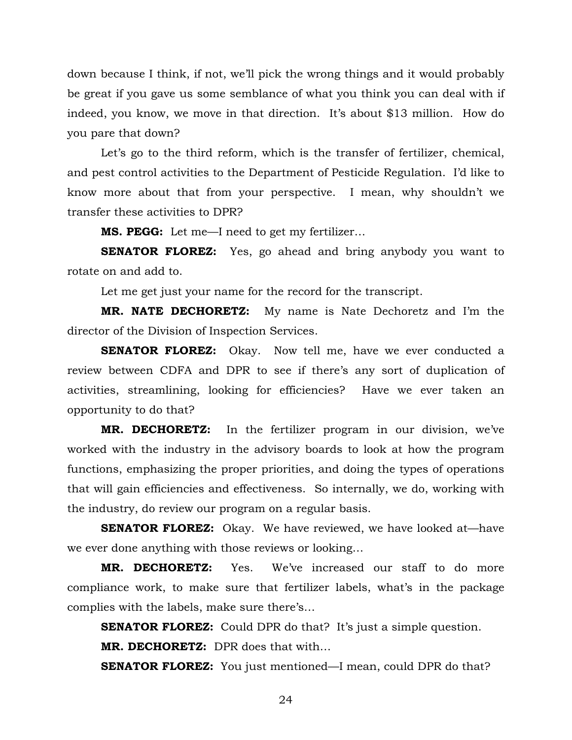down because I think, if not, we'll pick the wrong things and it would probably be great if you gave us some semblance of what you think you can deal with if indeed, you know, we move in that direction. It's about $13 million. How do you pare that down?

Let's go to the third reform, which is the transfer of fertilizer, chemical, and pest control activities to the Department of Pesticide Regulation. I'd like to know more about that from your perspective. I mean, why shouldn't we transfer these activities to DPR?

**MS. PEGG:** Let me—I need to get my fertilizer…

**SENATOR FLOREZ:** Yes, go ahead and bring anybody you want to rotate on and add to.

Let me get just your name for the record for the transcript.

**MR. NATE DECHORETZ:** My name is Nate Dechoretz and I'm the director of the Division of Inspection Services.

**SENATOR FLOREZ:** Okay. Now tell me, have we ever conducted a review between CDFA and DPR to see if there's any sort of duplication of activities, streamlining, looking for efficiencies? Have we ever taken an opportunity to do that?

**MR. DECHORETZ:** In the fertilizer program in our division, we've worked with the industry in the advisory boards to look at how the program functions, emphasizing the proper priorities, and doing the types of operations that will gain efficiencies and effectiveness. So internally, we do, working with the industry, do review our program on a regular basis.

**SENATOR FLOREZ:** Okay. We have reviewed, we have looked at—have we ever done anything with those reviews or looking…

**MR. DECHORETZ:** Yes. We've increased our staff to do more compliance work, to make sure that fertilizer labels, what's in the package complies with the labels, make sure there's…

**SENATOR FLOREZ:** Could DPR do that? It's just a simple question.

**MR. DECHORETZ:** DPR does that with…

**SENATOR FLOREZ:** You just mentioned—I mean, could DPR do that?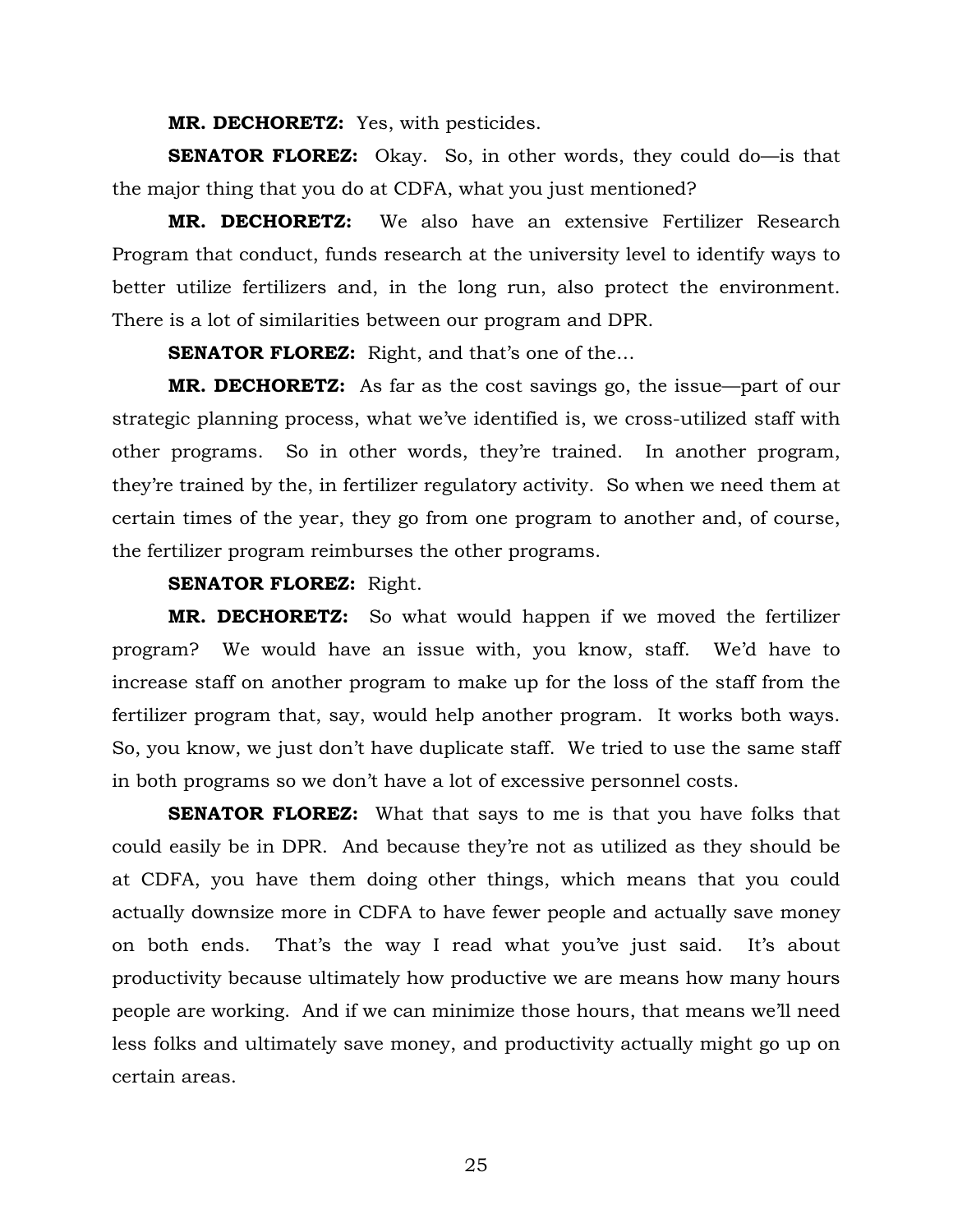**MR. DECHORETZ:** Yes, with pesticides.

**SENATOR FLOREZ:** Okay. So, in other words, they could do—is that the major thing that you do at CDFA, what you just mentioned?

**MR. DECHORETZ:** We also have an extensive Fertilizer Research Program that conduct, funds research at the university level to identify ways to better utilize fertilizers and, in the long run, also protect the environment. There is a lot of similarities between our program and DPR.

**SENATOR FLOREZ:** Right, and that's one of the…

**MR. DECHORETZ:** As far as the cost savings go, the issue—part of our strategic planning process, what we've identified is, we cross-utilized staff with other programs. So in other words, they're trained. In another program, they're trained by the, in fertilizer regulatory activity. So when we need them at certain times of the year, they go from one program to another and, of course, the fertilizer program reimburses the other programs.

**SENATOR FLOREZ:** Right.

**MR. DECHORETZ:** So what would happen if we moved the fertilizer program? We would have an issue with, you know, staff. We'd have to increase staff on another program to make up for the loss of the staff from the fertilizer program that, say, would help another program. It works both ways. So, you know, we just don't have duplicate staff. We tried to use the same staff in both programs so we don't have a lot of excessive personnel costs.

**SENATOR FLOREZ:** What that says to me is that you have folks that could easily be in DPR. And because they're not as utilized as they should be at CDFA, you have them doing other things, which means that you could actually downsize more in CDFA to have fewer people and actually save money on both ends. That's the way I read what you've just said. It's about productivity because ultimately how productive we are means how many hours people are working. And if we can minimize those hours, that means we'll need less folks and ultimately save money, and productivity actually might go up on certain areas.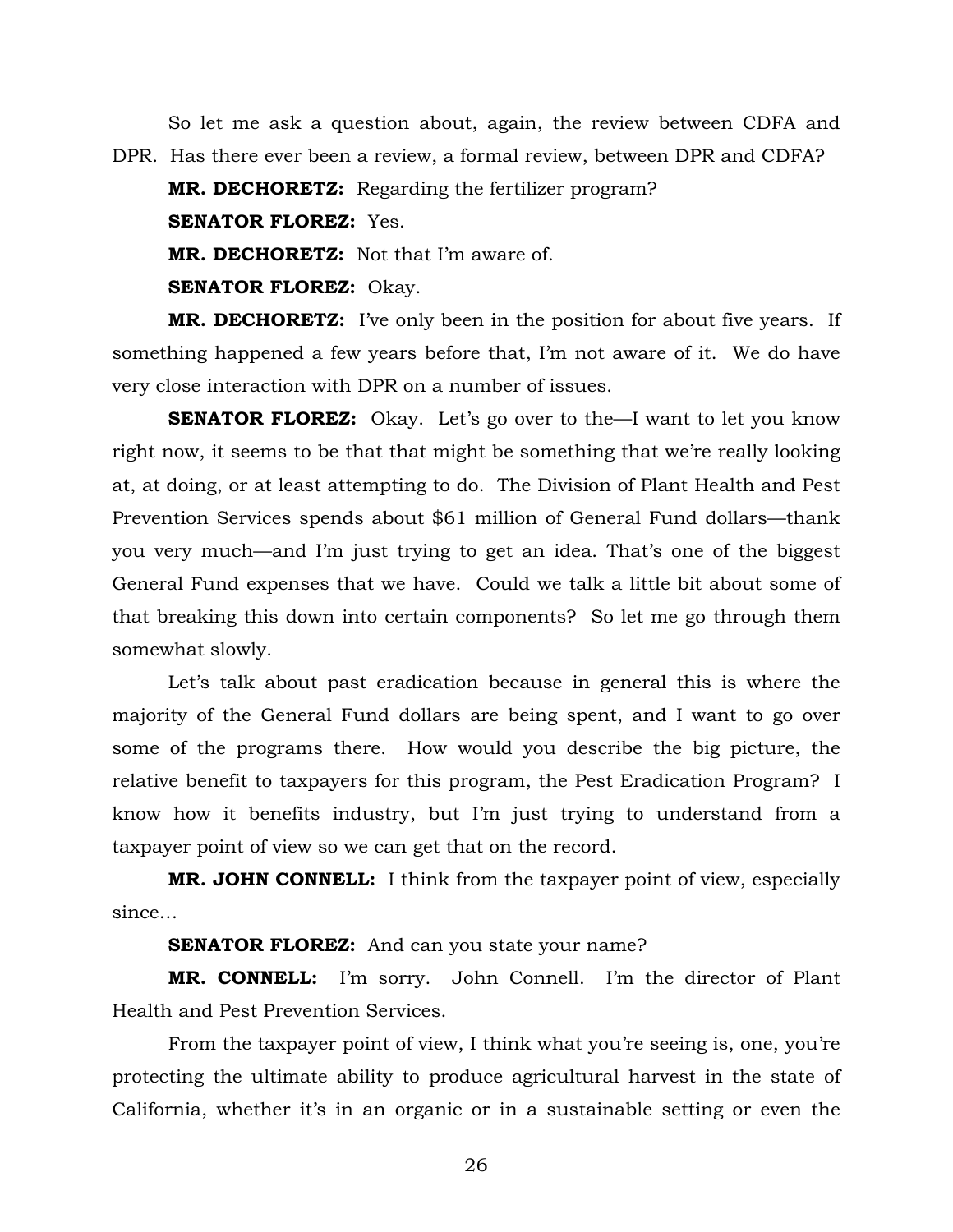So let me ask a question about, again, the review between CDFA and DPR. Has there ever been a review, a formal review, between DPR and CDFA?

**MR. DECHORETZ:** Regarding the fertilizer program?

**SENATOR FLOREZ:** Yes.

**MR. DECHORETZ:** Not that I'm aware of.

**SENATOR FLOREZ:** Okay.

**MR. DECHORETZ:** I've only been in the position for about five years. If something happened a few years before that, I'm not aware of it. We do have very close interaction with DPR on a number of issues.

**SENATOR FLOREZ:** Okay. Let's go over to the—I want to let you know right now, it seems to be that that might be something that we're really looking at, at doing, or at least attempting to do. The Division of Plant Health and Pest Prevention Services spends about $61 million of General Fund dollars—thank you very much—and I'm just trying to get an idea. That's one of the biggest General Fund expenses that we have. Could we talk a little bit about some of that breaking this down into certain components? So let me go through them somewhat slowly.

Let's talk about past eradication because in general this is where the majority of the General Fund dollars are being spent, and I want to go over some of the programs there. How would you describe the big picture, the relative benefit to taxpayers for this program, the Pest Eradication Program? I know how it benefits industry, but I'm just trying to understand from a taxpayer point of view so we can get that on the record.

**MR. JOHN CONNELL:** I think from the taxpayer point of view, especially since…

**SENATOR FLOREZ:** And can you state your name?

**MR. CONNELL:** I'm sorry. John Connell. I'm the director of Plant Health and Pest Prevention Services.

From the taxpayer point of view, I think what you're seeing is, one, you're protecting the ultimate ability to produce agricultural harvest in the state of California, whether it's in an organic or in a sustainable setting or even the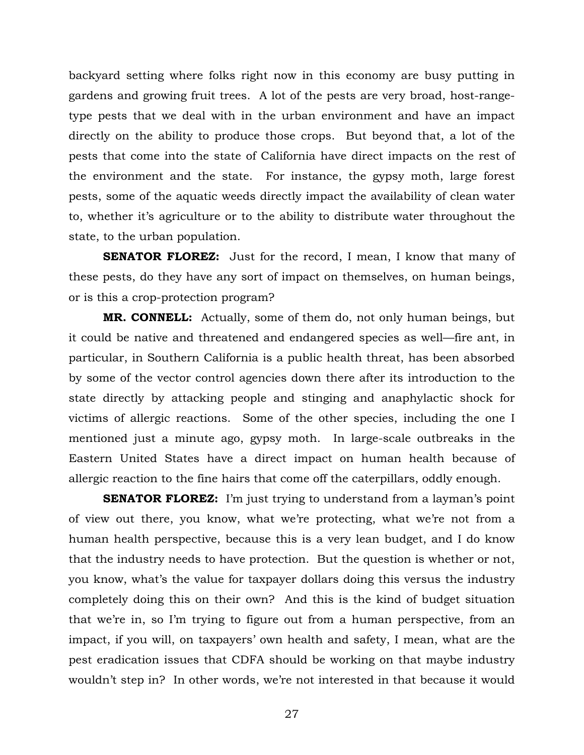backyard setting where folks right now in this economy are busy putting in gardens and growing fruit trees. A lot of the pests are very broad, host-range-type pests that we deal with in the urban environment and have an impact directly on the ability to produce those crops. But beyond that, a lot of the pests that come into the state of California have direct impacts on the rest of the environment and the state. For instance, the gypsy moth, large forest pests, some of the aquatic weeds directly impact the availability of clean water to, whether it's agriculture or to the ability to distribute water throughout the state, to the urban population.

**SENATOR FLOREZ:** Just for the record, I mean, I know that many of these pests, do they have any sort of impact on themselves, on human beings, or is this a crop-protection program?

**MR. CONNELL:** Actually, some of them do, not only human beings, but it could be native and threatened and endangered species as well—fire ant, in particular, in Southern California is a public health threat, has been absorbed by some of the vector control agencies down there after its introduction to the state directly by attacking people and stinging and anaphylactic shock for victims of allergic reactions. Some of the other species, including the one I mentioned just a minute ago, gypsy moth. In large-scale outbreaks in the Eastern United States have a direct impact on human health because of allergic reaction to the fine hairs that come off the caterpillars, oddly enough.

**SENATOR FLOREZ:** I'm just trying to understand from a layman's point of view out there, you know, what we're protecting, what we're not from a human health perspective, because this is a very lean budget, and I do know that the industry needs to have protection. But the question is whether or not, you know, what's the value for taxpayer dollars doing this versus the industry completely doing this on their own? And this is the kind of budget situation that we're in, so I'm trying to figure out from a human perspective, from an impact, if you will, on taxpayers' own health and safety, I mean, what are the pest eradication issues that CDFA should be working on that maybe industry wouldn't step in? In other words, we're not interested in that because it would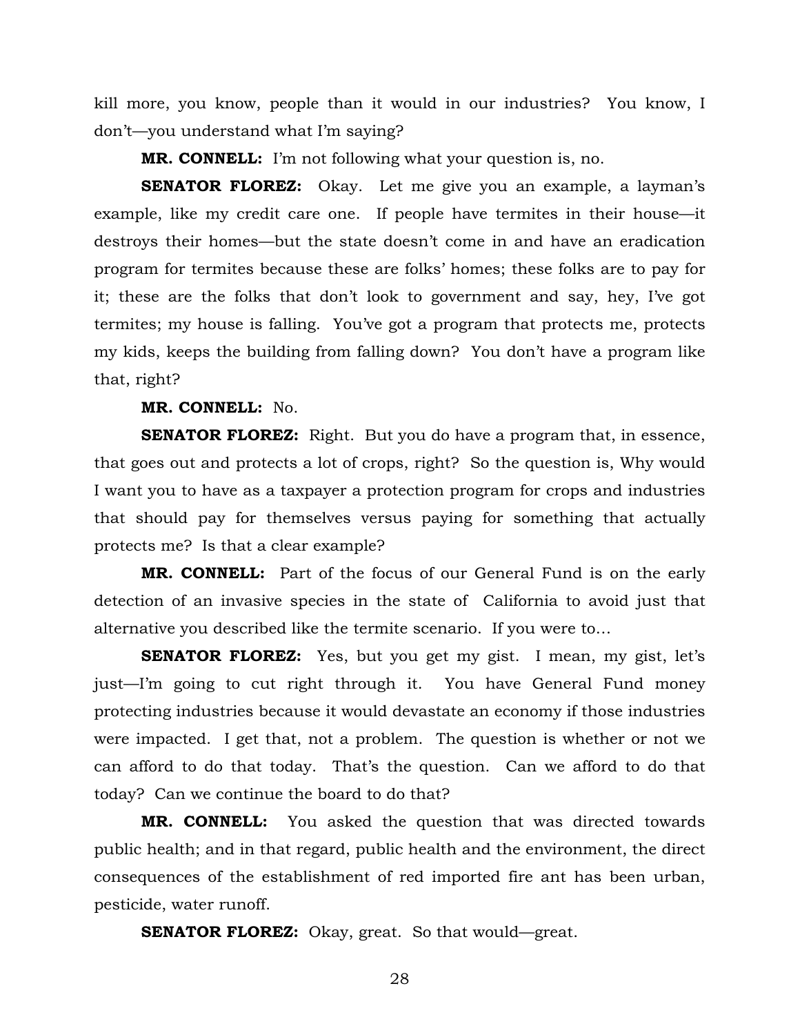kill more, you know, people than it would in our industries? You know, I don't—you understand what I'm saying?

**MR. CONNELL:** I'm not following what your question is, no.

**SENATOR FLOREZ:** Okay. Let me give you an example, a layman's example, like my credit care one. If people have termites in their house—it destroys their homes—but the state doesn't come in and have an eradication program for termites because these are folks' homes; these folks are to pay for it; these are the folks that don't look to government and say, hey, I've got termites; my house is falling. You've got a program that protects me, protects my kids, keeps the building from falling down? You don't have a program like that, right?

**MR. CONNELL:** No.

**SENATOR FLOREZ:** Right. But you do have a program that, in essence, that goes out and protects a lot of crops, right? So the question is, Why would I want you to have as a taxpayer a protection program for crops and industries that should pay for themselves versus paying for something that actually protects me? Is that a clear example?

**MR. CONNELL:** Part of the focus of our General Fund is on the early detection of an invasive species in the state of California to avoid just that alternative you described like the termite scenario. If you were to…

**SENATOR FLOREZ:** Yes, but you get my gist. I mean, my gist, let's just—I'm going to cut right through it. You have General Fund money protecting industries because it would devastate an economy if those industries were impacted. I get that, not a problem. The question is whether or not we can afford to do that today. That's the question. Can we afford to do that today? Can we continue the board to do that?

**MR. CONNELL:** You asked the question that was directed towards public health; and in that regard, public health and the environment, the direct consequences of the establishment of red imported fire ant has been urban, pesticide, water runoff.

**SENATOR FLOREZ:** Okay, great. So that would—great.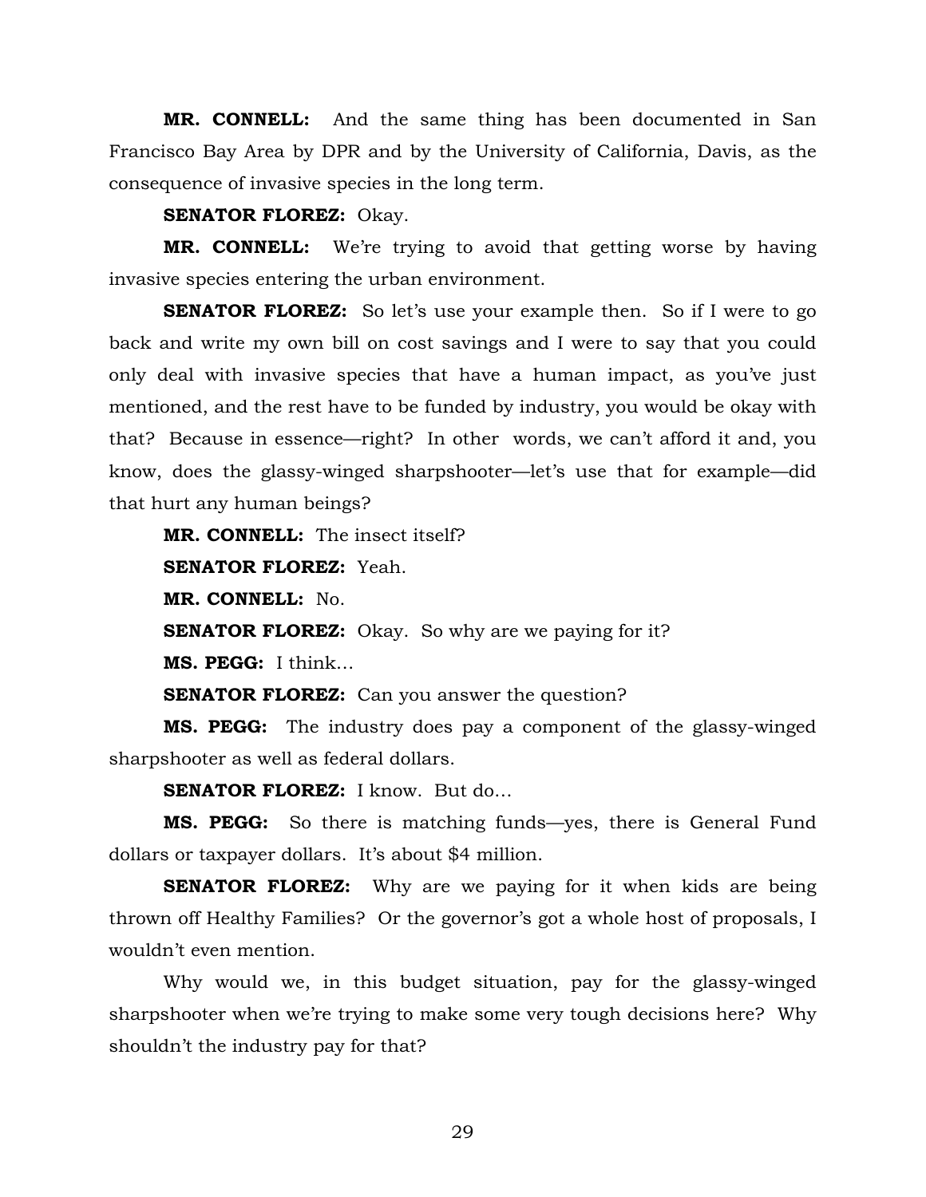**MR. CONNELL:** And the same thing has been documented in San Francisco Bay Area by DPR and by the University of California, Davis, as the consequence of invasive species in the long term.

**SENATOR FLOREZ:** Okay.

**MR. CONNELL:** We're trying to avoid that getting worse by having invasive species entering the urban environment.

**SENATOR FLOREZ:** So let's use your example then. So if I were to go back and write my own bill on cost savings and I were to say that you could only deal with invasive species that have a human impact, as you've just mentioned, and the rest have to be funded by industry, you would be okay with that? Because in essence—right? In other words, we can't afford it and, you know, does the glassy-winged sharpshooter—let's use that for example—did that hurt any human beings?

**MR. CONNELL:** The insect itself?

**SENATOR FLOREZ:** Yeah.

**MR. CONNELL:** No.

**SENATOR FLOREZ:** Okay. So why are we paying for it?

**MS. PEGG:** I think…

**SENATOR FLOREZ:** Can you answer the question?

**MS. PEGG:** The industry does pay a component of the glassy-winged sharpshooter as well as federal dollars.

**SENATOR FLOREZ:** I know. But do…

**MS. PEGG:** So there is matching funds—yes, there is General Fund dollars or taxpayer dollars. It's about $4 million.

**SENATOR FLOREZ:** Why are we paying for it when kids are being thrown off Healthy Families? Or the governor's got a whole host of proposals, I wouldn't even mention.

Why would we, in this budget situation, pay for the glassy-winged sharpshooter when we're trying to make some very tough decisions here? Why shouldn't the industry pay for that?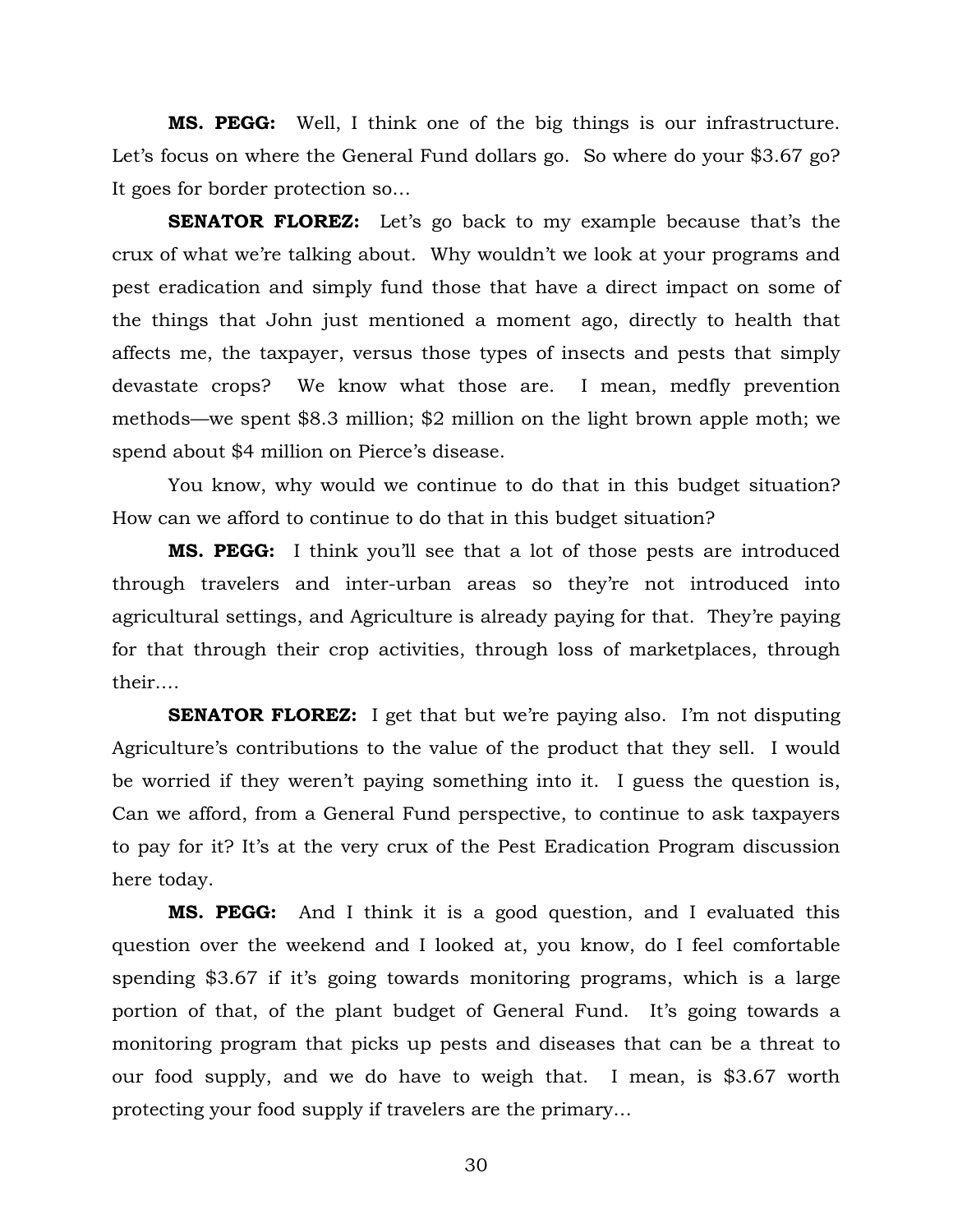**MS. PEGG:** Well, I think one of the big things is our infrastructure. Let's focus on where the General Fund dollars go. So where do your $3.67 go? It goes for border protection so…

**SENATOR FLOREZ:** Let's go back to my example because that's the crux of what we're talking about. Why wouldn't we look at your programs and pest eradication and simply fund those that have a direct impact on some of the things that John just mentioned a moment ago, directly to health that affects me, the taxpayer, versus those types of insects and pests that simply devastate crops? We know what those are. I mean, medfly prevention methods—we spent $8.3 million; $2 million on the light brown apple moth; we spend about $4 million on Pierce's disease.

You know, why would we continue to do that in this budget situation? How can we afford to continue to do that in this budget situation?

**MS. PEGG:** I think you'll see that a lot of those pests are introduced through travelers and inter-urban areas so they're not introduced into agricultural settings, and Agriculture is already paying for that. They're paying for that through their crop activities, through loss of marketplaces, through their….

**SENATOR FLOREZ:** I get that but we're paying also. I'm not disputing Agriculture's contributions to the value of the product that they sell. I would be worried if they weren't paying something into it. I guess the question is, Can we afford, from a General Fund perspective, to continue to ask taxpayers to pay for it? It's at the very crux of the Pest Eradication Program discussion here today.

**MS. PEGG:** And I think it is a good question, and I evaluated this question over the weekend and I looked at, you know, do I feel comfortable spending $3.67 if it's going towards monitoring programs, which is a large portion of that, of the plant budget of General Fund. It's going towards a monitoring program that picks up pests and diseases that can be a threat to our food supply, and we do have to weigh that. I mean, is $3.67 worth protecting your food supply if travelers are the primary…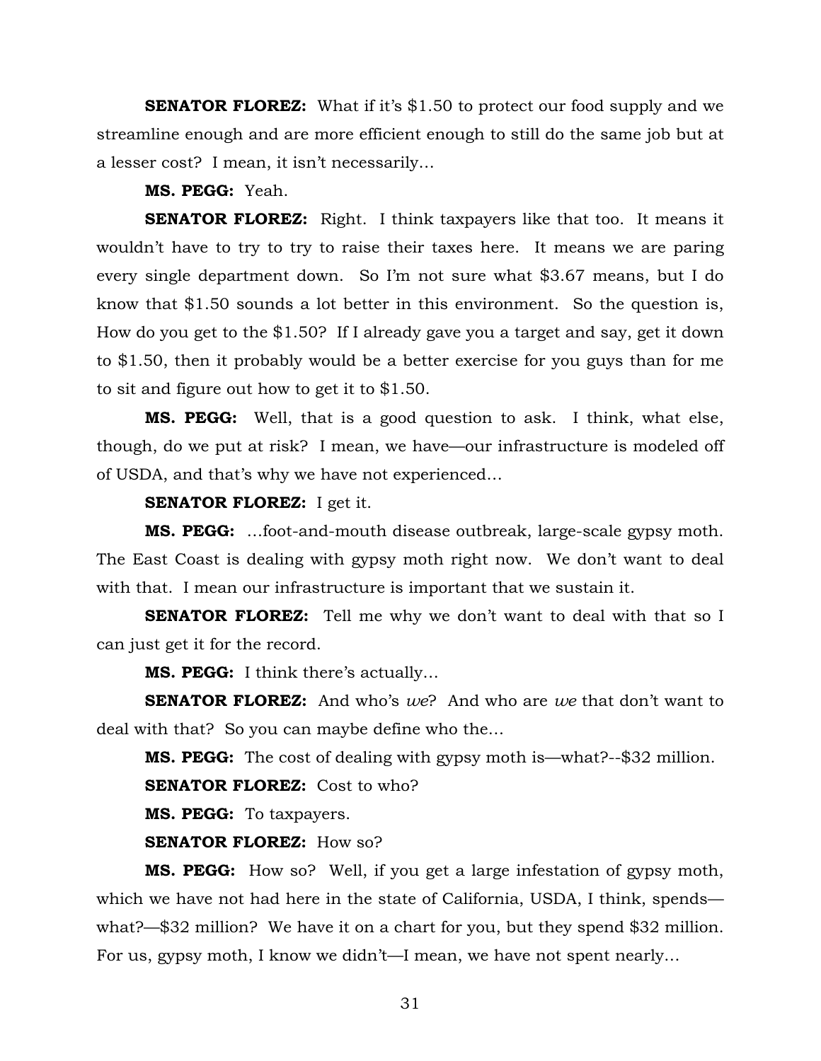**SENATOR FLOREZ:** What if it's $1.50 to protect our food supply and we streamline enough and are more efficient enough to still do the same job but at a lesser cost? I mean, it isn't necessarily…

**MS. PEGG:** Yeah.

**SENATOR FLOREZ:** Right. I think taxpayers like that too. It means it wouldn't have to try to try to raise their taxes here. It means we are paring every single department down. So I'm not sure what $3.67 means, but I do know that $1.50 sounds a lot better in this environment. So the question is, How do you get to the $1.50? If I already gave you a target and say, get it down to $1.50, then it probably would be a better exercise for you guys than for me to sit and figure out how to get it to $1.50.

**MS. PEGG:** Well, that is a good question to ask. I think, what else, though, do we put at risk? I mean, we have—our infrastructure is modeled off of USDA, and that's why we have not experienced…

**SENATOR FLOREZ:** I get it.

**MS. PEGG:** …foot-and-mouth disease outbreak, large-scale gypsy moth. The East Coast is dealing with gypsy moth right now. We don't want to deal with that. I mean our infrastructure is important that we sustain it.

**SENATOR FLOREZ:** Tell me why we don't want to deal with that so I can just get it for the record.

**MS. PEGG:** I think there's actually…

**SENATOR FLOREZ:** And who's *we*? And who are *we* that don't want to deal with that? So you can maybe define who the…

**MS. PEGG:** The cost of dealing with gypsy moth is—what?--$32 million.

**SENATOR FLOREZ:** Cost to who?

**MS. PEGG:** To taxpayers.

**SENATOR FLOREZ:** How so?

**MS. PEGG:** How so? Well, if you get a large infestation of gypsy moth, which we have not had here in the state of California, USDA, I think, spends—what?—$32 million? We have it on a chart for you, but they spend $32 million. For us, gypsy moth, I know we didn't—I mean, we have not spent nearly…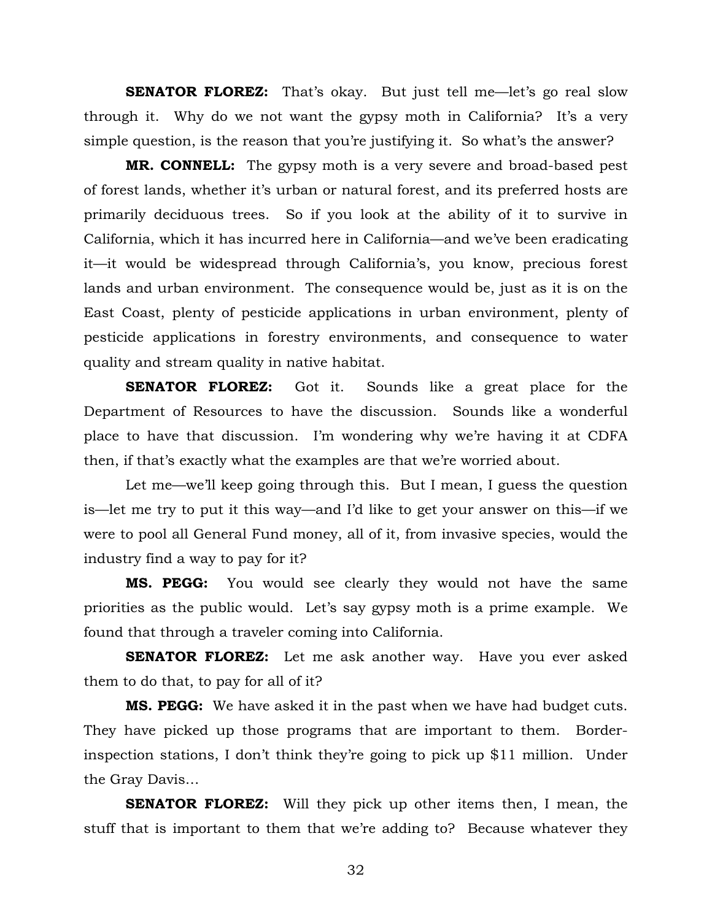**SENATOR FLOREZ:** That's okay. But just tell me—let's go real slow through it. Why do we not want the gypsy moth in California? It's a very simple question, is the reason that you're justifying it. So what's the answer?

**MR. CONNELL:** The gypsy moth is a very severe and broad-based pest of forest lands, whether it's urban or natural forest, and its preferred hosts are primarily deciduous trees. So if you look at the ability of it to survive in California, which it has incurred here in California—and we've been eradicating it—it would be widespread through California's, you know, precious forest lands and urban environment. The consequence would be, just as it is on the East Coast, plenty of pesticide applications in urban environment, plenty of pesticide applications in forestry environments, and consequence to water quality and stream quality in native habitat.

**SENATOR FLOREZ:** Got it. Sounds like a great place for the Department of Resources to have the discussion. Sounds like a wonderful place to have that discussion. I'm wondering why we're having it at CDFA then, if that's exactly what the examples are that we're worried about.

Let me—we'll keep going through this. But I mean, I guess the question is—let me try to put it this way—and I'd like to get your answer on this—if we were to pool all General Fund money, all of it, from invasive species, would the industry find a way to pay for it?

**MS. PEGG:** You would see clearly they would not have the same priorities as the public would. Let's say gypsy moth is a prime example. We found that through a traveler coming into California.

**SENATOR FLOREZ:** Let me ask another way. Have you ever asked them to do that, to pay for all of it?

**MS. PEGG:** We have asked it in the past when we have had budget cuts. They have picked up those programs that are important to them. Border-inspection stations, I don't think they're going to pick up $11 million. Under the Gray Davis…

**SENATOR FLOREZ:** Will they pick up other items then, I mean, the stuff that is important to them that we're adding to? Because whatever they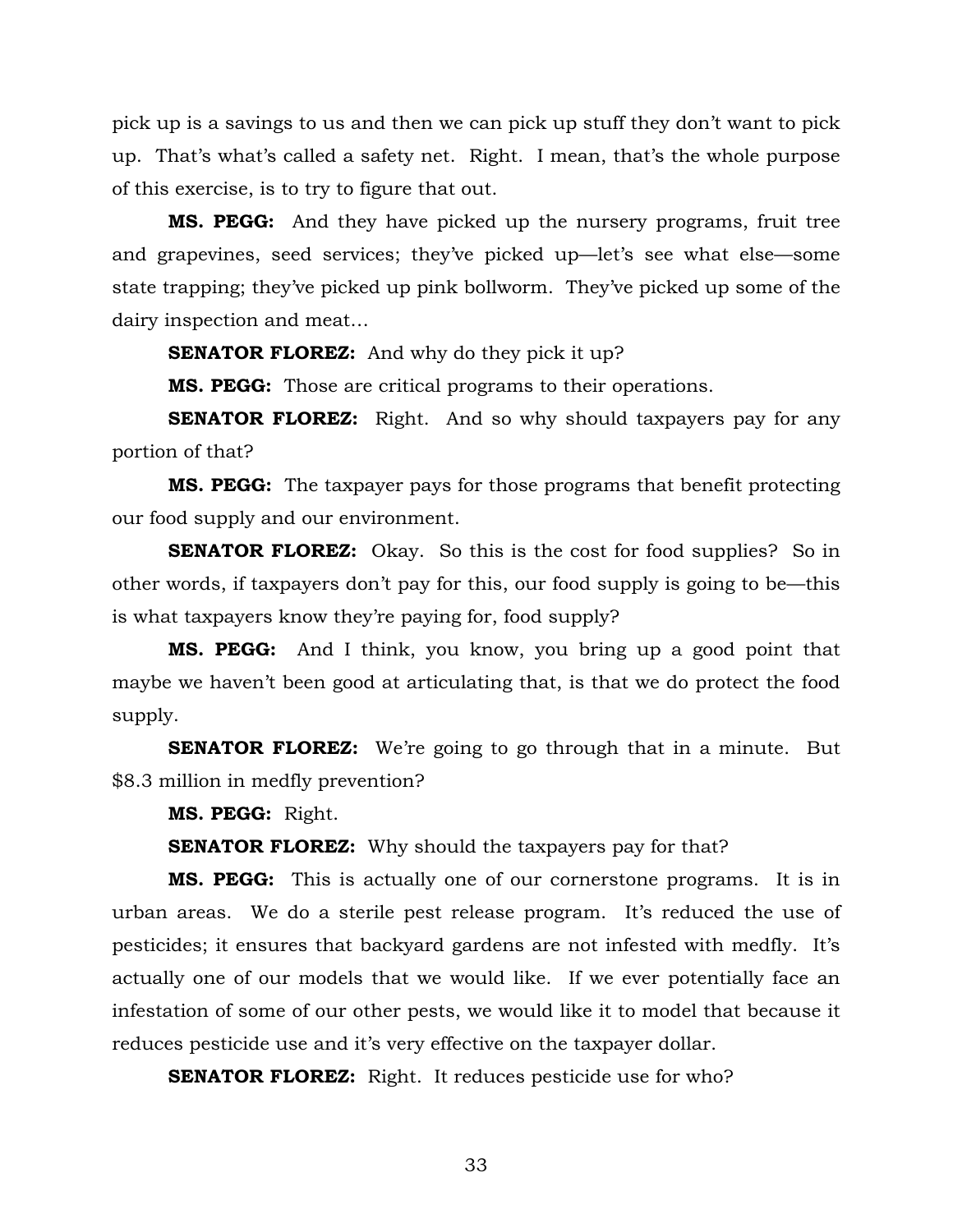pick up is a savings to us and then we can pick up stuff they don't want to pick up. That's what's called a safety net. Right. I mean, that's the whole purpose of this exercise, is to try to figure that out.

**MS. PEGG:** And they have picked up the nursery programs, fruit tree and grapevines, seed services; they've picked up—let's see what else—some state trapping; they've picked up pink bollworm. They've picked up some of the dairy inspection and meat…

**SENATOR FLOREZ:** And why do they pick it up?

**MS. PEGG:** Those are critical programs to their operations.

**SENATOR FLOREZ:** Right. And so why should taxpayers pay for any portion of that?

**MS. PEGG:** The taxpayer pays for those programs that benefit protecting our food supply and our environment.

**SENATOR FLOREZ:** Okay. So this is the cost for food supplies? So in other words, if taxpayers don't pay for this, our food supply is going to be—this is what taxpayers know they're paying for, food supply?

**MS. PEGG:** And I think, you know, you bring up a good point that maybe we haven't been good at articulating that, is that we do protect the food supply.

**SENATOR FLOREZ:** We're going to go through that in a minute. But $8.3 million in medfly prevention?

**MS. PEGG:** Right.

**SENATOR FLOREZ:** Why should the taxpayers pay for that?

**MS. PEGG:** This is actually one of our cornerstone programs. It is in urban areas. We do a sterile pest release program. It's reduced the use of pesticides; it ensures that backyard gardens are not infested with medfly. It's actually one of our models that we would like. If we ever potentially face an infestation of some of our other pests, we would like it to model that because it reduces pesticide use and it's very effective on the taxpayer dollar.

**SENATOR FLOREZ:** Right. It reduces pesticide use for who?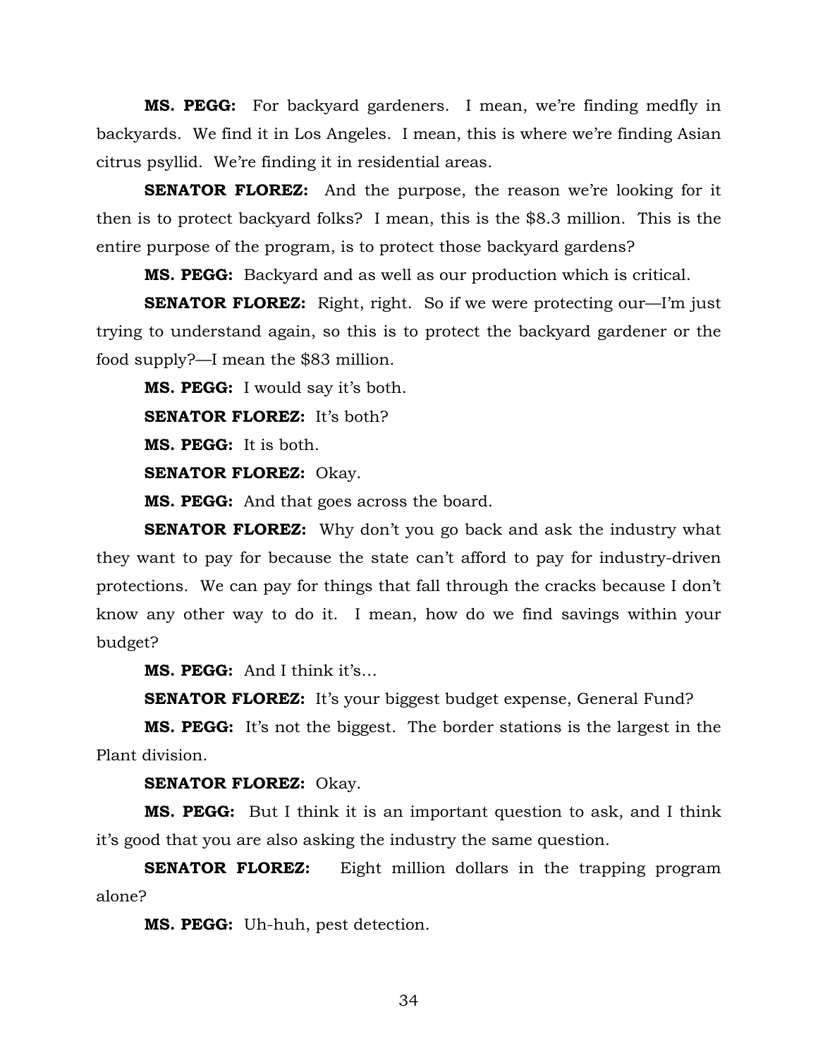**MS. PEGG:** For backyard gardeners. I mean, we're finding medfly in backyards. We find it in Los Angeles. I mean, this is where we're finding Asian citrus psyllid. We're finding it in residential areas.

**SENATOR FLOREZ:** And the purpose, the reason we're looking for it then is to protect backyard folks? I mean, this is the $8.3 million. This is the entire purpose of the program, is to protect those backyard gardens?

**MS. PEGG:** Backyard and as well as our production which is critical.

**SENATOR FLOREZ:** Right, right. So if we were protecting our—I'm just trying to understand again, so this is to protect the backyard gardener or the food supply?—I mean the $83 million.

**MS. PEGG:** I would say it's both.

**SENATOR FLOREZ:** It's both?

**MS. PEGG:** It is both.

**SENATOR FLOREZ:** Okay.

**MS. PEGG:** And that goes across the board.

**SENATOR FLOREZ:** Why don't you go back and ask the industry what they want to pay for because the state can't afford to pay for industry-driven protections. We can pay for things that fall through the cracks because I don't know any other way to do it. I mean, how do we find savings within your budget?

**MS. PEGG:** And I think it's…

**SENATOR FLOREZ:** It's your biggest budget expense, General Fund?

**MS. PEGG:** It's not the biggest. The border stations is the largest in the Plant division.

**SENATOR FLOREZ:** Okay.

**MS. PEGG:** But I think it is an important question to ask, and I think it's good that you are also asking the industry the same question.

**SENATOR FLOREZ:** Eight million dollars in the trapping program alone?

**MS. PEGG:** Uh-huh, pest detection.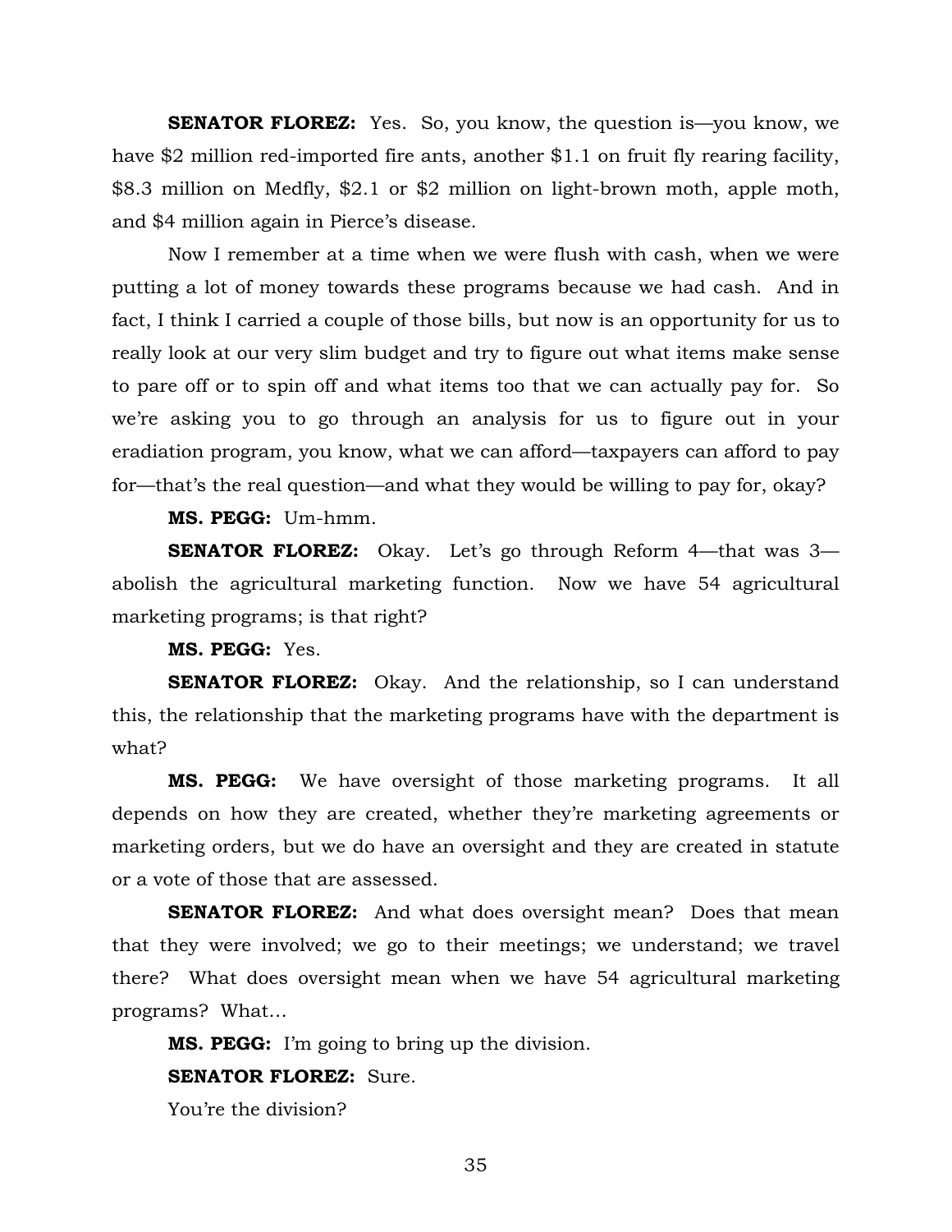**SENATOR FLOREZ:** Yes. So, you know, the question is—you know, we have $2 million red-imported fire ants, another $1.1 on fruit fly rearing facility, $8.3 million on Medfly, $2.1 or $2 million on light-brown moth, apple moth, and $4 million again in Pierce's disease.

Now I remember at a time when we were flush with cash, when we were putting a lot of money towards these programs because we had cash. And in fact, I think I carried a couple of those bills, but now is an opportunity for us to really look at our very slim budget and try to figure out what items make sense to pare off or to spin off and what items too that we can actually pay for. So we're asking you to go through an analysis for us to figure out in your eradiation program, you know, what we can afford—taxpayers can afford to pay for—that's the real question—and what they would be willing to pay for, okay?

**MS. PEGG:** Um-hmm.

**SENATOR FLOREZ:** Okay. Let's go through Reform 4—that was 3—abolish the agricultural marketing function. Now we have 54 agricultural marketing programs; is that right?

**MS. PEGG:** Yes.

**SENATOR FLOREZ:** Okay. And the relationship, so I can understand this, the relationship that the marketing programs have with the department is what?

**MS. PEGG:** We have oversight of those marketing programs. It all depends on how they are created, whether they're marketing agreements or marketing orders, but we do have an oversight and they are created in statute or a vote of those that are assessed.

**SENATOR FLOREZ:** And what does oversight mean? Does that mean that they were involved; we go to their meetings; we understand; we travel there? What does oversight mean when we have 54 agricultural marketing programs? What…

**MS. PEGG:** I'm going to bring up the division.

**SENATOR FLOREZ:** Sure.

You're the division?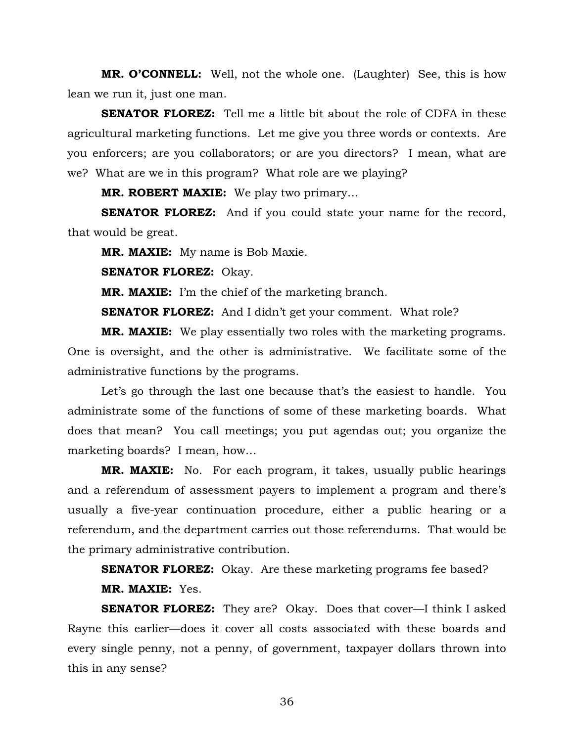**MR. O'CONNELL:** Well, not the whole one. (Laughter) See, this is how lean we run it, just one man.

**SENATOR FLOREZ:** Tell me a little bit about the role of CDFA in these agricultural marketing functions. Let me give you three words or contexts. Are you enforcers; are you collaborators; or are you directors? I mean, what are we? What are we in this program? What role are we playing?

**MR. ROBERT MAXIE:** We play two primary…

**SENATOR FLOREZ:** And if you could state your name for the record, that would be great.

**MR. MAXIE:** My name is Bob Maxie.

**SENATOR FLOREZ:** Okay.

**MR. MAXIE:** I'm the chief of the marketing branch.

**SENATOR FLOREZ:** And I didn't get your comment. What role?

**MR. MAXIE:** We play essentially two roles with the marketing programs. One is oversight, and the other is administrative. We facilitate some of the administrative functions by the programs.

Let's go through the last one because that's the easiest to handle. You administrate some of the functions of some of these marketing boards. What does that mean? You call meetings; you put agendas out; you organize the marketing boards? I mean, how…

**MR. MAXIE:** No. For each program, it takes, usually public hearings and a referendum of assessment payers to implement a program and there's usually a five-year continuation procedure, either a public hearing or a referendum, and the department carries out those referendums. That would be the primary administrative contribution.

**SENATOR FLOREZ:** Okay. Are these marketing programs fee based?

**MR. MAXIE:** Yes.

**SENATOR FLOREZ:** They are? Okay. Does that cover—I think I asked Rayne this earlier—does it cover all costs associated with these boards and every single penny, not a penny, of government, taxpayer dollars thrown into this in any sense?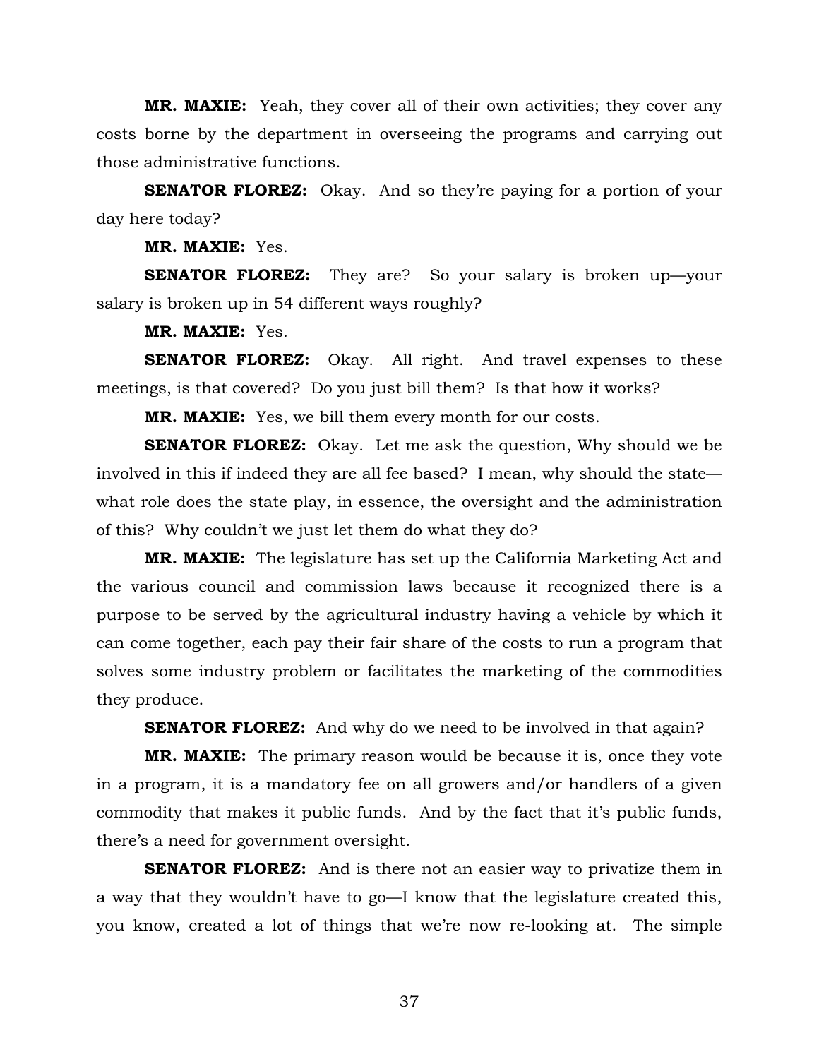**MR. MAXIE:** Yeah, they cover all of their own activities; they cover any costs borne by the department in overseeing the programs and carrying out those administrative functions.

**SENATOR FLOREZ:** Okay. And so they're paying for a portion of your day here today?

**MR. MAXIE:** Yes.

**SENATOR FLOREZ:** They are? So your salary is broken up—your salary is broken up in 54 different ways roughly?

**MR. MAXIE:** Yes.

**SENATOR FLOREZ:** Okay. All right. And travel expenses to these meetings, is that covered? Do you just bill them? Is that how it works?

**MR. MAXIE:** Yes, we bill them every month for our costs.

**SENATOR FLOREZ:** Okay. Let me ask the question, Why should we be involved in this if indeed they are all fee based? I mean, why should the state—what role does the state play, in essence, the oversight and the administration of this? Why couldn't we just let them do what they do?

**MR. MAXIE:** The legislature has set up the California Marketing Act and the various council and commission laws because it recognized there is a purpose to be served by the agricultural industry having a vehicle by which it can come together, each pay their fair share of the costs to run a program that solves some industry problem or facilitates the marketing of the commodities they produce.

**SENATOR FLOREZ:** And why do we need to be involved in that again?

**MR. MAXIE:** The primary reason would be because it is, once they vote in a program, it is a mandatory fee on all growers and/or handlers of a given commodity that makes it public funds. And by the fact that it's public funds, there's a need for government oversight.

**SENATOR FLOREZ:** And is there not an easier way to privatize them in a way that they wouldn't have to go—I know that the legislature created this, you know, created a lot of things that we're now re-looking at. The simple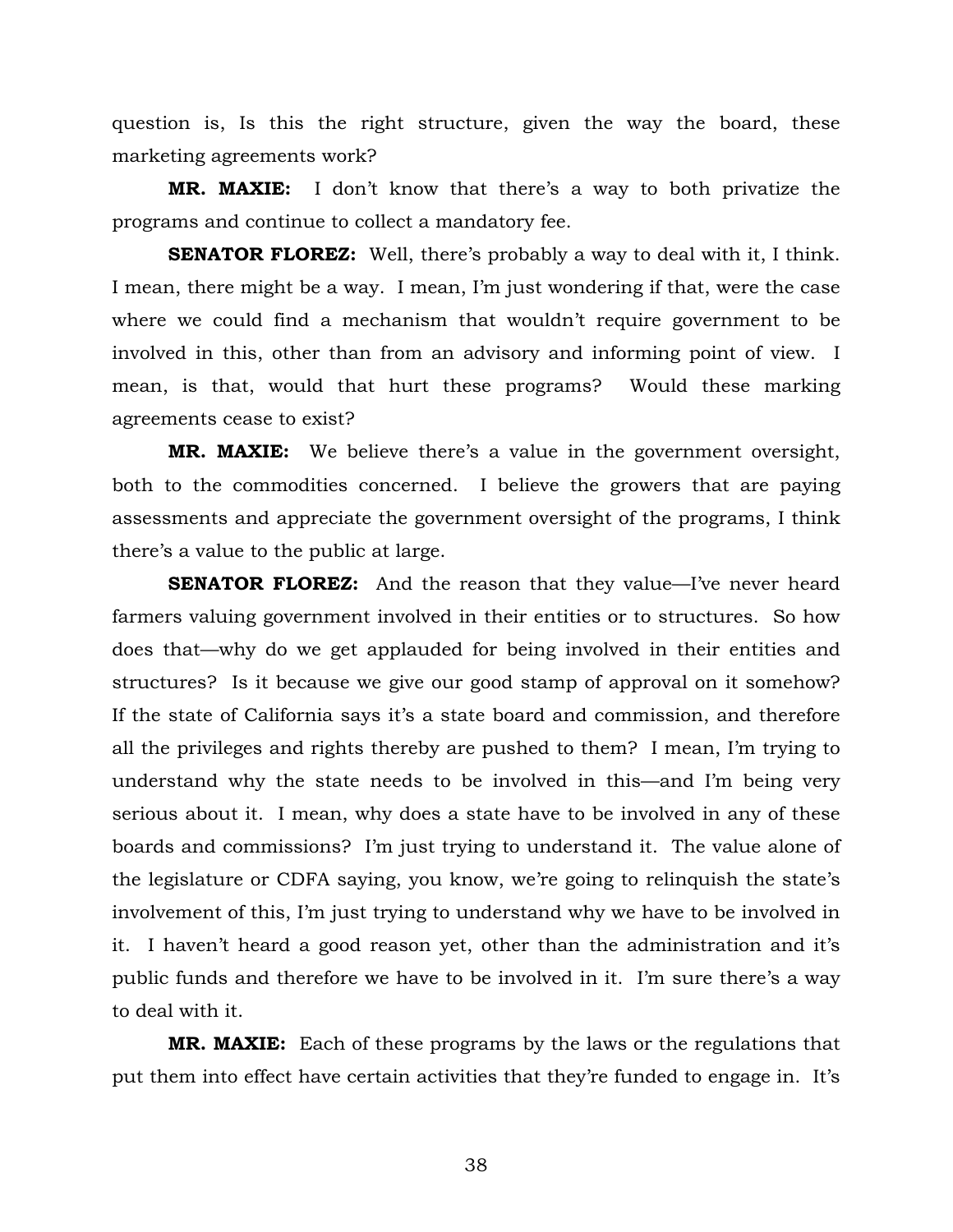question is, Is this the right structure, given the way the board, these marketing agreements work?

**MR. MAXIE:** I don't know that there's a way to both privatize the programs and continue to collect a mandatory fee.

**SENATOR FLOREZ:** Well, there's probably a way to deal with it, I think. I mean, there might be a way. I mean, I'm just wondering if that, were the case where we could find a mechanism that wouldn't require government to be involved in this, other than from an advisory and informing point of view. I mean, is that, would that hurt these programs? Would these marking agreements cease to exist?

**MR. MAXIE:** We believe there's a value in the government oversight, both to the commodities concerned. I believe the growers that are paying assessments and appreciate the government oversight of the programs, I think there's a value to the public at large.

**SENATOR FLOREZ:** And the reason that they value—I've never heard farmers valuing government involved in their entities or to structures. So how does that—why do we get applauded for being involved in their entities and structures? Is it because we give our good stamp of approval on it somehow? If the state of California says it's a state board and commission, and therefore all the privileges and rights thereby are pushed to them? I mean, I'm trying to understand why the state needs to be involved in this—and I'm being very serious about it. I mean, why does a state have to be involved in any of these boards and commissions? I'm just trying to understand it. The value alone of the legislature or CDFA saying, you know, we're going to relinquish the state's involvement of this, I'm just trying to understand why we have to be involved in it. I haven't heard a good reason yet, other than the administration and it's public funds and therefore we have to be involved in it. I'm sure there's a way to deal with it.

**MR. MAXIE:** Each of these programs by the laws or the regulations that put them into effect have certain activities that they're funded to engage in. It's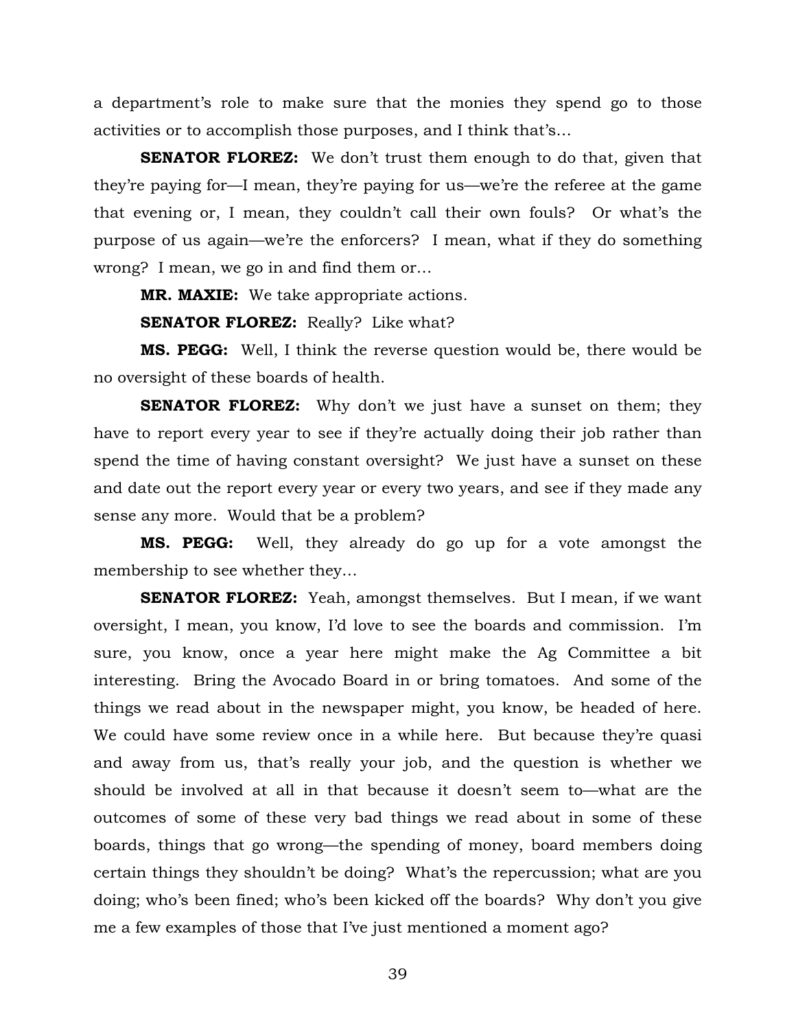a department's role to make sure that the monies they spend go to those activities or to accomplish those purposes, and I think that's…

**SENATOR FLOREZ:** We don't trust them enough to do that, given that they're paying for—I mean, they're paying for us—we're the referee at the game that evening or, I mean, they couldn't call their own fouls? Or what's the purpose of us again—we're the enforcers? I mean, what if they do something wrong? I mean, we go in and find them or…

**MR. MAXIE:** We take appropriate actions.

**SENATOR FLOREZ:** Really? Like what?

**MS. PEGG:** Well, I think the reverse question would be, there would be no oversight of these boards of health.

**SENATOR FLOREZ:** Why don't we just have a sunset on them; they have to report every year to see if they're actually doing their job rather than spend the time of having constant oversight? We just have a sunset on these and date out the report every year or every two years, and see if they made any sense any more. Would that be a problem?

**MS. PEGG:** Well, they already do go up for a vote amongst the membership to see whether they…

**SENATOR FLOREZ:** Yeah, amongst themselves. But I mean, if we want oversight, I mean, you know, I'd love to see the boards and commission. I'm sure, you know, once a year here might make the Ag Committee a bit interesting. Bring the Avocado Board in or bring tomatoes. And some of the things we read about in the newspaper might, you know, be headed of here. We could have some review once in a while here. But because they're quasi and away from us, that's really your job, and the question is whether we should be involved at all in that because it doesn't seem to—what are the outcomes of some of these very bad things we read about in some of these boards, things that go wrong—the spending of money, board members doing certain things they shouldn't be doing? What's the repercussion; what are you doing; who's been fined; who's been kicked off the boards? Why don't you give me a few examples of those that I've just mentioned a moment ago?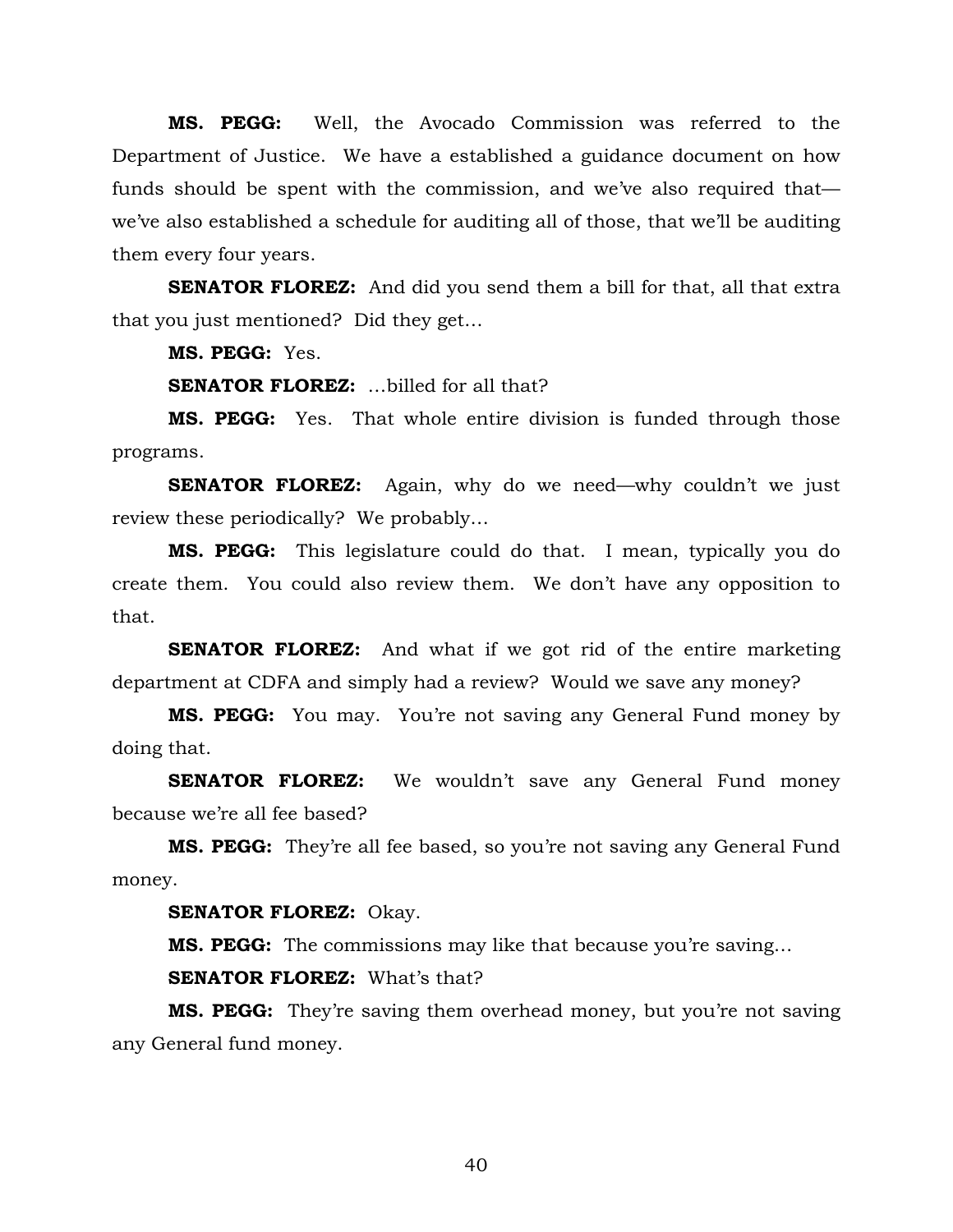**MS. PEGG:** Well, the Avocado Commission was referred to the Department of Justice. We have a established a guidance document on how funds should be spent with the commission, and we've also required that—we've also established a schedule for auditing all of those, that we'll be auditing them every four years.

**SENATOR FLOREZ:** And did you send them a bill for that, all that extra that you just mentioned? Did they get…

**MS. PEGG:** Yes.

**SENATOR FLOREZ:** …billed for all that?

**MS. PEGG:** Yes. That whole entire division is funded through those programs.

**SENATOR FLOREZ:** Again, why do we need—why couldn't we just review these periodically? We probably…

**MS. PEGG:** This legislature could do that. I mean, typically you do create them. You could also review them. We don't have any opposition to that.

**SENATOR FLOREZ:** And what if we got rid of the entire marketing department at CDFA and simply had a review? Would we save any money?

**MS. PEGG:** You may. You're not saving any General Fund money by doing that.

**SENATOR FLOREZ:** We wouldn't save any General Fund money because we're all fee based?

**MS. PEGG:** They're all fee based, so you're not saving any General Fund money.

**SENATOR FLOREZ:** Okay.

**MS. PEGG:** The commissions may like that because you're saving…

**SENATOR FLOREZ:** What's that?

**MS. PEGG:** They're saving them overhead money, but you're not saving any General fund money.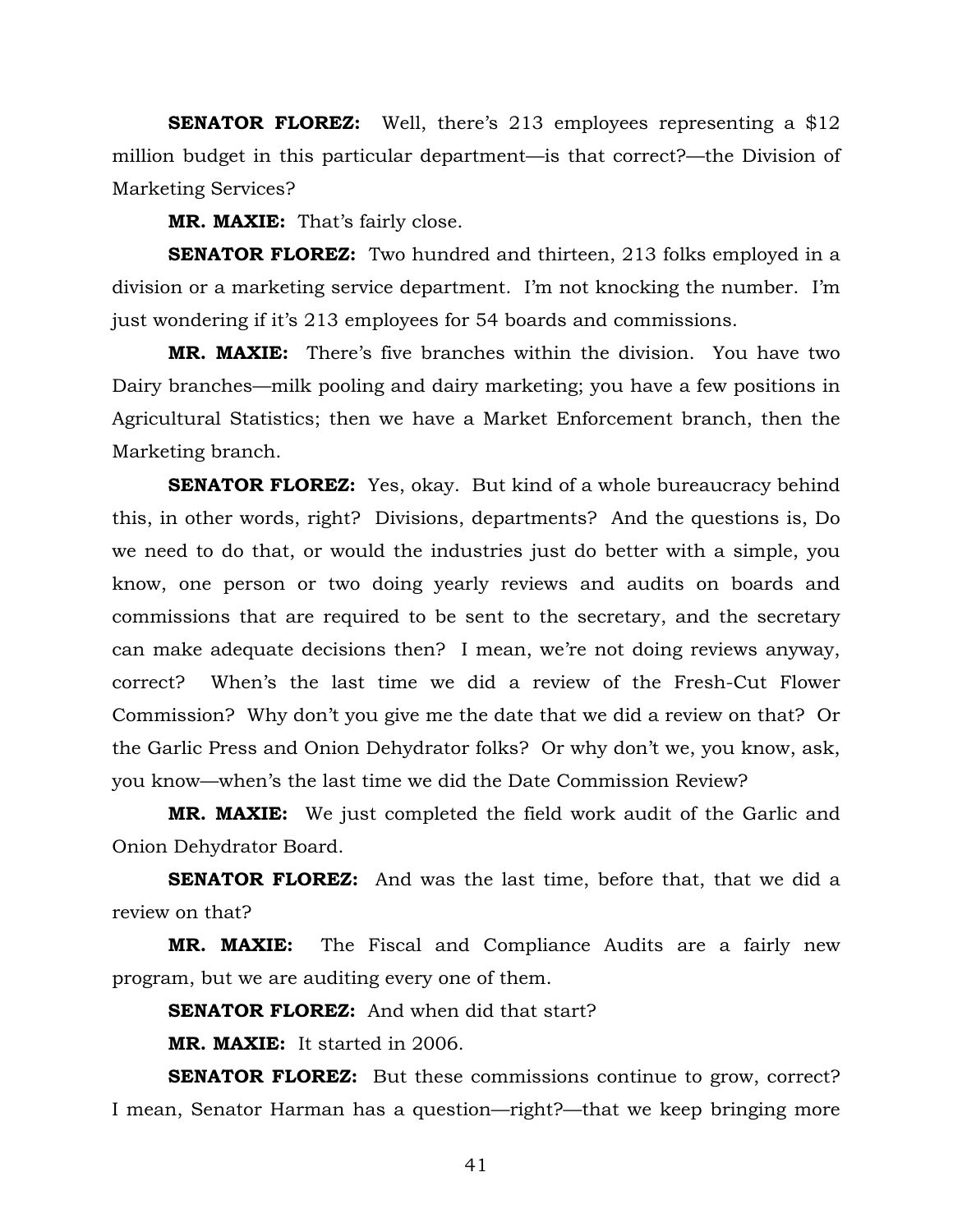**SENATOR FLOREZ:** Well, there's 213 employees representing a $12 million budget in this particular department—is that correct?—the Division of Marketing Services?

**MR. MAXIE:** That's fairly close.

**SENATOR FLOREZ:** Two hundred and thirteen, 213 folks employed in a division or a marketing service department. I'm not knocking the number. I'm just wondering if it's 213 employees for 54 boards and commissions.

**MR. MAXIE:** There's five branches within the division. You have two Dairy branches—milk pooling and dairy marketing; you have a few positions in Agricultural Statistics; then we have a Market Enforcement branch, then the Marketing branch.

**SENATOR FLOREZ:** Yes, okay. But kind of a whole bureaucracy behind this, in other words, right? Divisions, departments? And the questions is, Do we need to do that, or would the industries just do better with a simple, you know, one person or two doing yearly reviews and audits on boards and commissions that are required to be sent to the secretary, and the secretary can make adequate decisions then? I mean, we're not doing reviews anyway, correct? When's the last time we did a review of the Fresh-Cut Flower Commission? Why don't you give me the date that we did a review on that? Or the Garlic Press and Onion Dehydrator folks? Or why don't we, you know, ask, you know—when's the last time we did the Date Commission Review?

**MR. MAXIE:** We just completed the field work audit of the Garlic and Onion Dehydrator Board.

**SENATOR FLOREZ:** And was the last time, before that, that we did a review on that?

**MR. MAXIE:** The Fiscal and Compliance Audits are a fairly new program, but we are auditing every one of them.

**SENATOR FLOREZ:** And when did that start?

**MR. MAXIE:** It started in 2006.

**SENATOR FLOREZ:** But these commissions continue to grow, correct? I mean, Senator Harman has a question—right?—that we keep bringing more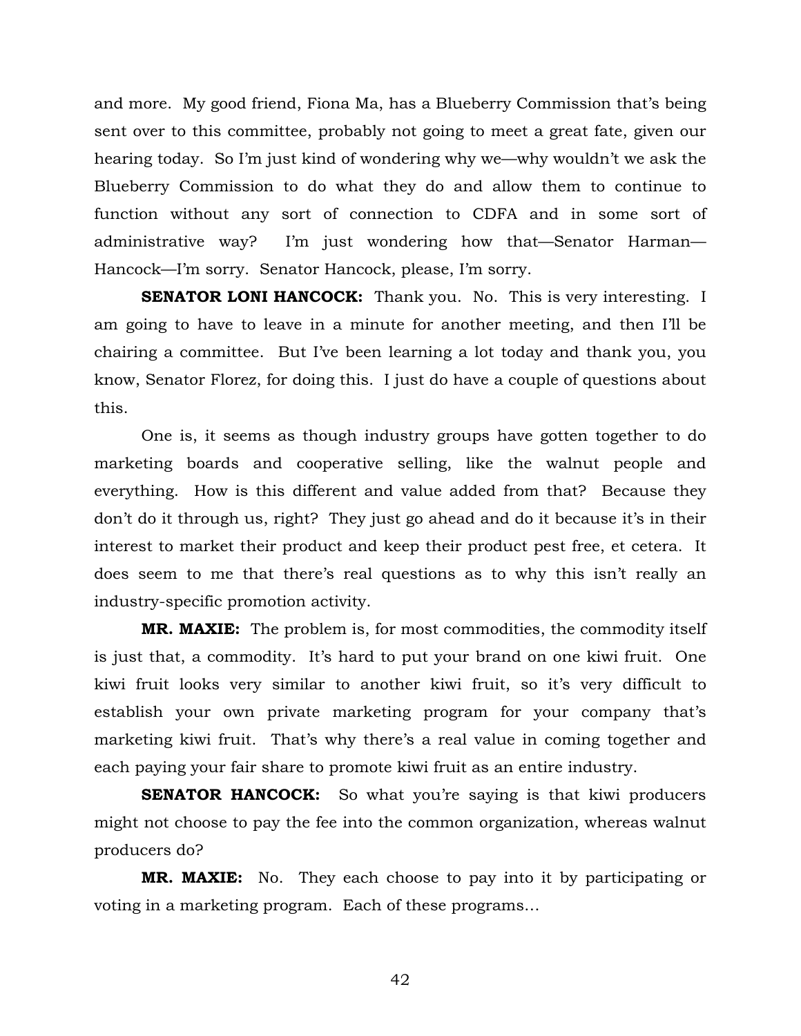and more. My good friend, Fiona Ma, has a Blueberry Commission that's being sent over to this committee, probably not going to meet a great fate, given our hearing today. So I'm just kind of wondering why we—why wouldn't we ask the Blueberry Commission to do what they do and allow them to continue to function without any sort of connection to CDFA and in some sort of administrative way? I'm just wondering how that—Senator Harman—Hancock—I'm sorry. Senator Hancock, please, I'm sorry.

**SENATOR LONI HANCOCK:** Thank you. No. This is very interesting. I am going to have to leave in a minute for another meeting, and then I'll be chairing a committee. But I've been learning a lot today and thank you, you know, Senator Florez, for doing this. I just do have a couple of questions about this.

One is, it seems as though industry groups have gotten together to do marketing boards and cooperative selling, like the walnut people and everything. How is this different and value added from that? Because they don't do it through us, right? They just go ahead and do it because it's in their interest to market their product and keep their product pest free, et cetera. It does seem to me that there's real questions as to why this isn't really an industry-specific promotion activity.

**MR. MAXIE:** The problem is, for most commodities, the commodity itself is just that, a commodity. It's hard to put your brand on one kiwi fruit. One kiwi fruit looks very similar to another kiwi fruit, so it's very difficult to establish your own private marketing program for your company that's marketing kiwi fruit. That's why there's a real value in coming together and each paying your fair share to promote kiwi fruit as an entire industry.

**SENATOR HANCOCK:** So what you're saying is that kiwi producers might not choose to pay the fee into the common organization, whereas walnut producers do?

**MR. MAXIE:** No. They each choose to pay into it by participating or voting in a marketing program. Each of these programs…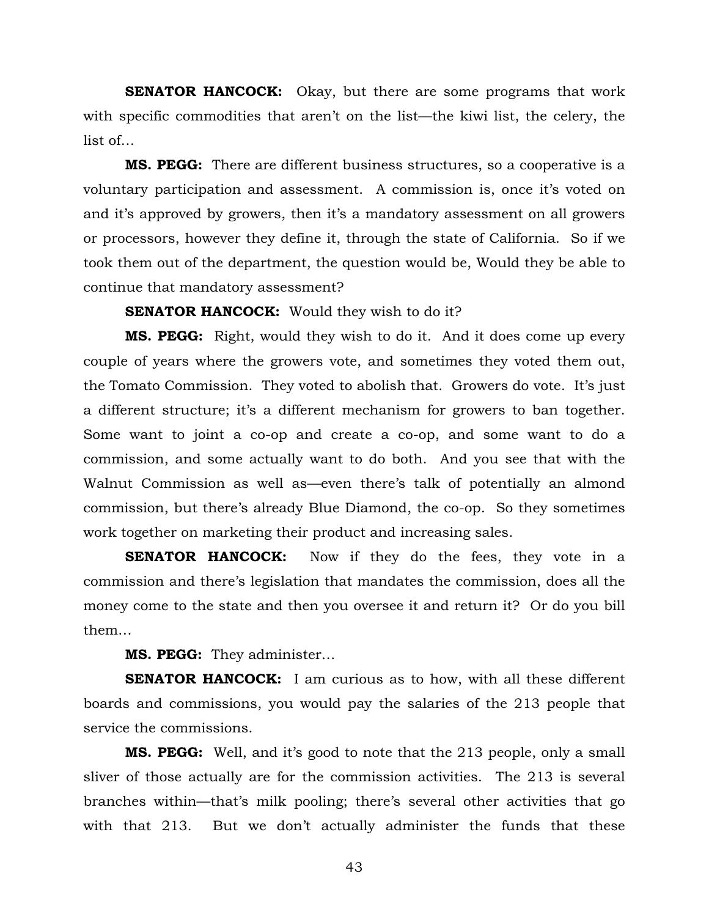**SENATOR HANCOCK:** Okay, but there are some programs that work with specific commodities that aren't on the list—the kiwi list, the celery, the list of…

**MS. PEGG:** There are different business structures, so a cooperative is a voluntary participation and assessment. A commission is, once it's voted on and it's approved by growers, then it's a mandatory assessment on all growers or processors, however they define it, through the state of California. So if we took them out of the department, the question would be, Would they be able to continue that mandatory assessment?

**SENATOR HANCOCK:** Would they wish to do it?

**MS. PEGG:** Right, would they wish to do it. And it does come up every couple of years where the growers vote, and sometimes they voted them out, the Tomato Commission. They voted to abolish that. Growers do vote. It's just a different structure; it's a different mechanism for growers to ban together. Some want to joint a co-op and create a co-op, and some want to do a commission, and some actually want to do both. And you see that with the Walnut Commission as well as—even there's talk of potentially an almond commission, but there's already Blue Diamond, the co-op. So they sometimes work together on marketing their product and increasing sales.

**SENATOR HANCOCK:** Now if they do the fees, they vote in a commission and there's legislation that mandates the commission, does all the money come to the state and then you oversee it and return it? Or do you bill them…

**MS. PEGG:** They administer…

**SENATOR HANCOCK:** I am curious as to how, with all these different boards and commissions, you would pay the salaries of the 213 people that service the commissions.

**MS. PEGG:** Well, and it's good to note that the 213 people, only a small sliver of those actually are for the commission activities. The 213 is several branches within—that's milk pooling; there's several other activities that go with that 213. But we don't actually administer the funds that these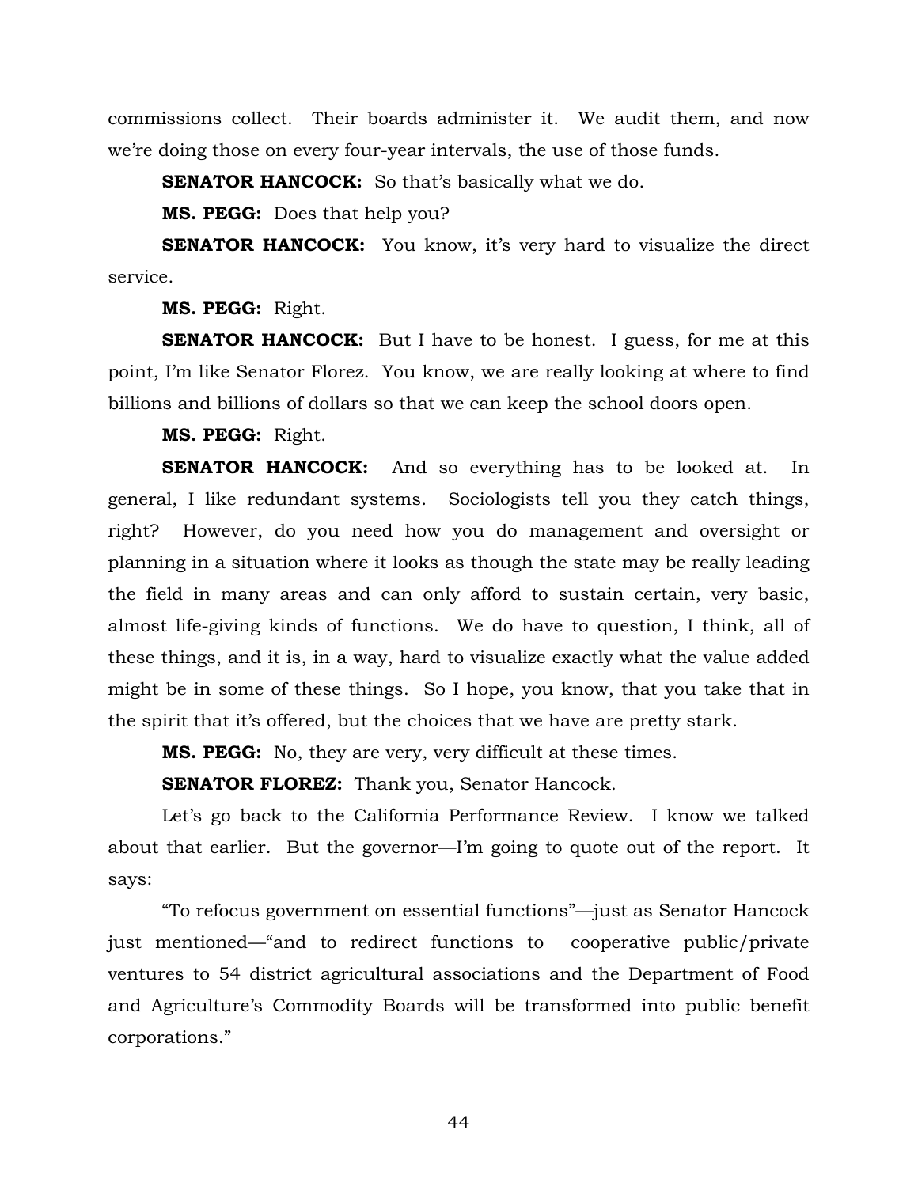commissions collect. Their boards administer it. We audit them, and now we're doing those on every four-year intervals, the use of those funds.

**SENATOR HANCOCK:** So that's basically what we do.

**MS. PEGG:** Does that help you?

**SENATOR HANCOCK:** You know, it's very hard to visualize the direct service.

**MS. PEGG:** Right.

**SENATOR HANCOCK:** But I have to be honest. I guess, for me at this point, I'm like Senator Florez. You know, we are really looking at where to find billions and billions of dollars so that we can keep the school doors open.

**MS. PEGG:** Right.

**SENATOR HANCOCK:** And so everything has to be looked at. In general, I like redundant systems. Sociologists tell you they catch things, right? However, do you need how you do management and oversight or planning in a situation where it looks as though the state may be really leading the field in many areas and can only afford to sustain certain, very basic, almost life-giving kinds of functions. We do have to question, I think, all of these things, and it is, in a way, hard to visualize exactly what the value added might be in some of these things. So I hope, you know, that you take that in the spirit that it's offered, but the choices that we have are pretty stark.

**MS. PEGG:** No, they are very, very difficult at these times.

**SENATOR FLOREZ:** Thank you, Senator Hancock.

Let's go back to the California Performance Review. I know we talked about that earlier. But the governor—I'm going to quote out of the report. It says:

"To refocus government on essential functions"—just as Senator Hancock just mentioned—"and to redirect functions to cooperative public/private ventures to 54 district agricultural associations and the Department of Food and Agriculture's Commodity Boards will be transformed into public benefit corporations."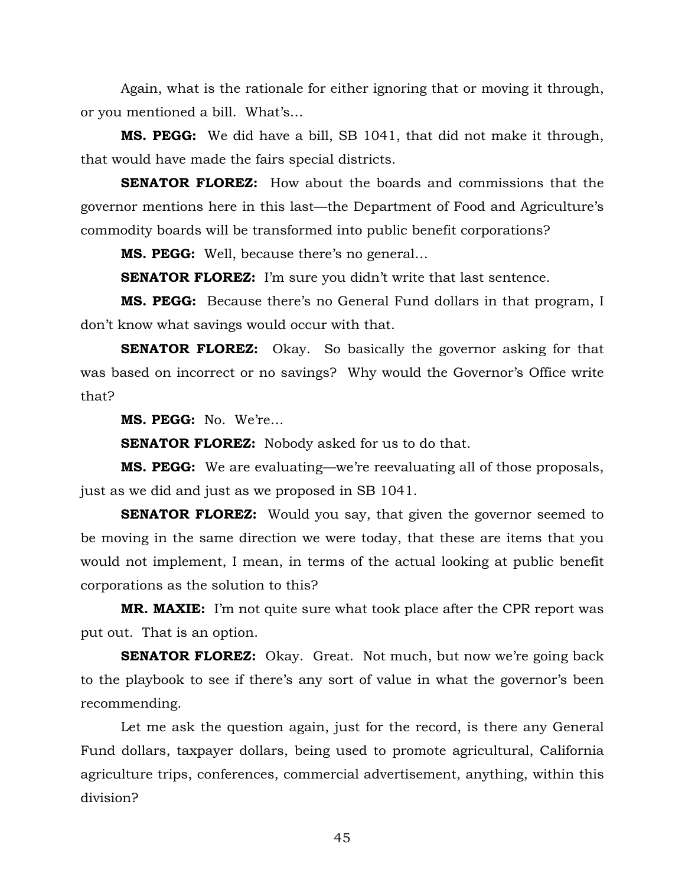Again, what is the rationale for either ignoring that or moving it through, or you mentioned a bill. What's…

**MS. PEGG:** We did have a bill, SB 1041, that did not make it through, that would have made the fairs special districts.

**SENATOR FLOREZ:** How about the boards and commissions that the governor mentions here in this last—the Department of Food and Agriculture's commodity boards will be transformed into public benefit corporations?

**MS. PEGG:** Well, because there's no general…

**SENATOR FLOREZ:** I'm sure you didn't write that last sentence.

**MS. PEGG:** Because there's no General Fund dollars in that program, I don't know what savings would occur with that.

**SENATOR FLOREZ:** Okay. So basically the governor asking for that was based on incorrect or no savings? Why would the Governor's Office write that?

**MS. PEGG:** No. We're…

**SENATOR FLOREZ:** Nobody asked for us to do that.

**MS. PEGG:** We are evaluating—we're reevaluating all of those proposals, just as we did and just as we proposed in SB 1041.

**SENATOR FLOREZ:** Would you say, that given the governor seemed to be moving in the same direction we were today, that these are items that you would not implement, I mean, in terms of the actual looking at public benefit corporations as the solution to this?

**MR. MAXIE:** I'm not quite sure what took place after the CPR report was put out. That is an option.

**SENATOR FLOREZ:** Okay. Great. Not much, but now we're going back to the playbook to see if there's any sort of value in what the governor's been recommending.

Let me ask the question again, just for the record, is there any General Fund dollars, taxpayer dollars, being used to promote agricultural, California agriculture trips, conferences, commercial advertisement, anything, within this division?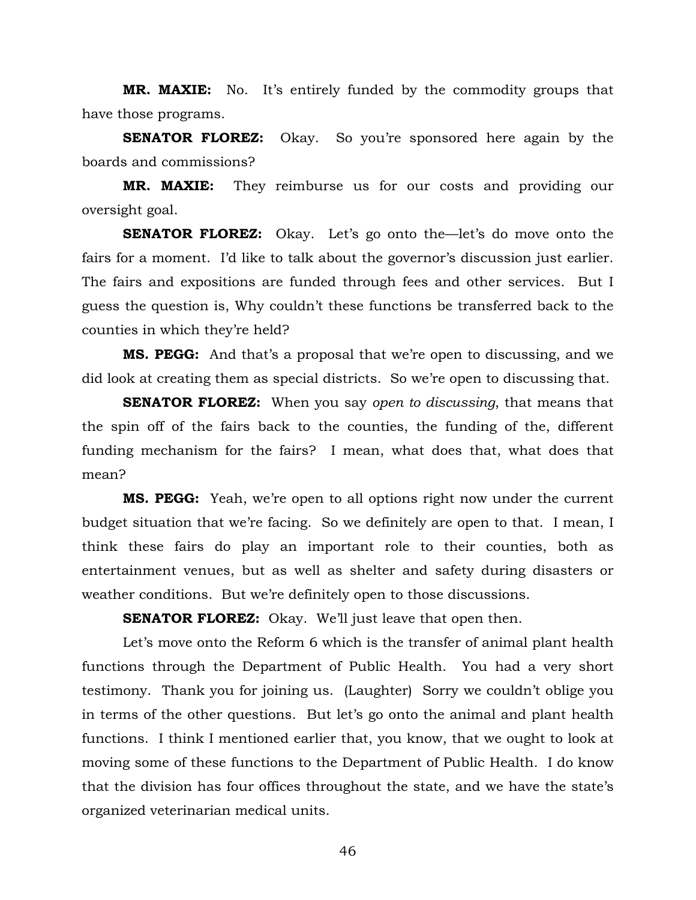**MR. MAXIE:** No. It's entirely funded by the commodity groups that have those programs.

**SENATOR FLOREZ:** Okay. So you're sponsored here again by the boards and commissions?

**MR. MAXIE:** They reimburse us for our costs and providing our oversight goal.

**SENATOR FLOREZ:** Okay. Let's go onto the—let's do move onto the fairs for a moment. I'd like to talk about the governor's discussion just earlier. The fairs and expositions are funded through fees and other services. But I guess the question is, Why couldn't these functions be transferred back to the counties in which they're held?

**MS. PEGG:** And that's a proposal that we're open to discussing, and we did look at creating them as special districts. So we're open to discussing that.

**SENATOR FLOREZ:** When you say *open to discussing*, that means that the spin off of the fairs back to the counties, the funding of the, different funding mechanism for the fairs? I mean, what does that, what does that mean?

**MS. PEGG:** Yeah, we're open to all options right now under the current budget situation that we're facing. So we definitely are open to that. I mean, I think these fairs do play an important role to their counties, both as entertainment venues, but as well as shelter and safety during disasters or weather conditions. But we're definitely open to those discussions.

**SENATOR FLOREZ:** Okay. We'll just leave that open then.

Let's move onto the Reform 6 which is the transfer of animal plant health functions through the Department of Public Health. You had a very short testimony. Thank you for joining us. (Laughter) Sorry we couldn't oblige you in terms of the other questions. But let's go onto the animal and plant health functions. I think I mentioned earlier that, you know, that we ought to look at moving some of these functions to the Department of Public Health. I do know that the division has four offices throughout the state, and we have the state's organized veterinarian medical units.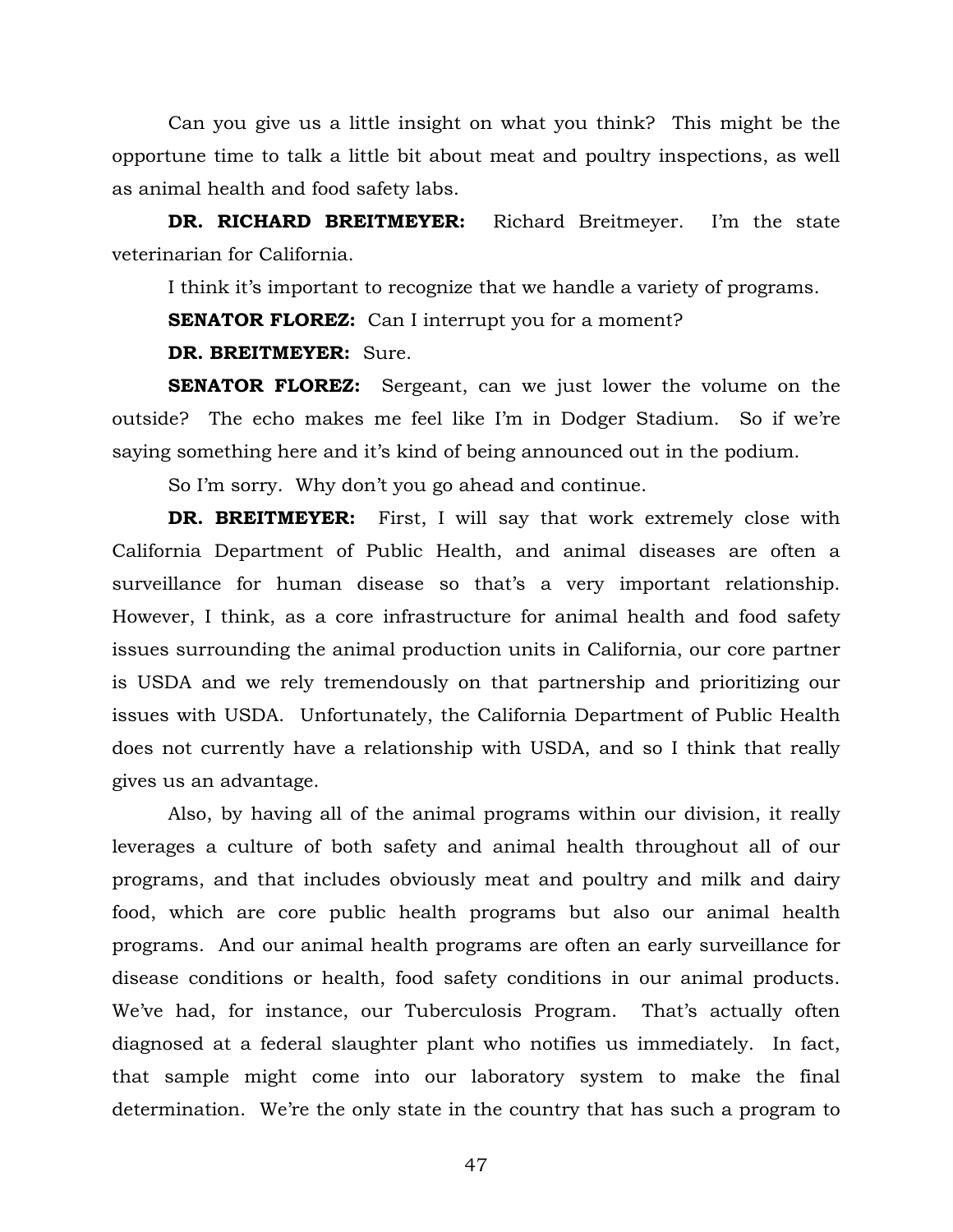Can you give us a little insight on what you think? This might be the opportune time to talk a little bit about meat and poultry inspections, as well as animal health and food safety labs.

**DR. RICHARD BREITMEYER:** Richard Breitmeyer. I'm the state veterinarian for California.

I think it's important to recognize that we handle a variety of programs.

**SENATOR FLOREZ:** Can I interrupt you for a moment?

**DR. BREITMEYER:** Sure.

**SENATOR FLOREZ:** Sergeant, can we just lower the volume on the outside? The echo makes me feel like I'm in Dodger Stadium. So if we're saying something here and it's kind of being announced out in the podium.

So I'm sorry. Why don't you go ahead and continue.

**DR. BREITMEYER:** First, I will say that work extremely close with California Department of Public Health, and animal diseases are often a surveillance for human disease so that's a very important relationship. However, I think, as a core infrastructure for animal health and food safety issues surrounding the animal production units in California, our core partner is USDA and we rely tremendously on that partnership and prioritizing our issues with USDA. Unfortunately, the California Department of Public Health does not currently have a relationship with USDA, and so I think that really gives us an advantage.

Also, by having all of the animal programs within our division, it really leverages a culture of both safety and animal health throughout all of our programs, and that includes obviously meat and poultry and milk and dairy food, which are core public health programs but also our animal health programs. And our animal health programs are often an early surveillance for disease conditions or health, food safety conditions in our animal products. We've had, for instance, our Tuberculosis Program. That's actually often diagnosed at a federal slaughter plant who notifies us immediately. In fact, that sample might come into our laboratory system to make the final determination. We're the only state in the country that has such a program to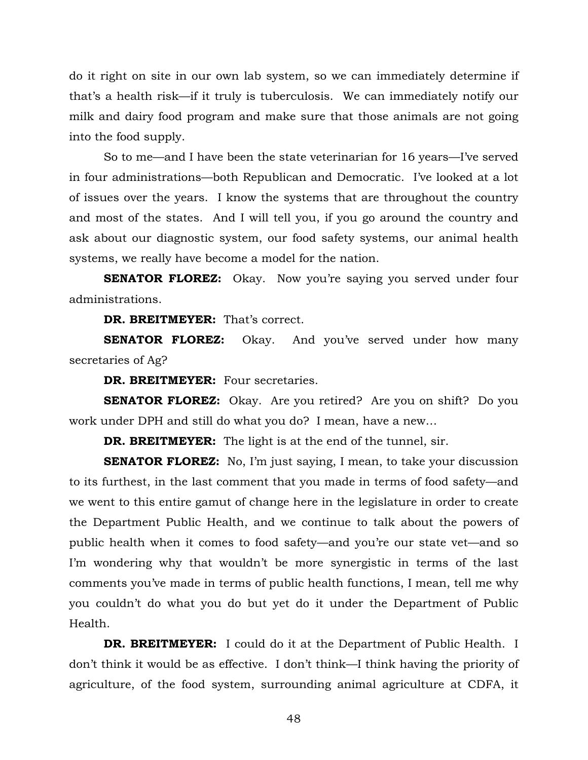do it right on site in our own lab system, so we can immediately determine if that's a health risk—if it truly is tuberculosis. We can immediately notify our milk and dairy food program and make sure that those animals are not going into the food supply.

So to me—and I have been the state veterinarian for 16 years—I've served in four administrations—both Republican and Democratic. I've looked at a lot of issues over the years. I know the systems that are throughout the country and most of the states. And I will tell you, if you go around the country and ask about our diagnostic system, our food safety systems, our animal health systems, we really have become a model for the nation.

**SENATOR FLOREZ:** Okay. Now you're saying you served under four administrations.

**DR. BREITMEYER:** That's correct.

**SENATOR FLOREZ:** Okay. And you've served under how many secretaries of Ag?

**DR. BREITMEYER:** Four secretaries.

**SENATOR FLOREZ:** Okay. Are you retired? Are you on shift? Do you work under DPH and still do what you do? I mean, have a new…

**DR. BREITMEYER:** The light is at the end of the tunnel, sir.

**SENATOR FLOREZ:** No, I'm just saying, I mean, to take your discussion to its furthest, in the last comment that you made in terms of food safety—and we went to this entire gamut of change here in the legislature in order to create the Department Public Health, and we continue to talk about the powers of public health when it comes to food safety—and you're our state vet—and so I'm wondering why that wouldn't be more synergistic in terms of the last comments you've made in terms of public health functions, I mean, tell me why you couldn't do what you do but yet do it under the Department of Public Health.

**DR. BREITMEYER:** I could do it at the Department of Public Health. I don't think it would be as effective. I don't think—I think having the priority of agriculture, of the food system, surrounding animal agriculture at CDFA, it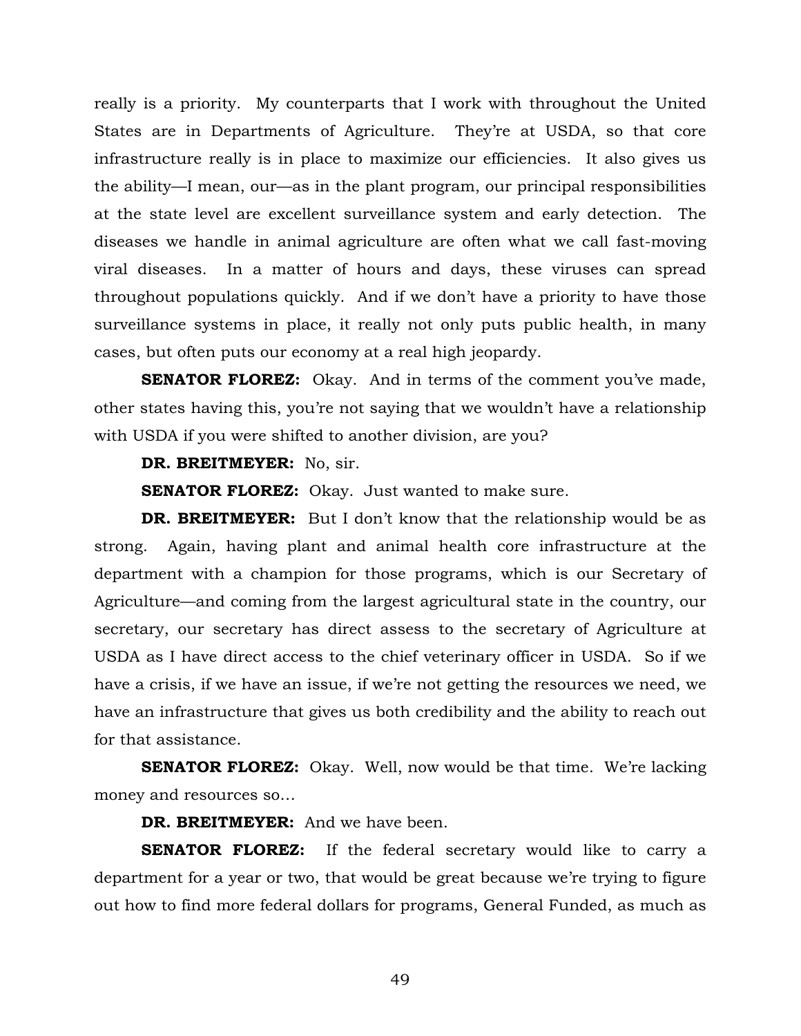really is a priority. My counterparts that I work with throughout the United States are in Departments of Agriculture. They're at USDA, so that core infrastructure really is in place to maximize our efficiencies. It also gives us the ability—I mean, our—as in the plant program, our principal responsibilities at the state level are excellent surveillance system and early detection. The diseases we handle in animal agriculture are often what we call fast-moving viral diseases. In a matter of hours and days, these viruses can spread throughout populations quickly. And if we don't have a priority to have those surveillance systems in place, it really not only puts public health, in many cases, but often puts our economy at a real high jeopardy.

**SENATOR FLOREZ:** Okay. And in terms of the comment you've made, other states having this, you're not saying that we wouldn't have a relationship with USDA if you were shifted to another division, are you?

**DR. BREITMEYER:** No, sir.

**SENATOR FLOREZ:** Okay. Just wanted to make sure.

**DR. BREITMEYER:** But I don't know that the relationship would be as strong. Again, having plant and animal health core infrastructure at the department with a champion for those programs, which is our Secretary of Agriculture—and coming from the largest agricultural state in the country, our secretary, our secretary has direct assess to the secretary of Agriculture at USDA as I have direct access to the chief veterinary officer in USDA. So if we have a crisis, if we have an issue, if we're not getting the resources we need, we have an infrastructure that gives us both credibility and the ability to reach out for that assistance.

**SENATOR FLOREZ:** Okay. Well, now would be that time. We're lacking money and resources so…

**DR. BREITMEYER:** And we have been.

**SENATOR FLOREZ:** If the federal secretary would like to carry a department for a year or two, that would be great because we're trying to figure out how to find more federal dollars for programs, General Funded, as much as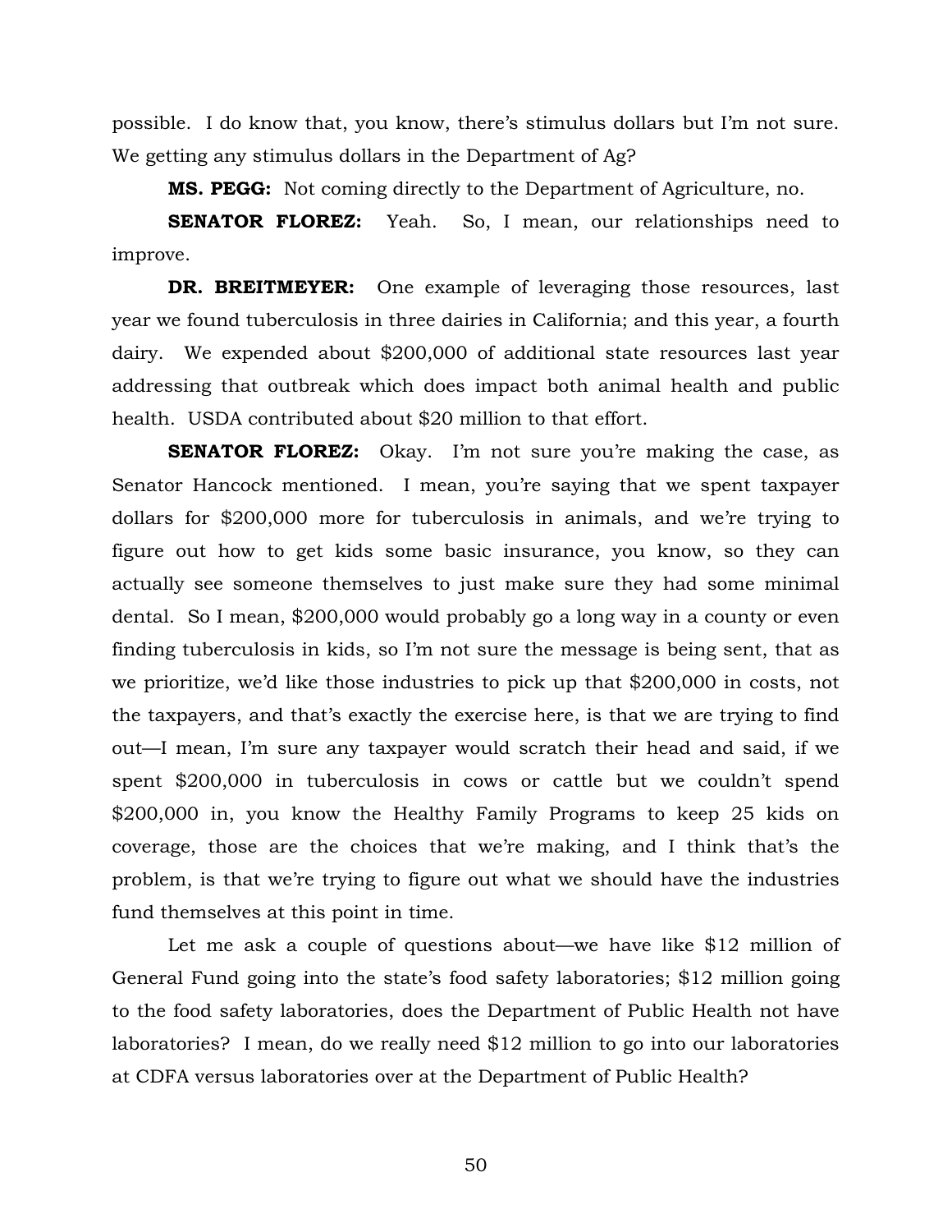possible. I do know that, you know, there's stimulus dollars but I'm not sure. We getting any stimulus dollars in the Department of Ag?

**MS. PEGG:** Not coming directly to the Department of Agriculture, no.

**SENATOR FLOREZ:** Yeah. So, I mean, our relationships need to improve.

**DR. BREITMEYER:** One example of leveraging those resources, last year we found tuberculosis in three dairies in California; and this year, a fourth dairy. We expended about $200,000 of additional state resources last year addressing that outbreak which does impact both animal health and public health. USDA contributed about $20 million to that effort.

**SENATOR FLOREZ:** Okay. I'm not sure you're making the case, as Senator Hancock mentioned. I mean, you're saying that we spent taxpayer dollars for $200,000 more for tuberculosis in animals, and we're trying to figure out how to get kids some basic insurance, you know, so they can actually see someone themselves to just make sure they had some minimal dental. So I mean, $200,000 would probably go a long way in a county or even finding tuberculosis in kids, so I'm not sure the message is being sent, that as we prioritize, we'd like those industries to pick up that $200,000 in costs, not the taxpayers, and that's exactly the exercise here, is that we are trying to find out—I mean, I'm sure any taxpayer would scratch their head and said, if we spent $200,000 in tuberculosis in cows or cattle but we couldn't spend $200,000 in, you know the Healthy Family Programs to keep 25 kids on coverage, those are the choices that we're making, and I think that's the problem, is that we're trying to figure out what we should have the industries fund themselves at this point in time.

Let me ask a couple of questions about—we have like $12 million of General Fund going into the state's food safety laboratories; $12 million going to the food safety laboratories, does the Department of Public Health not have laboratories? I mean, do we really need $12 million to go into our laboratories at CDFA versus laboratories over at the Department of Public Health?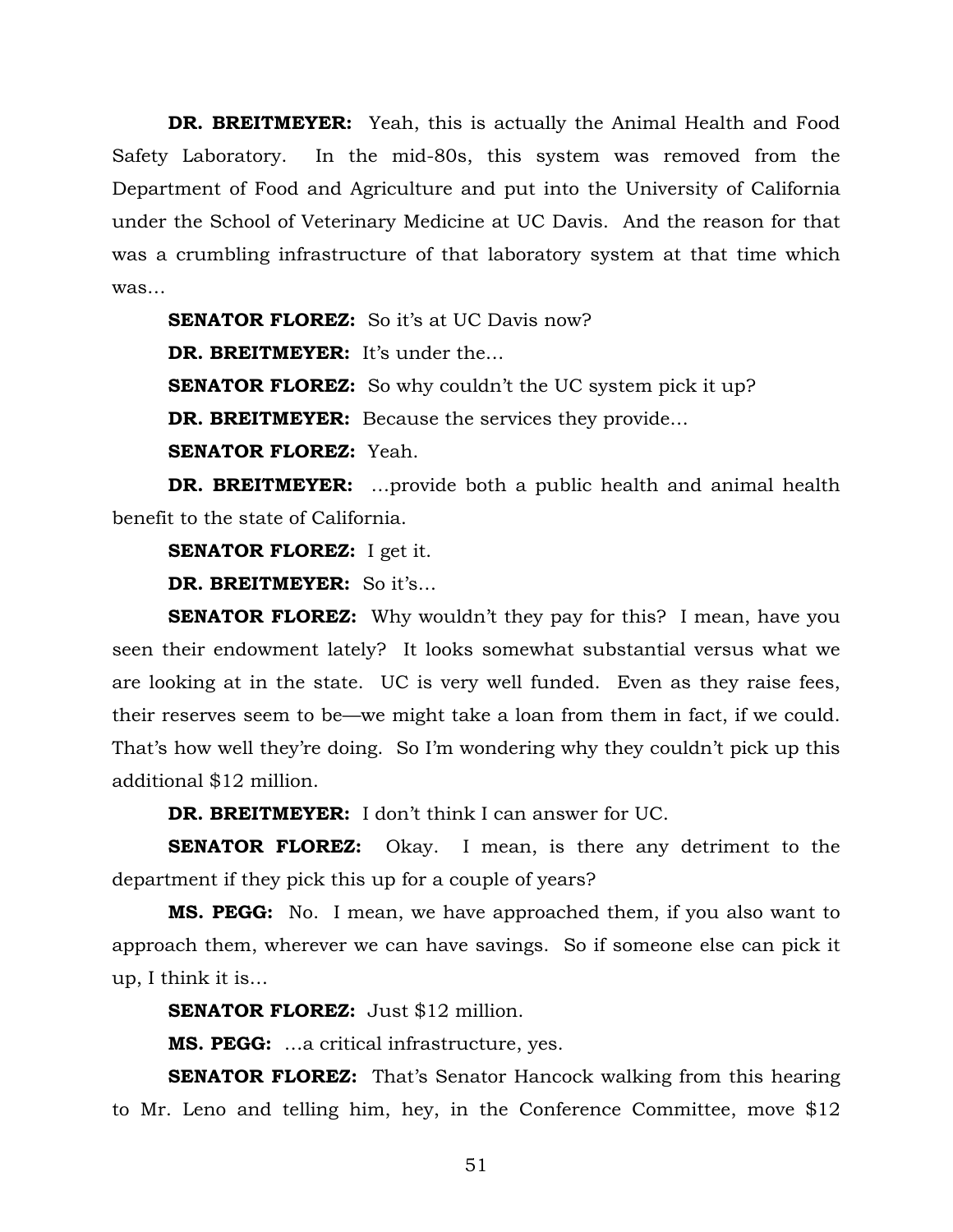**DR. BREITMEYER:** Yeah, this is actually the Animal Health and Food Safety Laboratory. In the mid-80s, this system was removed from the Department of Food and Agriculture and put into the University of California under the School of Veterinary Medicine at UC Davis. And the reason for that was a crumbling infrastructure of that laboratory system at that time which was…

**SENATOR FLOREZ:** So it's at UC Davis now?

**DR. BREITMEYER:** It's under the…

**SENATOR FLOREZ:** So why couldn't the UC system pick it up?

**DR. BREITMEYER:** Because the services they provide…

**SENATOR FLOREZ:** Yeah.

**DR. BREITMEYER:** …provide both a public health and animal health benefit to the state of California.

**SENATOR FLOREZ:** I get it.

**DR. BREITMEYER:** So it's…

**SENATOR FLOREZ:** Why wouldn't they pay for this? I mean, have you seen their endowment lately? It looks somewhat substantial versus what we are looking at in the state. UC is very well funded. Even as they raise fees, their reserves seem to be—we might take a loan from them in fact, if we could. That's how well they're doing. So I'm wondering why they couldn't pick up this additional $12 million.

**DR. BREITMEYER:** I don't think I can answer for UC.

**SENATOR FLOREZ:** Okay. I mean, is there any detriment to the department if they pick this up for a couple of years?

**MS. PEGG:** No. I mean, we have approached them, if you also want to approach them, wherever we can have savings. So if someone else can pick it up, I think it is…

**SENATOR FLOREZ:** Just $12 million.

**MS. PEGG:** …a critical infrastructure, yes.

**SENATOR FLOREZ:** That's Senator Hancock walking from this hearing to Mr. Leno and telling him, hey, in the Conference Committee, move $12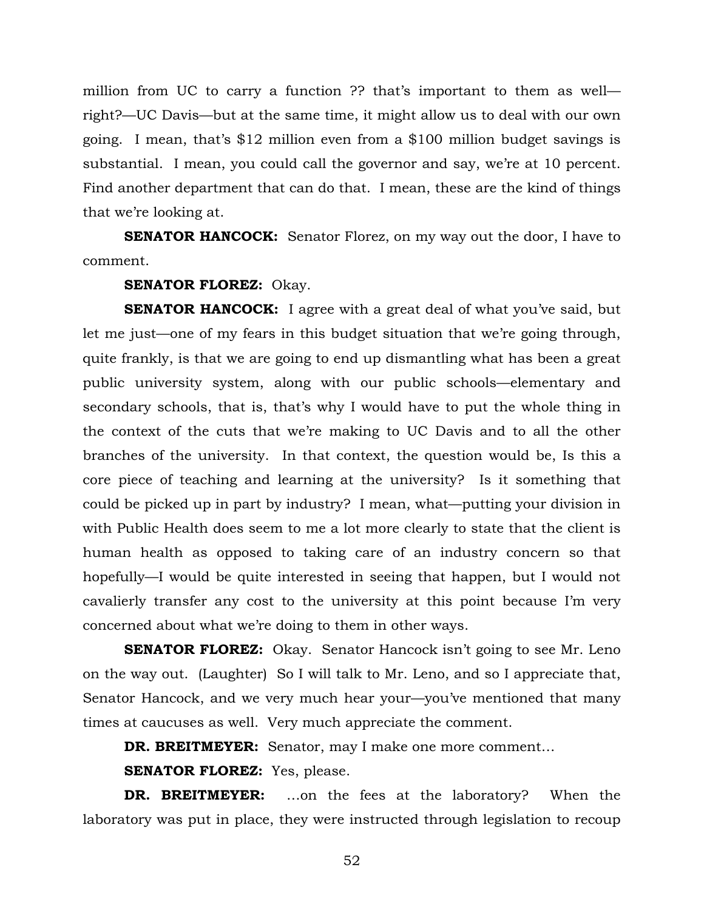million from UC to carry a function ?? that's important to them as well—right?—UC Davis—but at the same time, it might allow us to deal with our own going. I mean, that's $12 million even from a $100 million budget savings is substantial. I mean, you could call the governor and say, we're at 10 percent. Find another department that can do that. I mean, these are the kind of things that we're looking at.

**SENATOR HANCOCK:** Senator Florez, on my way out the door, I have to comment.

**SENATOR FLOREZ:** Okay.

**SENATOR HANCOCK:** I agree with a great deal of what you've said, but let me just—one of my fears in this budget situation that we're going through, quite frankly, is that we are going to end up dismantling what has been a great public university system, along with our public schools—elementary and secondary schools, that is, that's why I would have to put the whole thing in the context of the cuts that we're making to UC Davis and to all the other branches of the university. In that context, the question would be, Is this a core piece of teaching and learning at the university? Is it something that could be picked up in part by industry? I mean, what—putting your division in with Public Health does seem to me a lot more clearly to state that the client is human health as opposed to taking care of an industry concern so that hopefully—I would be quite interested in seeing that happen, but I would not cavalierly transfer any cost to the university at this point because I'm very concerned about what we're doing to them in other ways.

**SENATOR FLOREZ:** Okay. Senator Hancock isn't going to see Mr. Leno on the way out. (Laughter) So I will talk to Mr. Leno, and so I appreciate that, Senator Hancock, and we very much hear your—you've mentioned that many times at caucuses as well. Very much appreciate the comment.

**DR. BREITMEYER:** Senator, may I make one more comment…

**SENATOR FLOREZ:** Yes, please.

**DR. BREITMEYER:** …on the fees at the laboratory? When the laboratory was put in place, they were instructed through legislation to recoup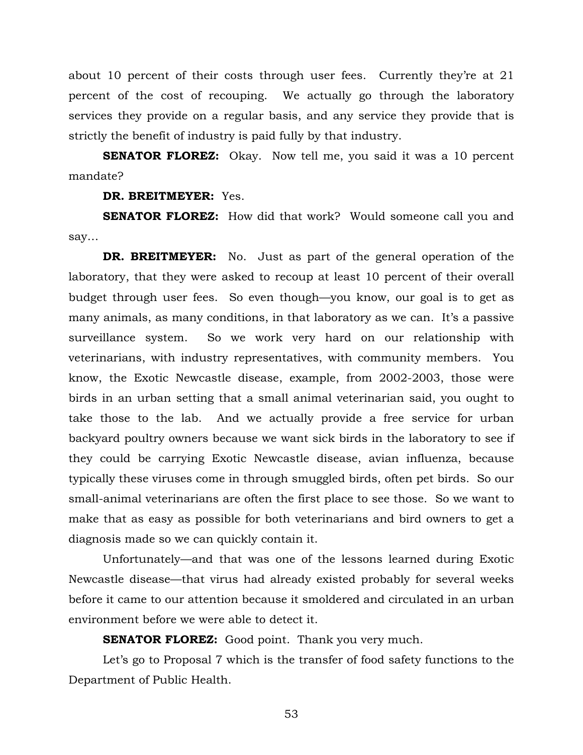about 10 percent of their costs through user fees. Currently they're at 21 percent of the cost of recouping. We actually go through the laboratory services they provide on a regular basis, and any service they provide that is strictly the benefit of industry is paid fully by that industry.

**SENATOR FLOREZ:** Okay. Now tell me, you said it was a 10 percent mandate?

**DR. BREITMEYER:** Yes.

**SENATOR FLOREZ:** How did that work? Would someone call you and say…

**DR. BREITMEYER:** No. Just as part of the general operation of the laboratory, that they were asked to recoup at least 10 percent of their overall budget through user fees. So even though—you know, our goal is to get as many animals, as many conditions, in that laboratory as we can. It's a passive surveillance system. So we work very hard on our relationship with veterinarians, with industry representatives, with community members. You know, the Exotic Newcastle disease, example, from 2002-2003, those were birds in an urban setting that a small animal veterinarian said, you ought to take those to the lab. And we actually provide a free service for urban backyard poultry owners because we want sick birds in the laboratory to see if they could be carrying Exotic Newcastle disease, avian influenza, because typically these viruses come in through smuggled birds, often pet birds. So our small-animal veterinarians are often the first place to see those. So we want to make that as easy as possible for both veterinarians and bird owners to get a diagnosis made so we can quickly contain it.

Unfortunately—and that was one of the lessons learned during Exotic Newcastle disease—that virus had already existed probably for several weeks before it came to our attention because it smoldered and circulated in an urban environment before we were able to detect it.

**SENATOR FLOREZ:** Good point. Thank you very much.

Let's go to Proposal 7 which is the transfer of food safety functions to the Department of Public Health.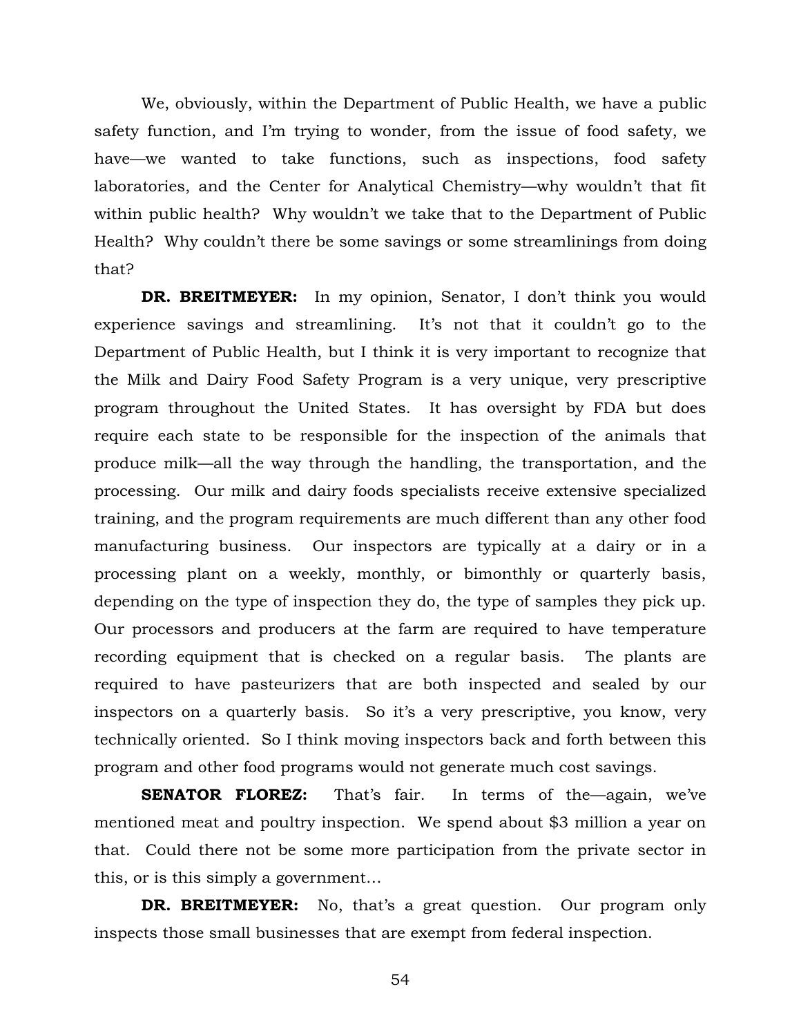We, obviously, within the Department of Public Health, we have a public safety function, and I'm trying to wonder, from the issue of food safety, we have—we wanted to take functions, such as inspections, food safety laboratories, and the Center for Analytical Chemistry—why wouldn't that fit within public health? Why wouldn't we take that to the Department of Public Health? Why couldn't there be some savings or some streamlinings from doing that?

**DR. BREITMEYER:** In my opinion, Senator, I don't think you would experience savings and streamlining. It's not that it couldn't go to the Department of Public Health, but I think it is very important to recognize that the Milk and Dairy Food Safety Program is a very unique, very prescriptive program throughout the United States. It has oversight by FDA but does require each state to be responsible for the inspection of the animals that produce milk—all the way through the handling, the transportation, and the processing. Our milk and dairy foods specialists receive extensive specialized training, and the program requirements are much different than any other food manufacturing business. Our inspectors are typically at a dairy or in a processing plant on a weekly, monthly, or bimonthly or quarterly basis, depending on the type of inspection they do, the type of samples they pick up. Our processors and producers at the farm are required to have temperature recording equipment that is checked on a regular basis. The plants are required to have pasteurizers that are both inspected and sealed by our inspectors on a quarterly basis. So it's a very prescriptive, you know, very technically oriented. So I think moving inspectors back and forth between this program and other food programs would not generate much cost savings.

**SENATOR FLOREZ:** That's fair. In terms of the—again, we've mentioned meat and poultry inspection. We spend about $3 million a year on that. Could there not be some more participation from the private sector in this, or is this simply a government…

**DR. BREITMEYER:** No, that's a great question. Our program only inspects those small businesses that are exempt from federal inspection.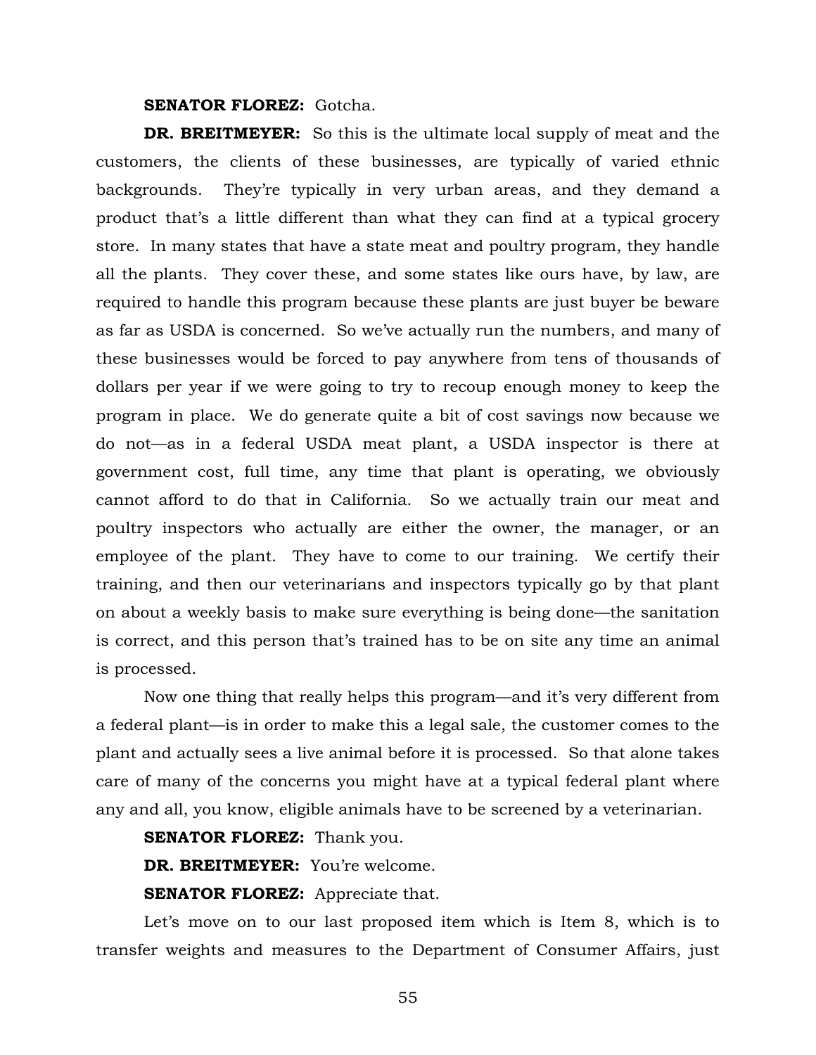**SENATOR FLOREZ:** Gotcha.

**DR. BREITMEYER:** So this is the ultimate local supply of meat and the customers, the clients of these businesses, are typically of varied ethnic backgrounds. They're typically in very urban areas, and they demand a product that's a little different than what they can find at a typical grocery store. In many states that have a state meat and poultry program, they handle all the plants. They cover these, and some states like ours have, by law, are required to handle this program because these plants are just buyer be beware as far as USDA is concerned. So we've actually run the numbers, and many of these businesses would be forced to pay anywhere from tens of thousands of dollars per year if we were going to try to recoup enough money to keep the program in place. We do generate quite a bit of cost savings now because we do not—as in a federal USDA meat plant, a USDA inspector is there at government cost, full time, any time that plant is operating, we obviously cannot afford to do that in California. So we actually train our meat and poultry inspectors who actually are either the owner, the manager, or an employee of the plant. They have to come to our training. We certify their training, and then our veterinarians and inspectors typically go by that plant on about a weekly basis to make sure everything is being done—the sanitation is correct, and this person that's trained has to be on site any time an animal is processed.

Now one thing that really helps this program—and it's very different from a federal plant—is in order to make this a legal sale, the customer comes to the plant and actually sees a live animal before it is processed. So that alone takes care of many of the concerns you might have at a typical federal plant where any and all, you know, eligible animals have to be screened by a veterinarian.

**SENATOR FLOREZ:** Thank you.

**DR. BREITMEYER:** You're welcome.

**SENATOR FLOREZ:** Appreciate that.

Let's move on to our last proposed item which is Item 8, which is to transfer weights and measures to the Department of Consumer Affairs, just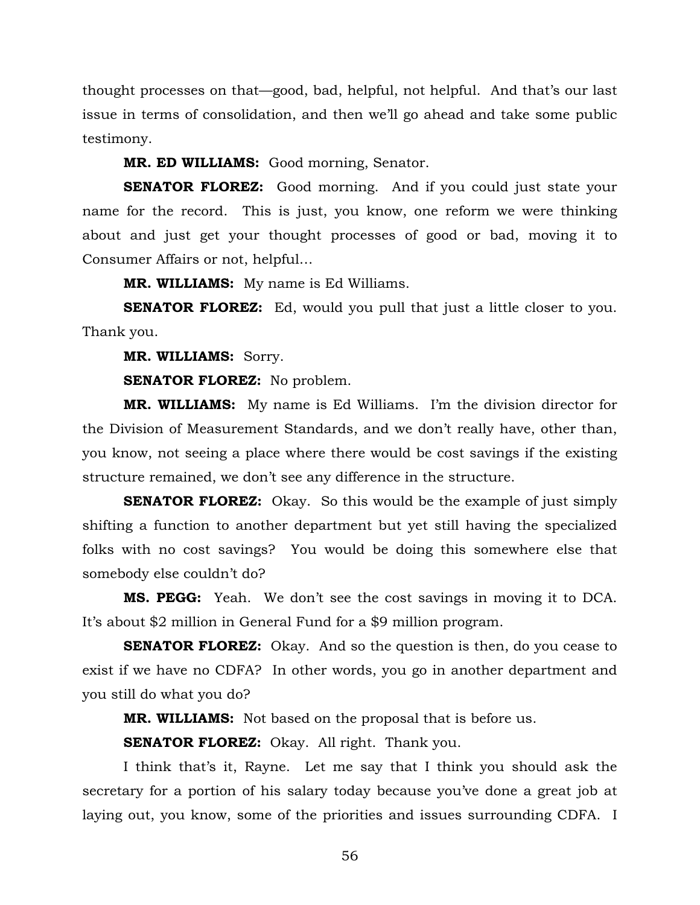thought processes on that—good, bad, helpful, not helpful. And that's our last issue in terms of consolidation, and then we'll go ahead and take some public testimony.

**MR. ED WILLIAMS:** Good morning, Senator.

**SENATOR FLOREZ:** Good morning. And if you could just state your name for the record. This is just, you know, one reform we were thinking about and just get your thought processes of good or bad, moving it to Consumer Affairs or not, helpful…

**MR. WILLIAMS:** My name is Ed Williams.

**SENATOR FLOREZ:** Ed, would you pull that just a little closer to you. Thank you.

**MR. WILLIAMS:** Sorry.

**SENATOR FLOREZ:** No problem.

**MR. WILLIAMS:** My name is Ed Williams. I'm the division director for the Division of Measurement Standards, and we don't really have, other than, you know, not seeing a place where there would be cost savings if the existing structure remained, we don't see any difference in the structure.

**SENATOR FLOREZ:** Okay. So this would be the example of just simply shifting a function to another department but yet still having the specialized folks with no cost savings? You would be doing this somewhere else that somebody else couldn't do?

**MS. PEGG:** Yeah. We don't see the cost savings in moving it to DCA. It's about $2 million in General Fund for a $9 million program.

**SENATOR FLOREZ:** Okay. And so the question is then, do you cease to exist if we have no CDFA? In other words, you go in another department and you still do what you do?

**MR. WILLIAMS:** Not based on the proposal that is before us.

**SENATOR FLOREZ:** Okay. All right. Thank you.

I think that's it, Rayne. Let me say that I think you should ask the secretary for a portion of his salary today because you've done a great job at laying out, you know, some of the priorities and issues surrounding CDFA. I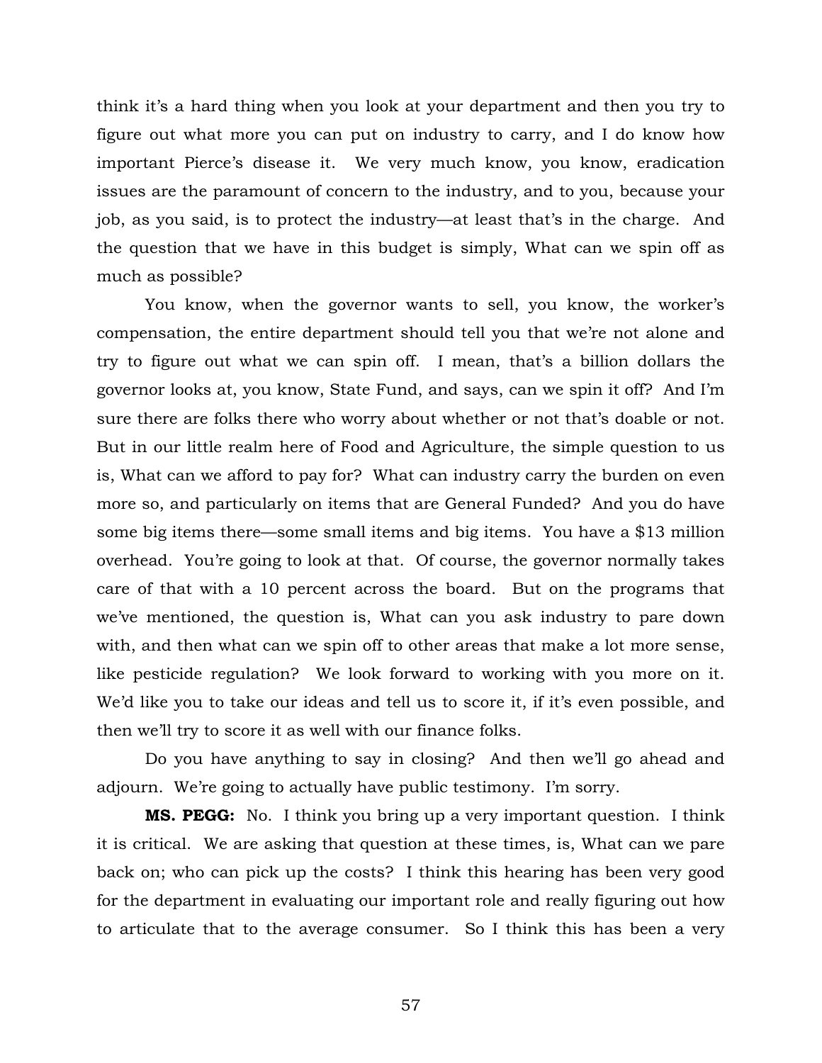think it's a hard thing when you look at your department and then you try to figure out what more you can put on industry to carry, and I do know how important Pierce's disease it. We very much know, you know, eradication issues are the paramount of concern to the industry, and to you, because your job, as you said, is to protect the industry—at least that's in the charge. And the question that we have in this budget is simply, What can we spin off as much as possible?

You know, when the governor wants to sell, you know, the worker's compensation, the entire department should tell you that we're not alone and try to figure out what we can spin off. I mean, that's a billion dollars the governor looks at, you know, State Fund, and says, can we spin it off? And I'm sure there are folks there who worry about whether or not that's doable or not. But in our little realm here of Food and Agriculture, the simple question to us is, What can we afford to pay for? What can industry carry the burden on even more so, and particularly on items that are General Funded? And you do have some big items there—some small items and big items. You have a $13 million overhead. You're going to look at that. Of course, the governor normally takes care of that with a 10 percent across the board. But on the programs that we've mentioned, the question is, What can you ask industry to pare down with, and then what can we spin off to other areas that make a lot more sense, like pesticide regulation? We look forward to working with you more on it. We'd like you to take our ideas and tell us to score it, if it's even possible, and then we'll try to score it as well with our finance folks.

Do you have anything to say in closing? And then we'll go ahead and adjourn. We're going to actually have public testimony. I'm sorry.

**MS. PEGG:** No. I think you bring up a very important question. I think it is critical. We are asking that question at these times, is, What can we pare back on; who can pick up the costs? I think this hearing has been very good for the department in evaluating our important role and really figuring out how to articulate that to the average consumer. So I think this has been a very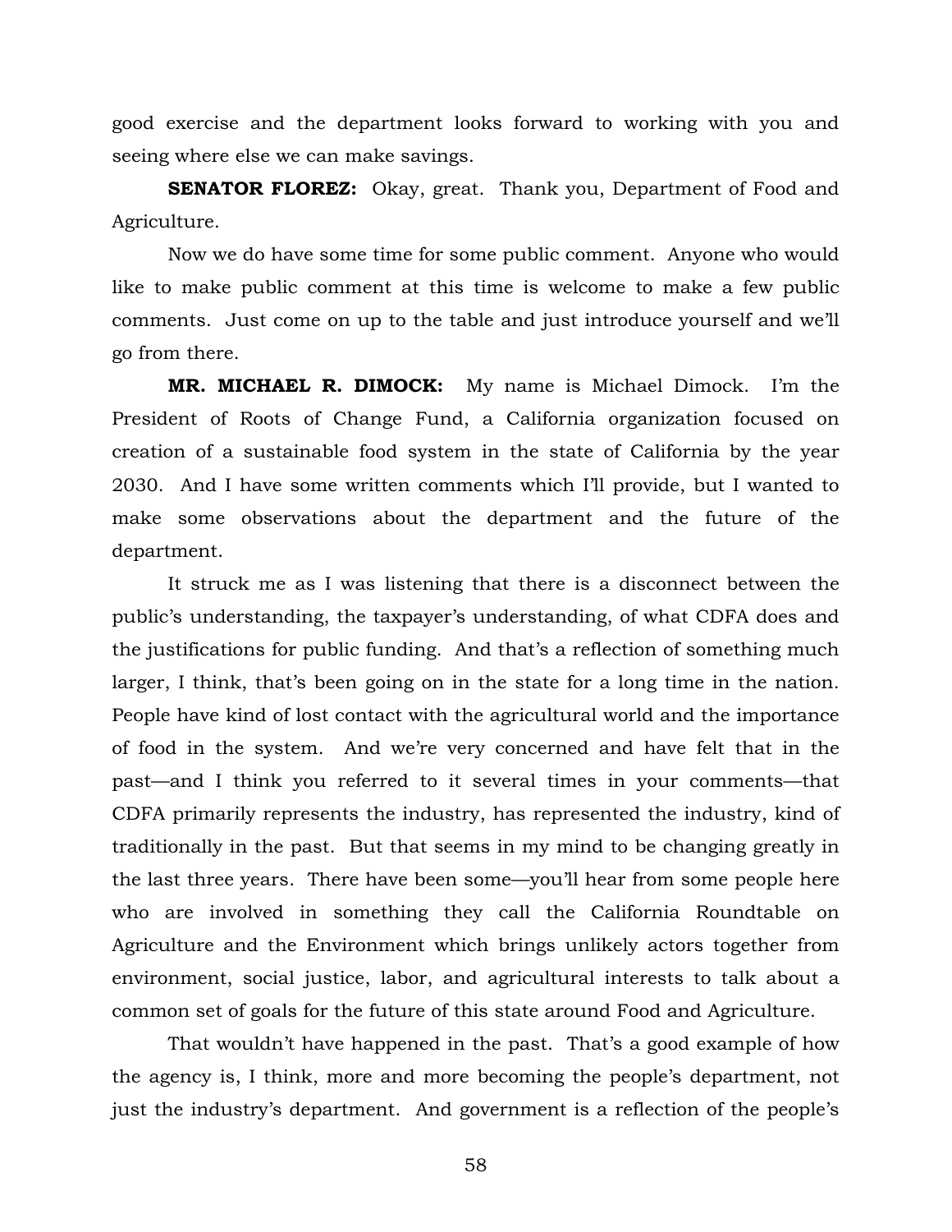good exercise and the department looks forward to working with you and seeing where else we can make savings.

**SENATOR FLOREZ:** Okay, great. Thank you, Department of Food and Agriculture.

Now we do have some time for some public comment. Anyone who would like to make public comment at this time is welcome to make a few public comments. Just come on up to the table and just introduce yourself and we'll go from there.

**MR. MICHAEL R. DIMOCK:** My name is Michael Dimock. I'm the President of Roots of Change Fund, a California organization focused on creation of a sustainable food system in the state of California by the year 2030. And I have some written comments which I'll provide, but I wanted to make some observations about the department and the future of the department.

It struck me as I was listening that there is a disconnect between the public's understanding, the taxpayer's understanding, of what CDFA does and the justifications for public funding. And that's a reflection of something much larger, I think, that's been going on in the state for a long time in the nation. People have kind of lost contact with the agricultural world and the importance of food in the system. And we're very concerned and have felt that in the past—and I think you referred to it several times in your comments—that CDFA primarily represents the industry, has represented the industry, kind of traditionally in the past. But that seems in my mind to be changing greatly in the last three years. There have been some—you'll hear from some people here who are involved in something they call the California Roundtable on Agriculture and the Environment which brings unlikely actors together from environment, social justice, labor, and agricultural interests to talk about a common set of goals for the future of this state around Food and Agriculture.

That wouldn't have happened in the past. That's a good example of how the agency is, I think, more and more becoming the people's department, not just the industry's department. And government is a reflection of the people's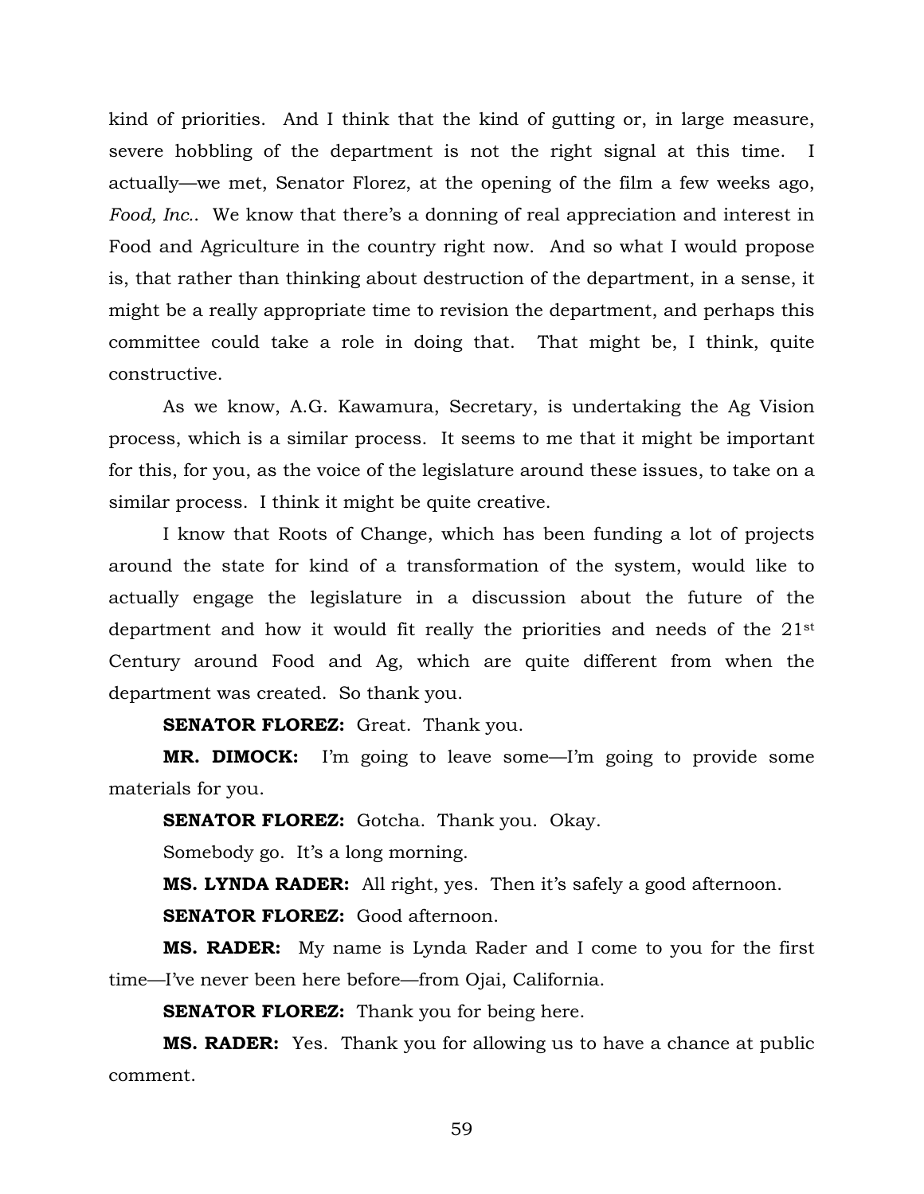kind of priorities. And I think that the kind of gutting or, in large measure, severe hobbling of the department is not the right signal at this time. I actually—we met, Senator Florez, at the opening of the film a few weeks ago, *Food, Inc.*. We know that there's a donning of real appreciation and interest in Food and Agriculture in the country right now. And so what I would propose is, that rather than thinking about destruction of the department, in a sense, it might be a really appropriate time to revision the department, and perhaps this committee could take a role in doing that. That might be, I think, quite constructive.

As we know, A.G. Kawamura, Secretary, is undertaking the Ag Vision process, which is a similar process. It seems to me that it might be important for this, for you, as the voice of the legislature around these issues, to take on a similar process. I think it might be quite creative.

I know that Roots of Change, which has been funding a lot of projects around the state for kind of a transformation of the system, would like to actually engage the legislature in a discussion about the future of the department and how it would fit really the priorities and needs of the 21st Century around Food and Ag, which are quite different from when the department was created. So thank you.

**SENATOR FLOREZ:** Great. Thank you.

**MR. DIMOCK:** I'm going to leave some—I'm going to provide some materials for you.

**SENATOR FLOREZ:** Gotcha. Thank you. Okay.

Somebody go. It's a long morning.

**MS. LYNDA RADER:** All right, yes. Then it's safely a good afternoon.

**SENATOR FLOREZ:** Good afternoon.

**MS. RADER:** My name is Lynda Rader and I come to you for the first time—I've never been here before—from Ojai, California.

**SENATOR FLOREZ:** Thank you for being here.

**MS. RADER:** Yes. Thank you for allowing us to have a chance at public comment.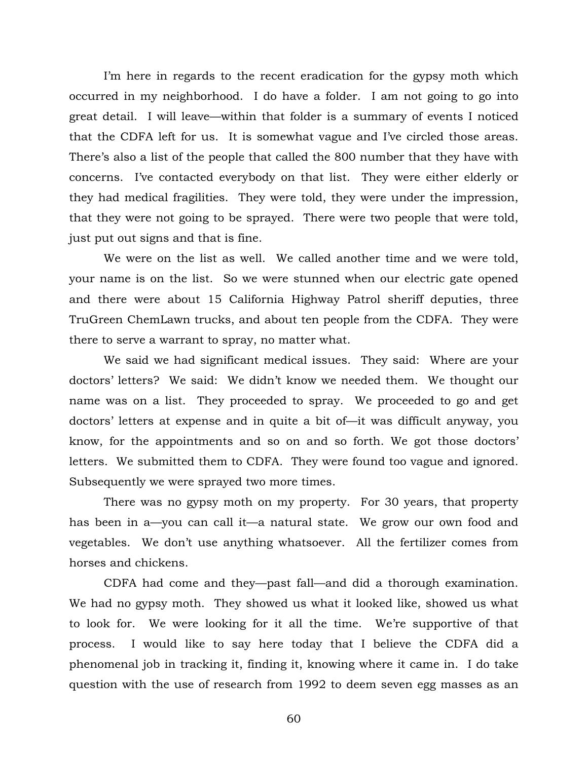I'm here in regards to the recent eradication for the gypsy moth which occurred in my neighborhood. I do have a folder. I am not going to go into great detail. I will leave—within that folder is a summary of events I noticed that the CDFA left for us. It is somewhat vague and I've circled those areas. There's also a list of the people that called the 800 number that they have with concerns. I've contacted everybody on that list. They were either elderly or they had medical fragilities. They were told, they were under the impression, that they were not going to be sprayed. There were two people that were told, just put out signs and that is fine.

We were on the list as well. We called another time and we were told, your name is on the list. So we were stunned when our electric gate opened and there were about 15 California Highway Patrol sheriff deputies, three TruGreen ChemLawn trucks, and about ten people from the CDFA. They were there to serve a warrant to spray, no matter what.

We said we had significant medical issues. They said: Where are your doctors' letters? We said: We didn't know we needed them. We thought our name was on a list. They proceeded to spray. We proceeded to go and get doctors' letters at expense and in quite a bit of—it was difficult anyway, you know, for the appointments and so on and so forth. We got those doctors' letters. We submitted them to CDFA. They were found too vague and ignored. Subsequently we were sprayed two more times.

There was no gypsy moth on my property. For 30 years, that property has been in a—you can call it—a natural state. We grow our own food and vegetables. We don't use anything whatsoever. All the fertilizer comes from horses and chickens.

CDFA had come and they—past fall—and did a thorough examination. We had no gypsy moth. They showed us what it looked like, showed us what to look for. We were looking for it all the time. We're supportive of that process. I would like to say here today that I believe the CDFA did a phenomenal job in tracking it, finding it, knowing where it came in. I do take question with the use of research from 1992 to deem seven egg masses as an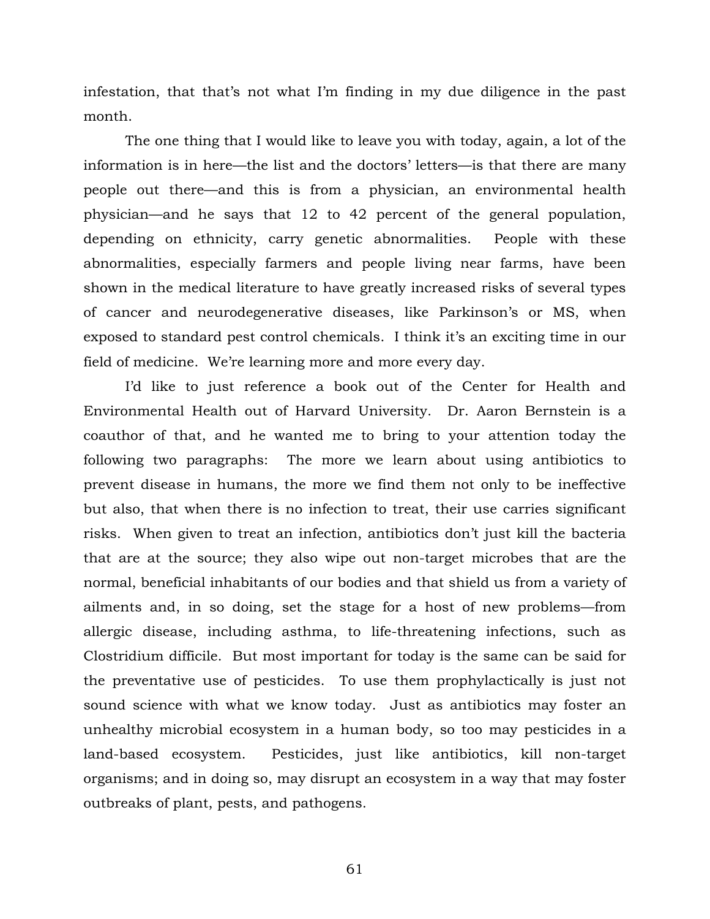infestation, that that's not what I'm finding in my due diligence in the past month.

The one thing that I would like to leave you with today, again, a lot of the information is in here—the list and the doctors' letters—is that there are many people out there—and this is from a physician, an environmental health physician—and he says that 12 to 42 percent of the general population, depending on ethnicity, carry genetic abnormalities. People with these abnormalities, especially farmers and people living near farms, have been shown in the medical literature to have greatly increased risks of several types of cancer and neurodegenerative diseases, like Parkinson's or MS, when exposed to standard pest control chemicals. I think it's an exciting time in our field of medicine. We're learning more and more every day.

I'd like to just reference a book out of the Center for Health and Environmental Health out of Harvard University. Dr. Aaron Bernstein is a coauthor of that, and he wanted me to bring to your attention today the following two paragraphs: The more we learn about using antibiotics to prevent disease in humans, the more we find them not only to be ineffective but also, that when there is no infection to treat, their use carries significant risks. When given to treat an infection, antibiotics don't just kill the bacteria that are at the source; they also wipe out non-target microbes that are the normal, beneficial inhabitants of our bodies and that shield us from a variety of ailments and, in so doing, set the stage for a host of new problems—from allergic disease, including asthma, to life-threatening infections, such as Clostridium difficile. But most important for today is the same can be said for the preventative use of pesticides. To use them prophylactically is just not sound science with what we know today. Just as antibiotics may foster an unhealthy microbial ecosystem in a human body, so too may pesticides in a land-based ecosystem. Pesticides, just like antibiotics, kill non-target organisms; and in doing so, may disrupt an ecosystem in a way that may foster outbreaks of plant, pests, and pathogens.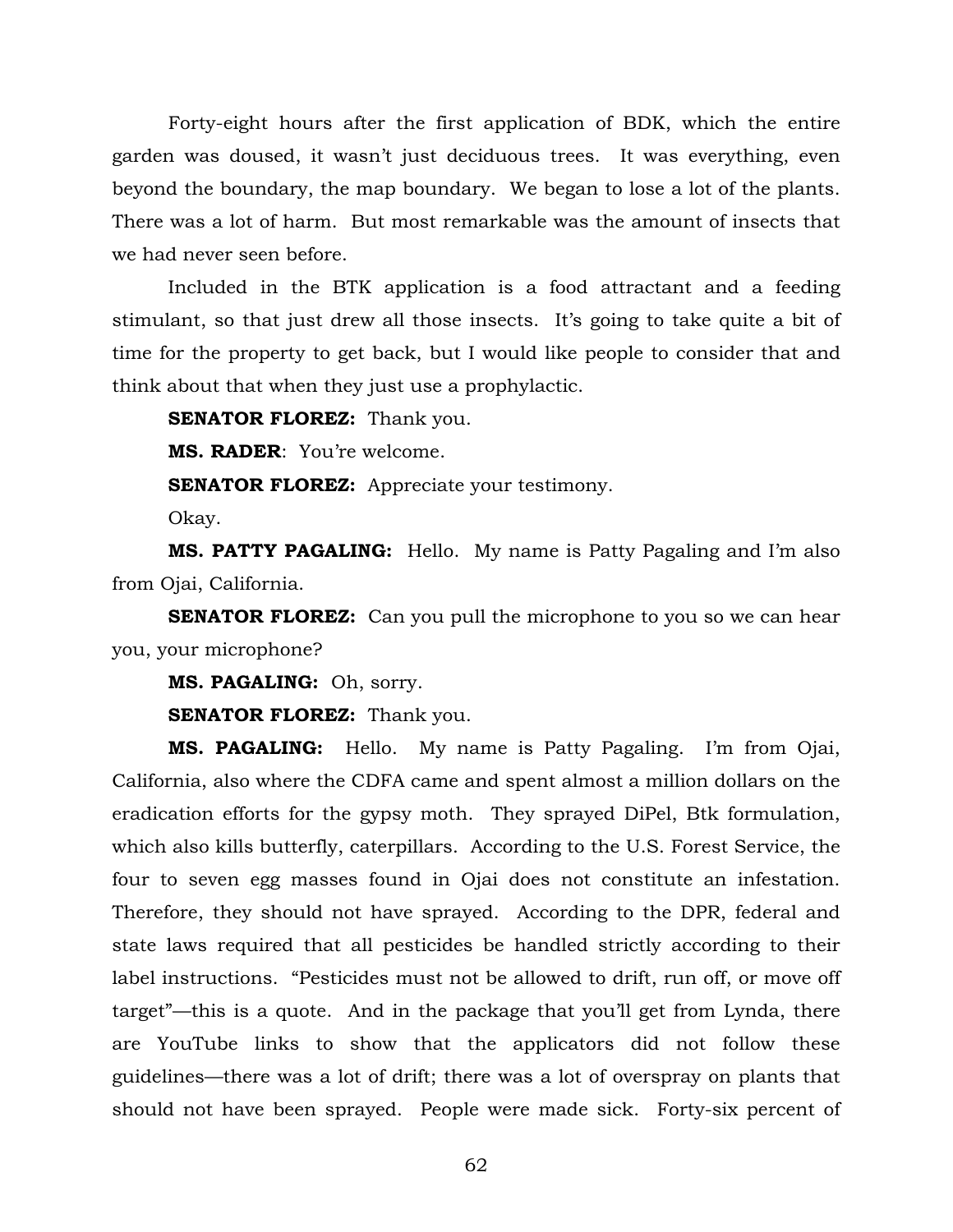Forty-eight hours after the first application of BDK, which the entire garden was doused, it wasn't just deciduous trees. It was everything, even beyond the boundary, the map boundary. We began to lose a lot of the plants. There was a lot of harm. But most remarkable was the amount of insects that we had never seen before.

Included in the BTK application is a food attractant and a feeding stimulant, so that just drew all those insects. It's going to take quite a bit of time for the property to get back, but I would like people to consider that and think about that when they just use a prophylactic.

**SENATOR FLOREZ:** Thank you.

**MS. RADER**: You're welcome.

**SENATOR FLOREZ:** Appreciate your testimony.

Okay.

**MS. PATTY PAGALING:** Hello. My name is Patty Pagaling and I'm also from Ojai, California.

**SENATOR FLOREZ:** Can you pull the microphone to you so we can hear you, your microphone?

**MS. PAGALING:** Oh, sorry.

**SENATOR FLOREZ:** Thank you.

**MS. PAGALING:** Hello. My name is Patty Pagaling. I'm from Ojai, California, also where the CDFA came and spent almost a million dollars on the eradication efforts for the gypsy moth. They sprayed DiPel, Btk formulation, which also kills butterfly, caterpillars. According to the U.S. Forest Service, the four to seven egg masses found in Ojai does not constitute an infestation. Therefore, they should not have sprayed. According to the DPR, federal and state laws required that all pesticides be handled strictly according to their label instructions. "Pesticides must not be allowed to drift, run off, or move off target"—this is a quote. And in the package that you'll get from Lynda, there are YouTube links to show that the applicators did not follow these guidelines—there was a lot of drift; there was a lot of overspray on plants that should not have been sprayed. People were made sick. Forty-six percent of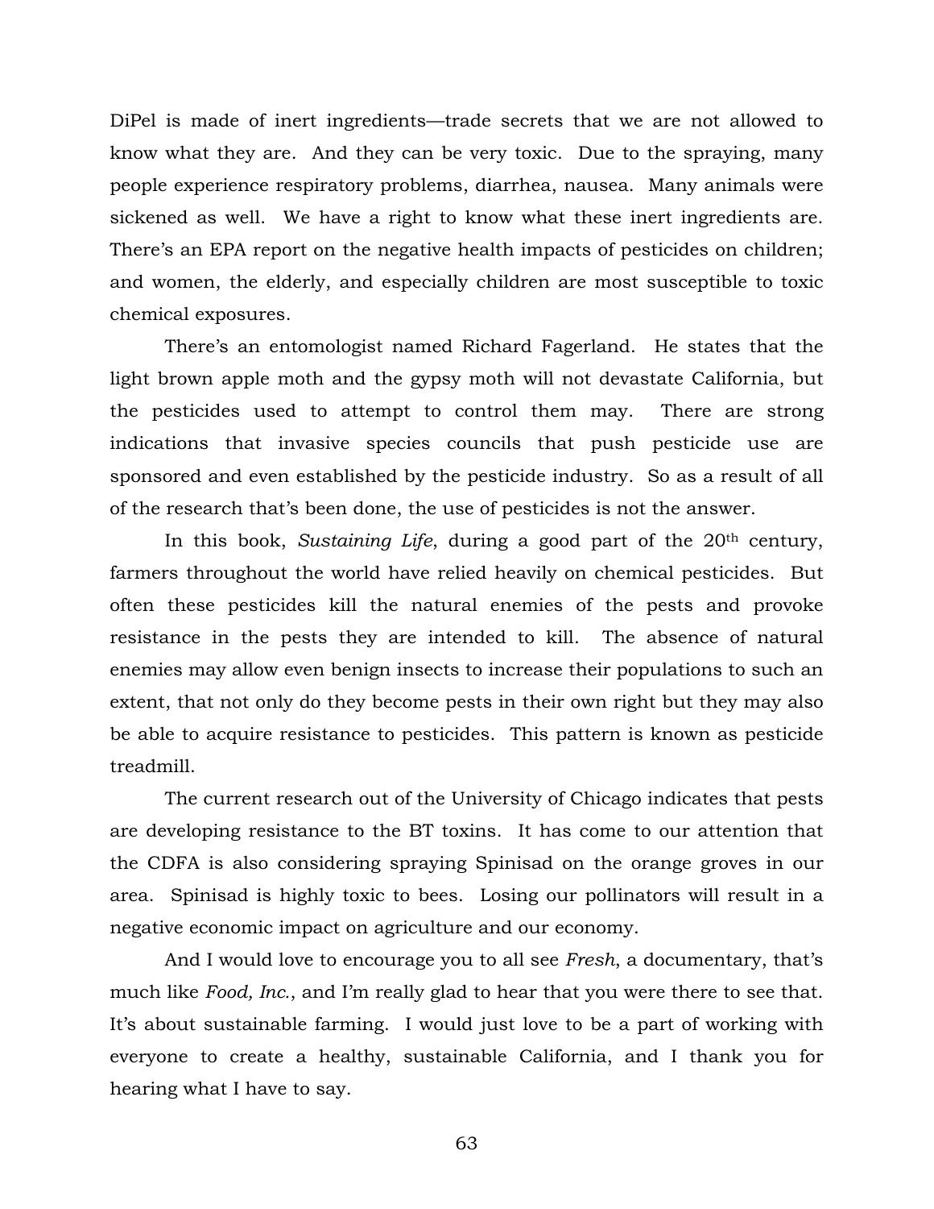DiPel is made of inert ingredients—trade secrets that we are not allowed to know what they are. And they can be very toxic. Due to the spraying, many people experience respiratory problems, diarrhea, nausea. Many animals were sickened as well. We have a right to know what these inert ingredients are. There's an EPA report on the negative health impacts of pesticides on children; and women, the elderly, and especially children are most susceptible to toxic chemical exposures.

There's an entomologist named Richard Fagerland. He states that the light brown apple moth and the gypsy moth will not devastate California, but the pesticides used to attempt to control them may. There are strong indications that invasive species councils that push pesticide use are sponsored and even established by the pesticide industry. So as a result of all of the research that's been done, the use of pesticides is not the answer.

In this book, *Sustaining Life*, during a good part of the 20th century, farmers throughout the world have relied heavily on chemical pesticides. But often these pesticides kill the natural enemies of the pests and provoke resistance in the pests they are intended to kill. The absence of natural enemies may allow even benign insects to increase their populations to such an extent, that not only do they become pests in their own right but they may also be able to acquire resistance to pesticides. This pattern is known as pesticide treadmill.

The current research out of the University of Chicago indicates that pests are developing resistance to the BT toxins. It has come to our attention that the CDFA is also considering spraying Spinisad on the orange groves in our area. Spinisad is highly toxic to bees. Losing our pollinators will result in a negative economic impact on agriculture and our economy.

And I would love to encourage you to all see *Fresh*, a documentary, that's much like *Food, Inc.*, and I'm really glad to hear that you were there to see that. It's about sustainable farming. I would just love to be a part of working with everyone to create a healthy, sustainable California, and I thank you for hearing what I have to say.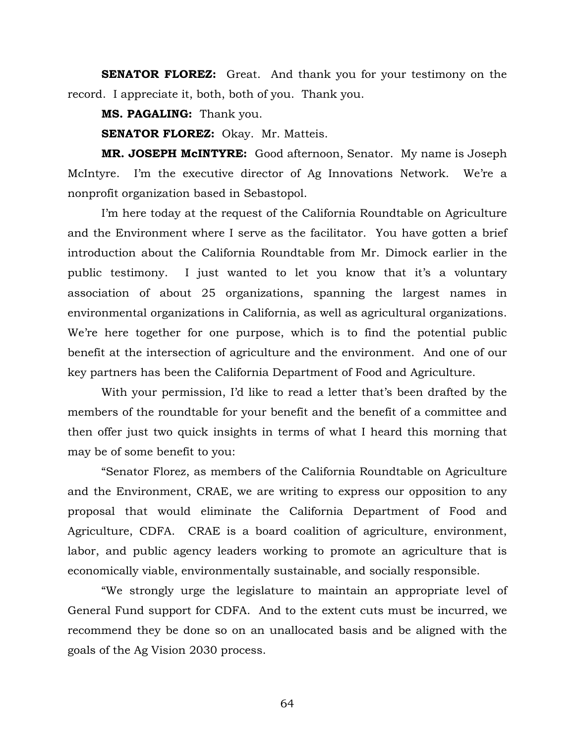**SENATOR FLOREZ:** Great. And thank you for your testimony on the record. I appreciate it, both, both of you. Thank you.

**MS. PAGALING:** Thank you.

**SENATOR FLOREZ:** Okay. Mr. Matteis.

**MR. JOSEPH McINTYRE:** Good afternoon, Senator. My name is Joseph McIntyre. I'm the executive director of Ag Innovations Network. We're a nonprofit organization based in Sebastopol.

I'm here today at the request of the California Roundtable on Agriculture and the Environment where I serve as the facilitator. You have gotten a brief introduction about the California Roundtable from Mr. Dimock earlier in the public testimony. I just wanted to let you know that it's a voluntary association of about 25 organizations, spanning the largest names in environmental organizations in California, as well as agricultural organizations. We're here together for one purpose, which is to find the potential public benefit at the intersection of agriculture and the environment. And one of our key partners has been the California Department of Food and Agriculture.

With your permission, I'd like to read a letter that's been drafted by the members of the roundtable for your benefit and the benefit of a committee and then offer just two quick insights in terms of what I heard this morning that may be of some benefit to you:

"Senator Florez, as members of the California Roundtable on Agriculture and the Environment, CRAE, we are writing to express our opposition to any proposal that would eliminate the California Department of Food and Agriculture, CDFA. CRAE is a board coalition of agriculture, environment, labor, and public agency leaders working to promote an agriculture that is economically viable, environmentally sustainable, and socially responsible.

"We strongly urge the legislature to maintain an appropriate level of General Fund support for CDFA. And to the extent cuts must be incurred, we recommend they be done so on an unallocated basis and be aligned with the goals of the Ag Vision 2030 process.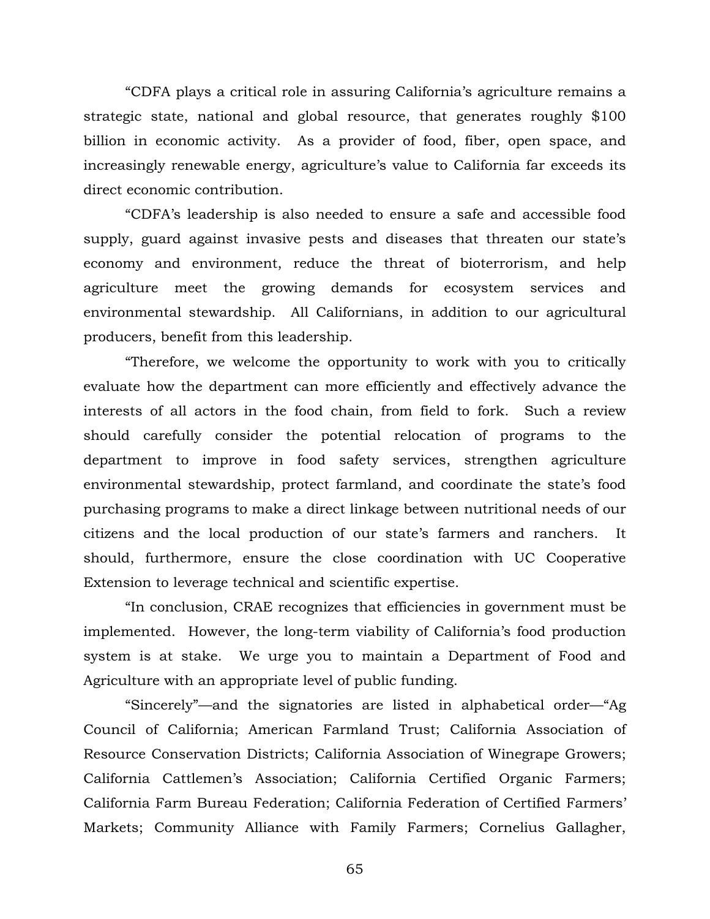"CDFA plays a critical role in assuring California's agriculture remains a strategic state, national and global resource, that generates roughly $100 billion in economic activity. As a provider of food, fiber, open space, and increasingly renewable energy, agriculture's value to California far exceeds its direct economic contribution.

"CDFA's leadership is also needed to ensure a safe and accessible food supply, guard against invasive pests and diseases that threaten our state's economy and environment, reduce the threat of bioterrorism, and help agriculture meet the growing demands for ecosystem services and environmental stewardship. All Californians, in addition to our agricultural producers, benefit from this leadership.

"Therefore, we welcome the opportunity to work with you to critically evaluate how the department can more efficiently and effectively advance the interests of all actors in the food chain, from field to fork. Such a review should carefully consider the potential relocation of programs to the department to improve in food safety services, strengthen agriculture environmental stewardship, protect farmland, and coordinate the state's food purchasing programs to make a direct linkage between nutritional needs of our citizens and the local production of our state's farmers and ranchers. It should, furthermore, ensure the close coordination with UC Cooperative Extension to leverage technical and scientific expertise.

"In conclusion, CRAE recognizes that efficiencies in government must be implemented. However, the long-term viability of California's food production system is at stake. We urge you to maintain a Department of Food and Agriculture with an appropriate level of public funding.

"Sincerely"—and the signatories are listed in alphabetical order—"Ag Council of California; American Farmland Trust; California Association of Resource Conservation Districts; California Association of Winegrape Growers; California Cattlemen's Association; California Certified Organic Farmers; California Farm Bureau Federation; California Federation of Certified Farmers' Markets; Community Alliance with Family Farmers; Cornelius Gallagher,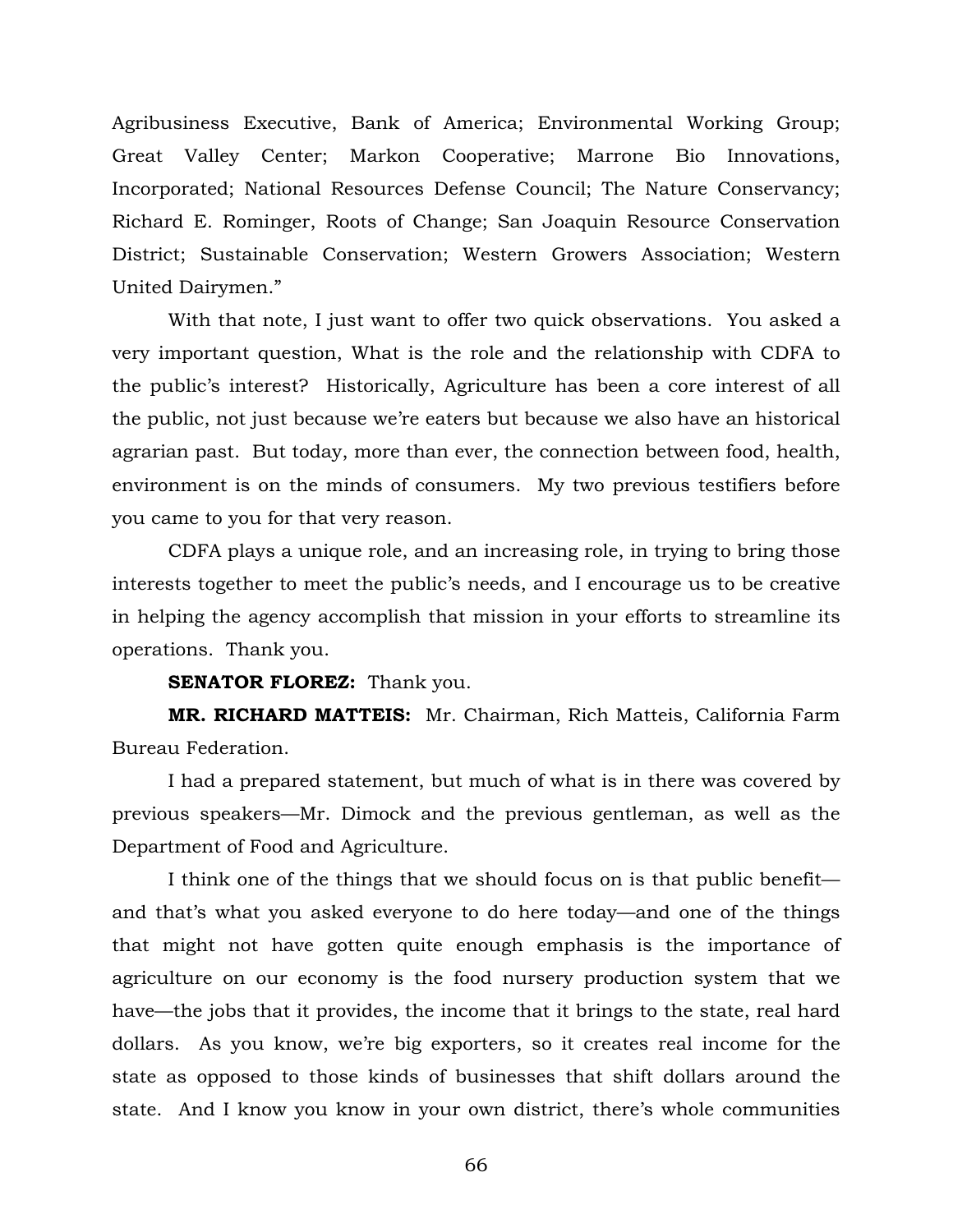Agribusiness Executive, Bank of America; Environmental Working Group; Great Valley Center; Markon Cooperative; Marrone Bio Innovations, Incorporated; National Resources Defense Council; The Nature Conservancy; Richard E. Rominger, Roots of Change; San Joaquin Resource Conservation District; Sustainable Conservation; Western Growers Association; Western United Dairymen."

With that note, I just want to offer two quick observations. You asked a very important question, What is the role and the relationship with CDFA to the public's interest? Historically, Agriculture has been a core interest of all the public, not just because we're eaters but because we also have an historical agrarian past. But today, more than ever, the connection between food, health, environment is on the minds of consumers. My two previous testifiers before you came to you for that very reason.

CDFA plays a unique role, and an increasing role, in trying to bring those interests together to meet the public's needs, and I encourage us to be creative in helping the agency accomplish that mission in your efforts to streamline its operations. Thank you.

**SENATOR FLOREZ:** Thank you.

**MR. RICHARD MATTEIS:** Mr. Chairman, Rich Matteis, California Farm Bureau Federation.

I had a prepared statement, but much of what is in there was covered by previous speakers—Mr. Dimock and the previous gentleman, as well as the Department of Food and Agriculture.

I think one of the things that we should focus on is that public benefit—and that's what you asked everyone to do here today—and one of the things that might not have gotten quite enough emphasis is the importance of agriculture on our economy is the food nursery production system that we have—the jobs that it provides, the income that it brings to the state, real hard dollars. As you know, we're big exporters, so it creates real income for the state as opposed to those kinds of businesses that shift dollars around the state. And I know you know in your own district, there's whole communities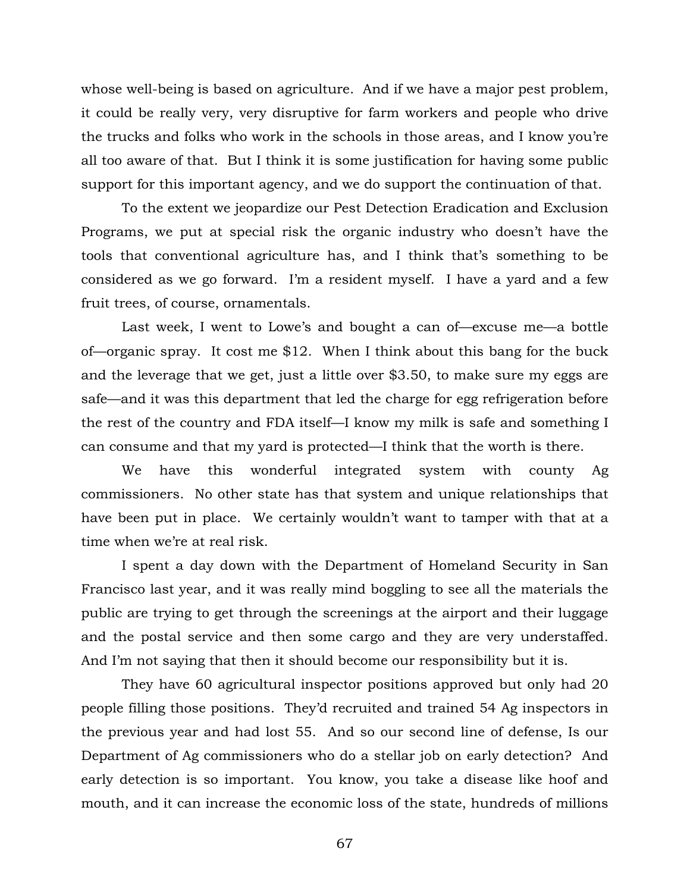whose well-being is based on agriculture. And if we have a major pest problem, it could be really very, very disruptive for farm workers and people who drive the trucks and folks who work in the schools in those areas, and I know you're all too aware of that. But I think it is some justification for having some public support for this important agency, and we do support the continuation of that.

To the extent we jeopardize our Pest Detection Eradication and Exclusion Programs, we put at special risk the organic industry who doesn't have the tools that conventional agriculture has, and I think that's something to be considered as we go forward. I'm a resident myself. I have a yard and a few fruit trees, of course, ornamentals.

Last week, I went to Lowe's and bought a can of—excuse me—a bottle of—organic spray. It cost me $12. When I think about this bang for the buck and the leverage that we get, just a little over $3.50, to make sure my eggs are safe—and it was this department that led the charge for egg refrigeration before the rest of the country and FDA itself—I know my milk is safe and something I can consume and that my yard is protected—I think that the worth is there.

We have this wonderful integrated system with county Ag commissioners. No other state has that system and unique relationships that have been put in place. We certainly wouldn't want to tamper with that at a time when we're at real risk.

I spent a day down with the Department of Homeland Security in San Francisco last year, and it was really mind boggling to see all the materials the public are trying to get through the screenings at the airport and their luggage and the postal service and then some cargo and they are very understaffed. And I'm not saying that then it should become our responsibility but it is.

They have 60 agricultural inspector positions approved but only had 20 people filling those positions. They'd recruited and trained 54 Ag inspectors in the previous year and had lost 55. And so our second line of defense, Is our Department of Ag commissioners who do a stellar job on early detection? And early detection is so important. You know, you take a disease like hoof and mouth, and it can increase the economic loss of the state, hundreds of millions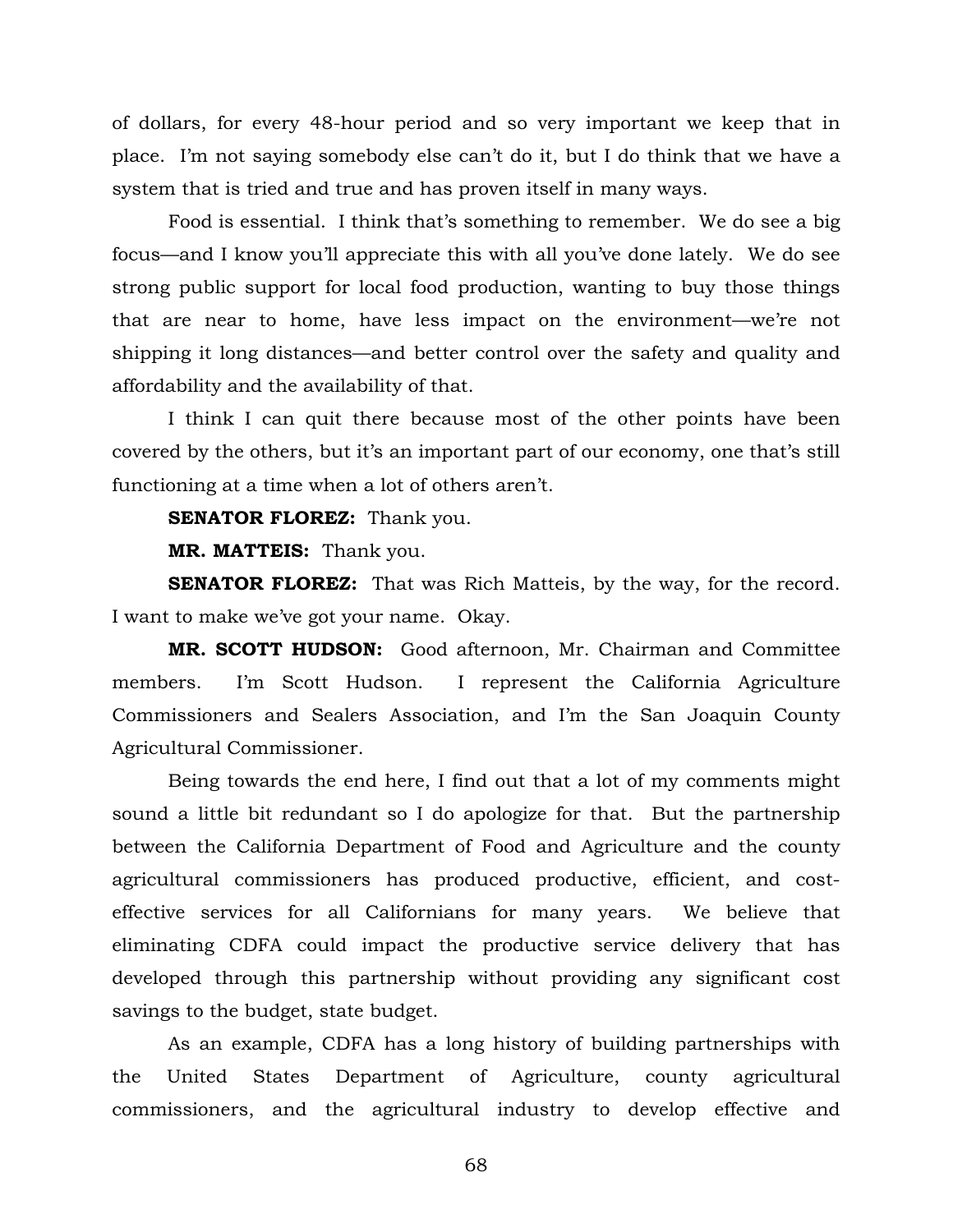of dollars, for every 48-hour period and so very important we keep that in place. I'm not saying somebody else can't do it, but I do think that we have a system that is tried and true and has proven itself in many ways.

Food is essential. I think that's something to remember. We do see a big focus—and I know you'll appreciate this with all you've done lately. We do see strong public support for local food production, wanting to buy those things that are near to home, have less impact on the environment—we're not shipping it long distances—and better control over the safety and quality and affordability and the availability of that.

I think I can quit there because most of the other points have been covered by the others, but it's an important part of our economy, one that's still functioning at a time when a lot of others aren't.

**SENATOR FLOREZ:** Thank you.

**MR. MATTEIS:** Thank you.

**SENATOR FLOREZ:** That was Rich Matteis, by the way, for the record. I want to make we've got your name. Okay.

**MR. SCOTT HUDSON:** Good afternoon, Mr. Chairman and Committee members. I'm Scott Hudson. I represent the California Agriculture Commissioners and Sealers Association, and I'm the San Joaquin County Agricultural Commissioner.

Being towards the end here, I find out that a lot of my comments might sound a little bit redundant so I do apologize for that. But the partnership between the California Department of Food and Agriculture and the county agricultural commissioners has produced productive, efficient, and cost-effective services for all Californians for many years. We believe that eliminating CDFA could impact the productive service delivery that has developed through this partnership without providing any significant cost savings to the budget, state budget.

As an example, CDFA has a long history of building partnerships with the United States Department of Agriculture, county agricultural commissioners, and the agricultural industry to develop effective and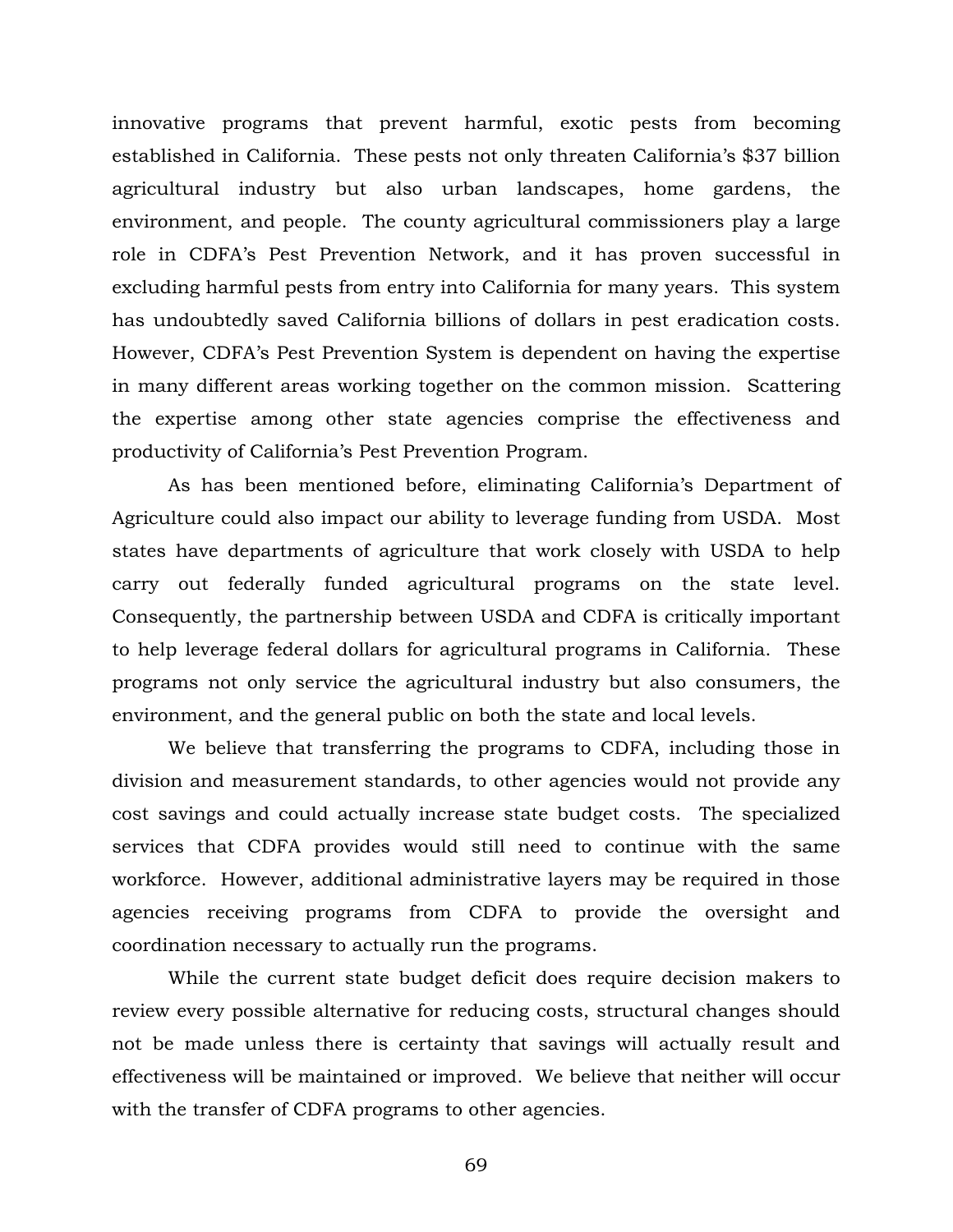innovative programs that prevent harmful, exotic pests from becoming established in California. These pests not only threaten California's $37 billion agricultural industry but also urban landscapes, home gardens, the environment, and people. The county agricultural commissioners play a large role in CDFA's Pest Prevention Network, and it has proven successful in excluding harmful pests from entry into California for many years. This system has undoubtedly saved California billions of dollars in pest eradication costs. However, CDFA's Pest Prevention System is dependent on having the expertise in many different areas working together on the common mission. Scattering the expertise among other state agencies comprise the effectiveness and productivity of California's Pest Prevention Program.

As has been mentioned before, eliminating California's Department of Agriculture could also impact our ability to leverage funding from USDA. Most states have departments of agriculture that work closely with USDA to help carry out federally funded agricultural programs on the state level. Consequently, the partnership between USDA and CDFA is critically important to help leverage federal dollars for agricultural programs in California. These programs not only service the agricultural industry but also consumers, the environment, and the general public on both the state and local levels.

We believe that transferring the programs to CDFA, including those in division and measurement standards, to other agencies would not provide any cost savings and could actually increase state budget costs. The specialized services that CDFA provides would still need to continue with the same workforce. However, additional administrative layers may be required in those agencies receiving programs from CDFA to provide the oversight and coordination necessary to actually run the programs.

While the current state budget deficit does require decision makers to review every possible alternative for reducing costs, structural changes should not be made unless there is certainty that savings will actually result and effectiveness will be maintained or improved. We believe that neither will occur with the transfer of CDFA programs to other agencies.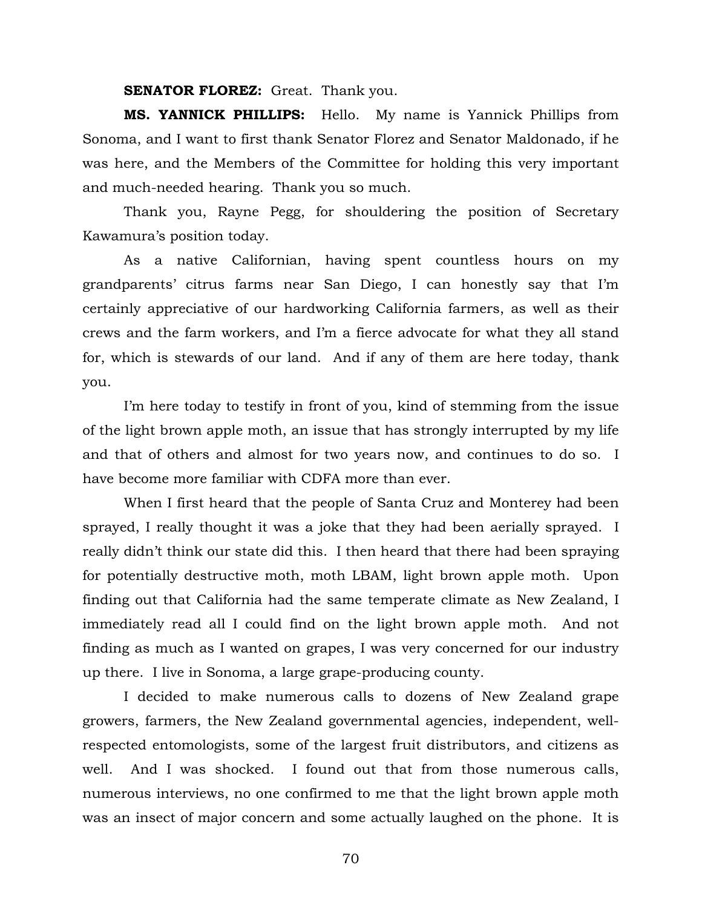**SENATOR FLOREZ:** Great. Thank you.

**MS. YANNICK PHILLIPS:** Hello. My name is Yannick Phillips from Sonoma, and I want to first thank Senator Florez and Senator Maldonado, if he was here, and the Members of the Committee for holding this very important and much-needed hearing. Thank you so much.

Thank you, Rayne Pegg, for shouldering the position of Secretary Kawamura's position today.

As a native Californian, having spent countless hours on my grandparents' citrus farms near San Diego, I can honestly say that I'm certainly appreciative of our hardworking California farmers, as well as their crews and the farm workers, and I'm a fierce advocate for what they all stand for, which is stewards of our land. And if any of them are here today, thank you.

I'm here today to testify in front of you, kind of stemming from the issue of the light brown apple moth, an issue that has strongly interrupted by my life and that of others and almost for two years now, and continues to do so. I have become more familiar with CDFA more than ever.

When I first heard that the people of Santa Cruz and Monterey had been sprayed, I really thought it was a joke that they had been aerially sprayed. I really didn't think our state did this. I then heard that there had been spraying for potentially destructive moth, moth LBAM, light brown apple moth. Upon finding out that California had the same temperate climate as New Zealand, I immediately read all I could find on the light brown apple moth. And not finding as much as I wanted on grapes, I was very concerned for our industry up there. I live in Sonoma, a large grape-producing county.

I decided to make numerous calls to dozens of New Zealand grape growers, farmers, the New Zealand governmental agencies, independent, well-respected entomologists, some of the largest fruit distributors, and citizens as well. And I was shocked. I found out that from those numerous calls, numerous interviews, no one confirmed to me that the light brown apple moth was an insect of major concern and some actually laughed on the phone. It is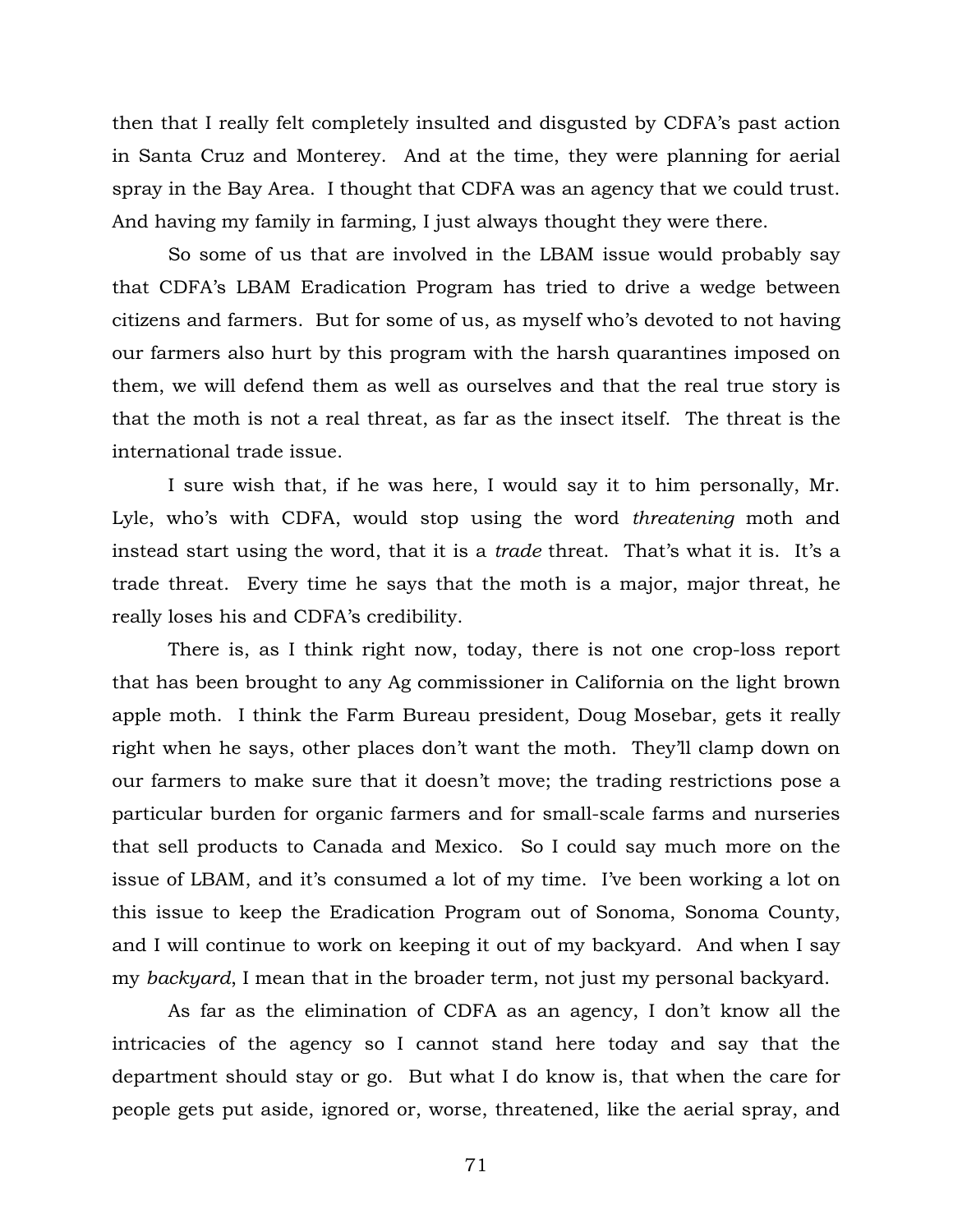then that I really felt completely insulted and disgusted by CDFA's past action in Santa Cruz and Monterey. And at the time, they were planning for aerial spray in the Bay Area. I thought that CDFA was an agency that we could trust. And having my family in farming, I just always thought they were there.

So some of us that are involved in the LBAM issue would probably say that CDFA's LBAM Eradication Program has tried to drive a wedge between citizens and farmers. But for some of us, as myself who's devoted to not having our farmers also hurt by this program with the harsh quarantines imposed on them, we will defend them as well as ourselves and that the real true story is that the moth is not a real threat, as far as the insect itself. The threat is the international trade issue.

I sure wish that, if he was here, I would say it to him personally, Mr. Lyle, who's with CDFA, would stop using the word *threatening* moth and instead start using the word, that it is a *trade* threat. That's what it is. It's a trade threat. Every time he says that the moth is a major, major threat, he really loses his and CDFA's credibility.

There is, as I think right now, today, there is not one crop-loss report that has been brought to any Ag commissioner in California on the light brown apple moth. I think the Farm Bureau president, Doug Mosebar, gets it really right when he says, other places don't want the moth. They'll clamp down on our farmers to make sure that it doesn't move; the trading restrictions pose a particular burden for organic farmers and for small-scale farms and nurseries that sell products to Canada and Mexico. So I could say much more on the issue of LBAM, and it's consumed a lot of my time. I've been working a lot on this issue to keep the Eradication Program out of Sonoma, Sonoma County, and I will continue to work on keeping it out of my backyard. And when I say my *backyard*, I mean that in the broader term, not just my personal backyard.

As far as the elimination of CDFA as an agency, I don't know all the intricacies of the agency so I cannot stand here today and say that the department should stay or go. But what I do know is, that when the care for people gets put aside, ignored or, worse, threatened, like the aerial spray, and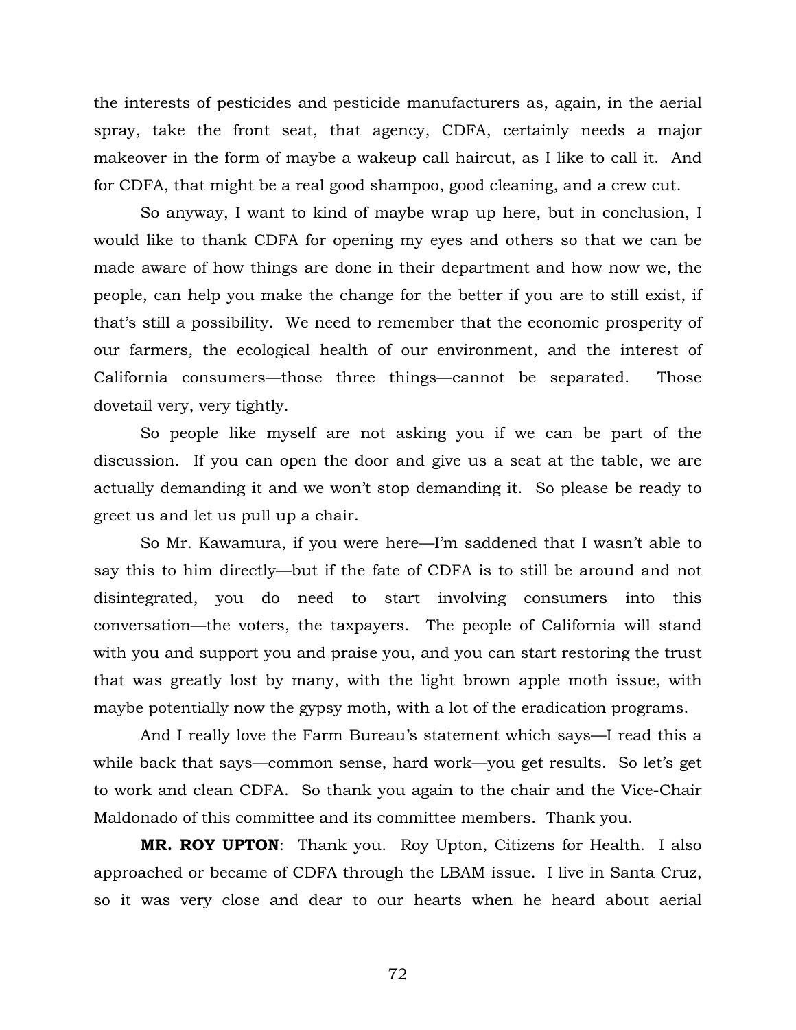the interests of pesticides and pesticide manufacturers as, again, in the aerial spray, take the front seat, that agency, CDFA, certainly needs a major makeover in the form of maybe a wakeup call haircut, as I like to call it. And for CDFA, that might be a real good shampoo, good cleaning, and a crew cut.

So anyway, I want to kind of maybe wrap up here, but in conclusion, I would like to thank CDFA for opening my eyes and others so that we can be made aware of how things are done in their department and how now we, the people, can help you make the change for the better if you are to still exist, if that's still a possibility. We need to remember that the economic prosperity of our farmers, the ecological health of our environment, and the interest of California consumers—those three things—cannot be separated. Those dovetail very, very tightly.

So people like myself are not asking you if we can be part of the discussion. If you can open the door and give us a seat at the table, we are actually demanding it and we won't stop demanding it. So please be ready to greet us and let us pull up a chair.

So Mr. Kawamura, if you were here—I'm saddened that I wasn't able to say this to him directly—but if the fate of CDFA is to still be around and not disintegrated, you do need to start involving consumers into this conversation—the voters, the taxpayers. The people of California will stand with you and support you and praise you, and you can start restoring the trust that was greatly lost by many, with the light brown apple moth issue, with maybe potentially now the gypsy moth, with a lot of the eradication programs.

And I really love the Farm Bureau's statement which says—I read this a while back that says—common sense, hard work—you get results. So let's get to work and clean CDFA. So thank you again to the chair and the Vice-Chair Maldonado of this committee and its committee members. Thank you.

**MR. ROY UPTON**: Thank you. Roy Upton, Citizens for Health. I also approached or became of CDFA through the LBAM issue. I live in Santa Cruz, so it was very close and dear to our hearts when he heard about aerial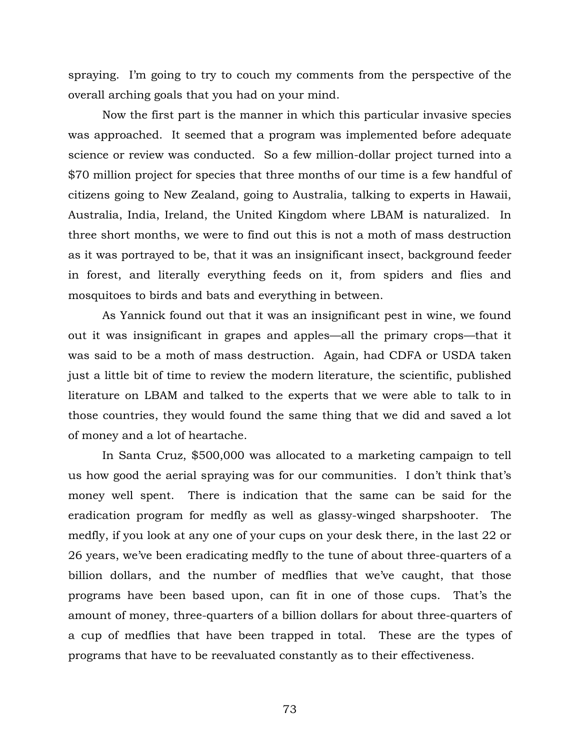spraying. I'm going to try to couch my comments from the perspective of the overall arching goals that you had on your mind.

Now the first part is the manner in which this particular invasive species was approached. It seemed that a program was implemented before adequate science or review was conducted. So a few million-dollar project turned into a $70 million project for species that three months of our time is a few handful of citizens going to New Zealand, going to Australia, talking to experts in Hawaii, Australia, India, Ireland, the United Kingdom where LBAM is naturalized. In three short months, we were to find out this is not a moth of mass destruction as it was portrayed to be, that it was an insignificant insect, background feeder in forest, and literally everything feeds on it, from spiders and flies and mosquitoes to birds and bats and everything in between.

As Yannick found out that it was an insignificant pest in wine, we found out it was insignificant in grapes and apples—all the primary crops—that it was said to be a moth of mass destruction. Again, had CDFA or USDA taken just a little bit of time to review the modern literature, the scientific, published literature on LBAM and talked to the experts that we were able to talk to in those countries, they would found the same thing that we did and saved a lot of money and a lot of heartache.

In Santa Cruz, $500,000 was allocated to a marketing campaign to tell us how good the aerial spraying was for our communities. I don't think that's money well spent. There is indication that the same can be said for the eradication program for medfly as well as glassy-winged sharpshooter. The medfly, if you look at any one of your cups on your desk there, in the last 22 or 26 years, we've been eradicating medfly to the tune of about three-quarters of a billion dollars, and the number of medflies that we've caught, that those programs have been based upon, can fit in one of those cups. That's the amount of money, three-quarters of a billion dollars for about three-quarters of a cup of medflies that have been trapped in total. These are the types of programs that have to be reevaluated constantly as to their effectiveness.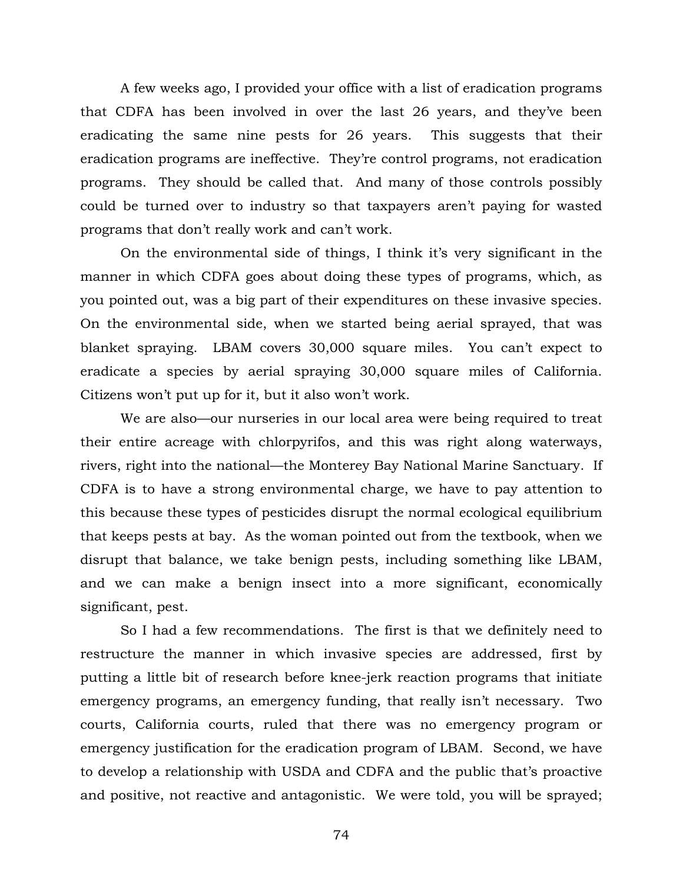A few weeks ago, I provided your office with a list of eradication programs that CDFA has been involved in over the last 26 years, and they've been eradicating the same nine pests for 26 years. This suggests that their eradication programs are ineffective. They're control programs, not eradication programs. They should be called that. And many of those controls possibly could be turned over to industry so that taxpayers aren't paying for wasted programs that don't really work and can't work.

On the environmental side of things, I think it's very significant in the manner in which CDFA goes about doing these types of programs, which, as you pointed out, was a big part of their expenditures on these invasive species. On the environmental side, when we started being aerial sprayed, that was blanket spraying. LBAM covers 30,000 square miles. You can't expect to eradicate a species by aerial spraying 30,000 square miles of California. Citizens won't put up for it, but it also won't work.

We are also—our nurseries in our local area were being required to treat their entire acreage with chlorpyrifos, and this was right along waterways, rivers, right into the national—the Monterey Bay National Marine Sanctuary. If CDFA is to have a strong environmental charge, we have to pay attention to this because these types of pesticides disrupt the normal ecological equilibrium that keeps pests at bay. As the woman pointed out from the textbook, when we disrupt that balance, we take benign pests, including something like LBAM, and we can make a benign insect into a more significant, economically significant, pest.

So I had a few recommendations. The first is that we definitely need to restructure the manner in which invasive species are addressed, first by putting a little bit of research before knee-jerk reaction programs that initiate emergency programs, an emergency funding, that really isn't necessary. Two courts, California courts, ruled that there was no emergency program or emergency justification for the eradication program of LBAM. Second, we have to develop a relationship with USDA and CDFA and the public that's proactive and positive, not reactive and antagonistic. We were told, you will be sprayed;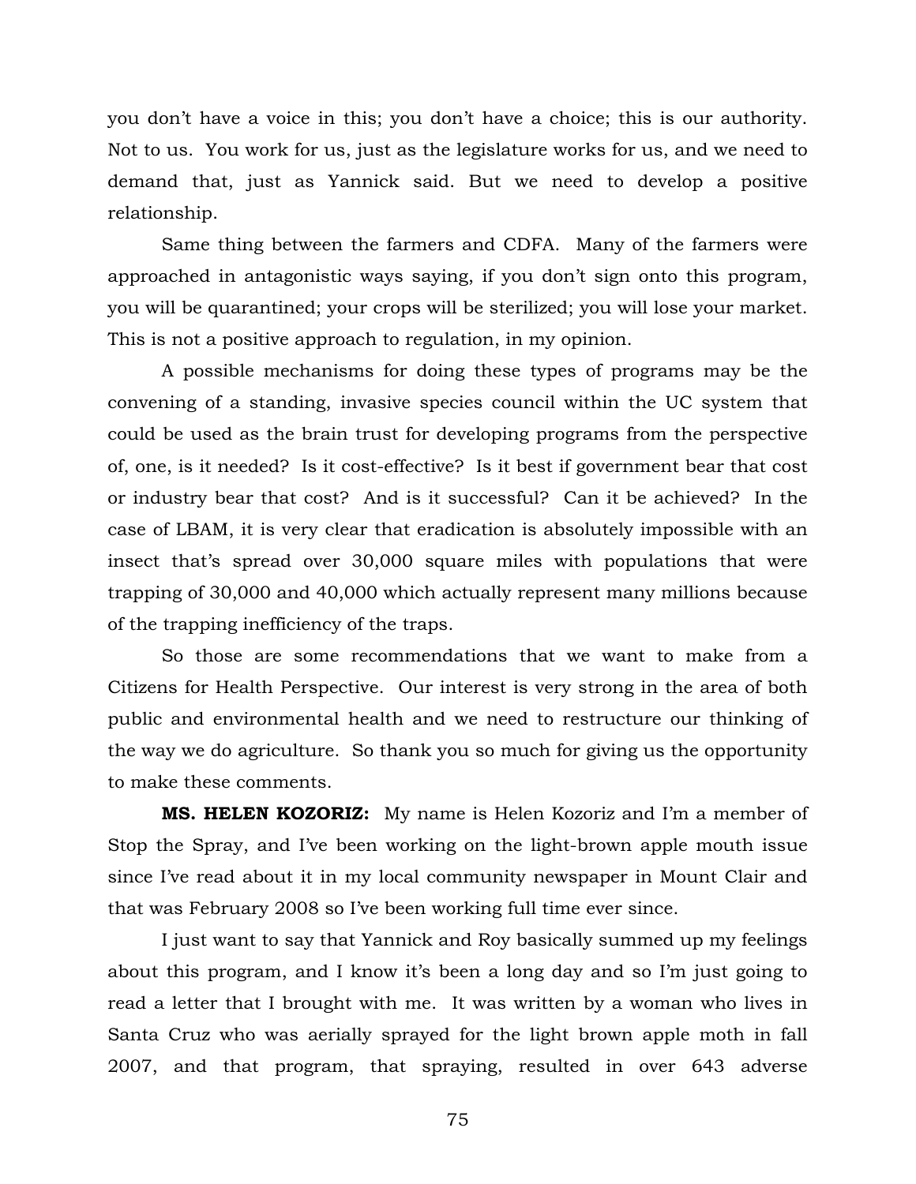you don't have a voice in this; you don't have a choice; this is our authority. Not to us. You work for us, just as the legislature works for us, and we need to demand that, just as Yannick said. But we need to develop a positive relationship.

Same thing between the farmers and CDFA. Many of the farmers were approached in antagonistic ways saying, if you don't sign onto this program, you will be quarantined; your crops will be sterilized; you will lose your market. This is not a positive approach to regulation, in my opinion.

A possible mechanisms for doing these types of programs may be the convening of a standing, invasive species council within the UC system that could be used as the brain trust for developing programs from the perspective of, one, is it needed? Is it cost-effective? Is it best if government bear that cost or industry bear that cost? And is it successful? Can it be achieved? In the case of LBAM, it is very clear that eradication is absolutely impossible with an insect that's spread over 30,000 square miles with populations that were trapping of 30,000 and 40,000 which actually represent many millions because of the trapping inefficiency of the traps.

So those are some recommendations that we want to make from a Citizens for Health Perspective. Our interest is very strong in the area of both public and environmental health and we need to restructure our thinking of the way we do agriculture. So thank you so much for giving us the opportunity to make these comments.

**MS. HELEN KOZORIZ:** My name is Helen Kozoriz and I'm a member of Stop the Spray, and I've been working on the light-brown apple mouth issue since I've read about it in my local community newspaper in Mount Clair and that was February 2008 so I've been working full time ever since.

I just want to say that Yannick and Roy basically summed up my feelings about this program, and I know it's been a long day and so I'm just going to read a letter that I brought with me. It was written by a woman who lives in Santa Cruz who was aerially sprayed for the light brown apple moth in fall 2007, and that program, that spraying, resulted in over 643 adverse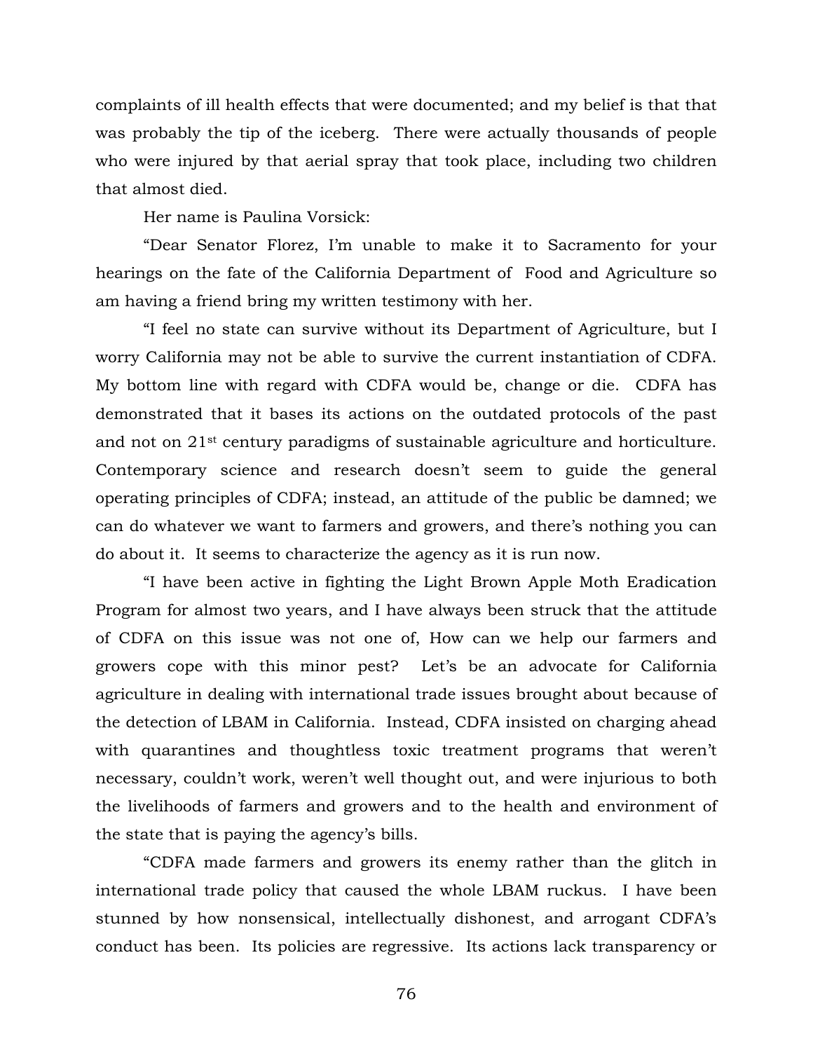complaints of ill health effects that were documented; and my belief is that that was probably the tip of the iceberg. There were actually thousands of people who were injured by that aerial spray that took place, including two children that almost died.

Her name is Paulina Vorsick:

"Dear Senator Florez, I'm unable to make it to Sacramento for your hearings on the fate of the California Department of Food and Agriculture so am having a friend bring my written testimony with her.

"I feel no state can survive without its Department of Agriculture, but I worry California may not be able to survive the current instantiation of CDFA. My bottom line with regard with CDFA would be, change or die. CDFA has demonstrated that it bases its actions on the outdated protocols of the past and not on 21st century paradigms of sustainable agriculture and horticulture. Contemporary science and research doesn't seem to guide the general operating principles of CDFA; instead, an attitude of the public be damned; we can do whatever we want to farmers and growers, and there's nothing you can do about it. It seems to characterize the agency as it is run now.

"I have been active in fighting the Light Brown Apple Moth Eradication Program for almost two years, and I have always been struck that the attitude of CDFA on this issue was not one of, How can we help our farmers and growers cope with this minor pest? Let's be an advocate for California agriculture in dealing with international trade issues brought about because of the detection of LBAM in California. Instead, CDFA insisted on charging ahead with quarantines and thoughtless toxic treatment programs that weren't necessary, couldn't work, weren't well thought out, and were injurious to both the livelihoods of farmers and growers and to the health and environment of the state that is paying the agency's bills.

"CDFA made farmers and growers its enemy rather than the glitch in international trade policy that caused the whole LBAM ruckus. I have been stunned by how nonsensical, intellectually dishonest, and arrogant CDFA's conduct has been. Its policies are regressive. Its actions lack transparency or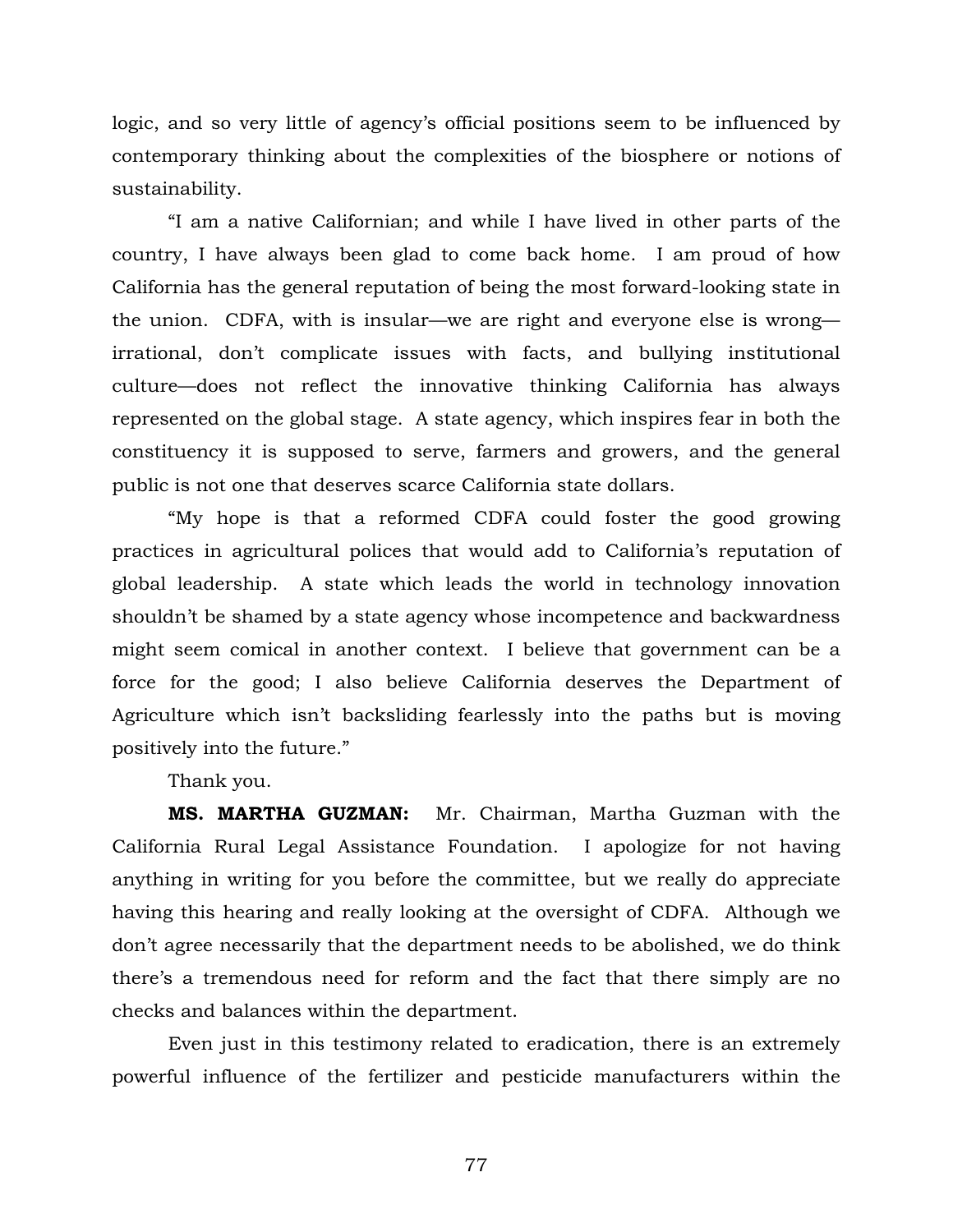logic, and so very little of agency's official positions seem to be influenced by contemporary thinking about the complexities of the biosphere or notions of sustainability.

"I am a native Californian; and while I have lived in other parts of the country, I have always been glad to come back home. I am proud of how California has the general reputation of being the most forward-looking state in the union. CDFA, with is insular—we are right and everyone else is wrong—irrational, don't complicate issues with facts, and bullying institutional culture—does not reflect the innovative thinking California has always represented on the global stage. A state agency, which inspires fear in both the constituency it is supposed to serve, farmers and growers, and the general public is not one that deserves scarce California state dollars.

"My hope is that a reformed CDFA could foster the good growing practices in agricultural polices that would add to California's reputation of global leadership. A state which leads the world in technology innovation shouldn't be shamed by a state agency whose incompetence and backwardness might seem comical in another context. I believe that government can be a force for the good; I also believe California deserves the Department of Agriculture which isn't backsliding fearlessly into the paths but is moving positively into the future."

Thank you.

**MS. MARTHA GUZMAN:** Mr. Chairman, Martha Guzman with the California Rural Legal Assistance Foundation. I apologize for not having anything in writing for you before the committee, but we really do appreciate having this hearing and really looking at the oversight of CDFA. Although we don't agree necessarily that the department needs to be abolished, we do think there's a tremendous need for reform and the fact that there simply are no checks and balances within the department.

Even just in this testimony related to eradication, there is an extremely powerful influence of the fertilizer and pesticide manufacturers within the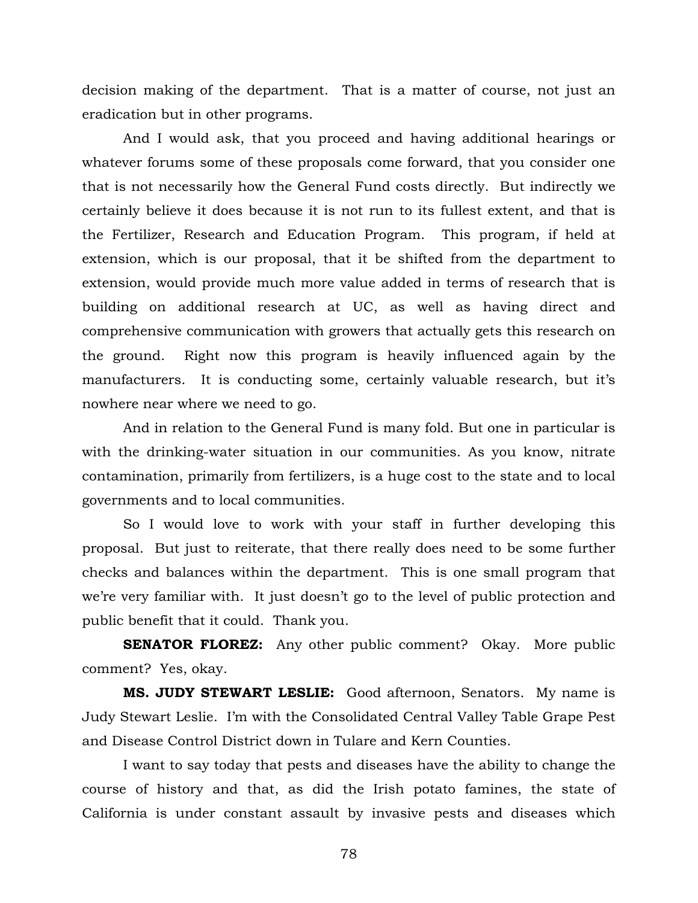decision making of the department. That is a matter of course, not just an eradication but in other programs.

And I would ask, that you proceed and having additional hearings or whatever forums some of these proposals come forward, that you consider one that is not necessarily how the General Fund costs directly. But indirectly we certainly believe it does because it is not run to its fullest extent, and that is the Fertilizer, Research and Education Program. This program, if held at extension, which is our proposal, that it be shifted from the department to extension, would provide much more value added in terms of research that is building on additional research at UC, as well as having direct and comprehensive communication with growers that actually gets this research on the ground. Right now this program is heavily influenced again by the manufacturers. It is conducting some, certainly valuable research, but it's nowhere near where we need to go.

And in relation to the General Fund is many fold. But one in particular is with the drinking-water situation in our communities. As you know, nitrate contamination, primarily from fertilizers, is a huge cost to the state and to local governments and to local communities.

So I would love to work with your staff in further developing this proposal. But just to reiterate, that there really does need to be some further checks and balances within the department. This is one small program that we're very familiar with. It just doesn't go to the level of public protection and public benefit that it could. Thank you.

**SENATOR FLOREZ:** Any other public comment? Okay. More public comment? Yes, okay.

**MS. JUDY STEWART LESLIE:** Good afternoon, Senators. My name is Judy Stewart Leslie. I'm with the Consolidated Central Valley Table Grape Pest and Disease Control District down in Tulare and Kern Counties.

I want to say today that pests and diseases have the ability to change the course of history and that, as did the Irish potato famines, the state of California is under constant assault by invasive pests and diseases which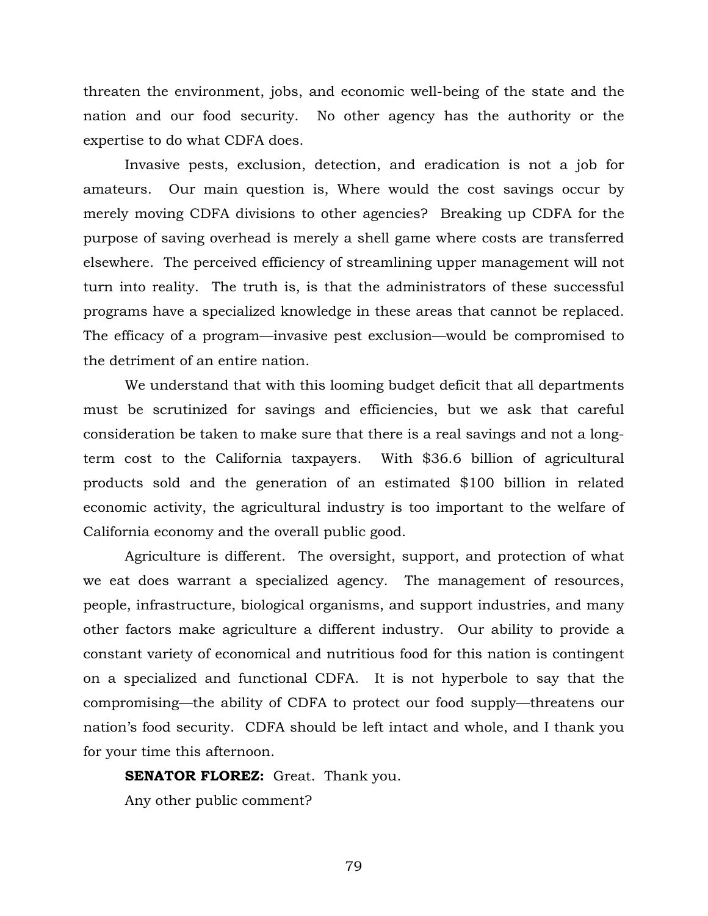threaten the environment, jobs, and economic well-being of the state and the nation and our food security. No other agency has the authority or the expertise to do what CDFA does.

Invasive pests, exclusion, detection, and eradication is not a job for amateurs. Our main question is, Where would the cost savings occur by merely moving CDFA divisions to other agencies? Breaking up CDFA for the purpose of saving overhead is merely a shell game where costs are transferred elsewhere. The perceived efficiency of streamlining upper management will not turn into reality. The truth is, is that the administrators of these successful programs have a specialized knowledge in these areas that cannot be replaced. The efficacy of a program—invasive pest exclusion—would be compromised to the detriment of an entire nation.

We understand that with this looming budget deficit that all departments must be scrutinized for savings and efficiencies, but we ask that careful consideration be taken to make sure that there is a real savings and not a long-term cost to the California taxpayers. With $36.6 billion of agricultural products sold and the generation of an estimated $100 billion in related economic activity, the agricultural industry is too important to the welfare of California economy and the overall public good.

Agriculture is different. The oversight, support, and protection of what we eat does warrant a specialized agency. The management of resources, people, infrastructure, biological organisms, and support industries, and many other factors make agriculture a different industry. Our ability to provide a constant variety of economical and nutritious food for this nation is contingent on a specialized and functional CDFA. It is not hyperbole to say that the compromising—the ability of CDFA to protect our food supply—threatens our nation's food security. CDFA should be left intact and whole, and I thank you for your time this afternoon.

**SENATOR FLOREZ:** Great. Thank you.

Any other public comment?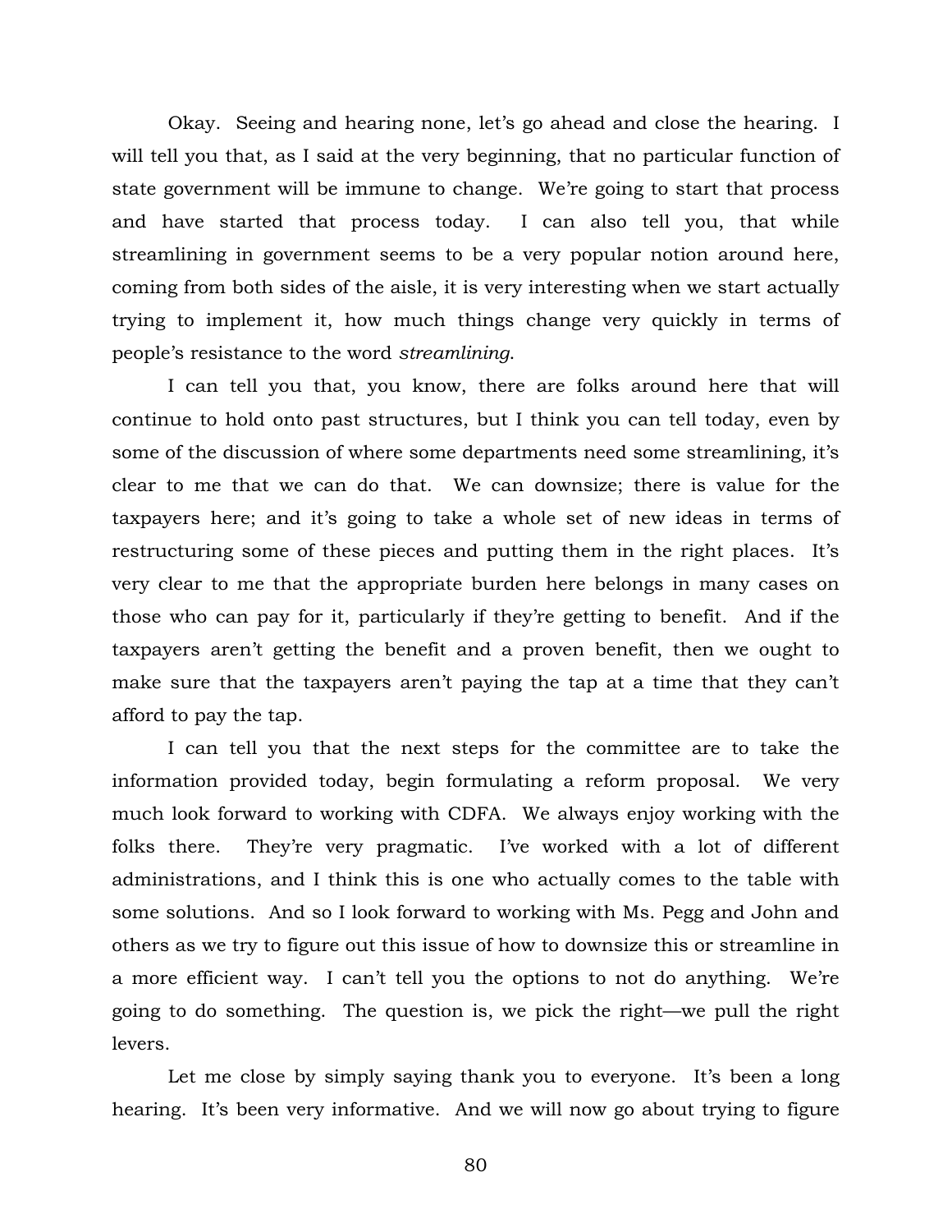Okay. Seeing and hearing none, let's go ahead and close the hearing. I will tell you that, as I said at the very beginning, that no particular function of state government will be immune to change. We're going to start that process and have started that process today. I can also tell you, that while streamlining in government seems to be a very popular notion around here, coming from both sides of the aisle, it is very interesting when we start actually trying to implement it, how much things change very quickly in terms of people's resistance to the word *streamlining*.

I can tell you that, you know, there are folks around here that will continue to hold onto past structures, but I think you can tell today, even by some of the discussion of where some departments need some streamlining, it's clear to me that we can do that. We can downsize; there is value for the taxpayers here; and it's going to take a whole set of new ideas in terms of restructuring some of these pieces and putting them in the right places. It's very clear to me that the appropriate burden here belongs in many cases on those who can pay for it, particularly if they're getting to benefit. And if the taxpayers aren't getting the benefit and a proven benefit, then we ought to make sure that the taxpayers aren't paying the tap at a time that they can't afford to pay the tap.

I can tell you that the next steps for the committee are to take the information provided today, begin formulating a reform proposal. We very much look forward to working with CDFA. We always enjoy working with the folks there. They're very pragmatic. I've worked with a lot of different administrations, and I think this is one who actually comes to the table with some solutions. And so I look forward to working with Ms. Pegg and John and others as we try to figure out this issue of how to downsize this or streamline in a more efficient way. I can't tell you the options to not do anything. We're going to do something. The question is, we pick the right—we pull the right levers.

Let me close by simply saying thank you to everyone. It's been a long hearing. It's been very informative. And we will now go about trying to figure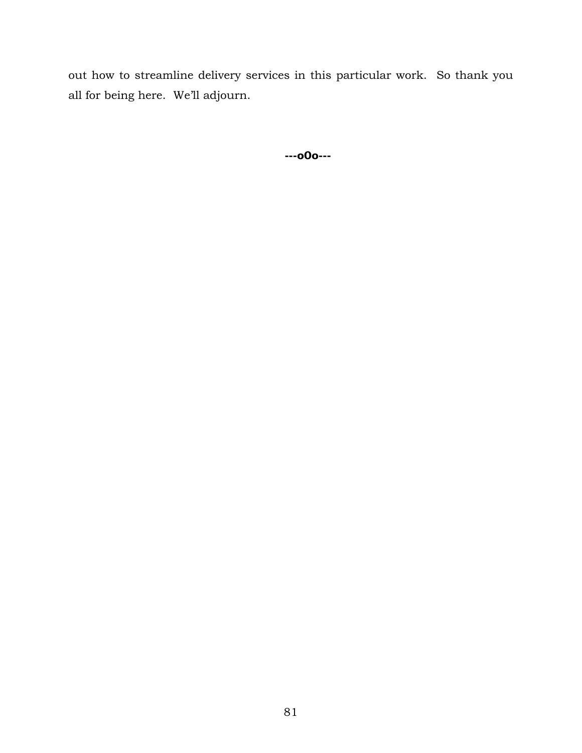out how to streamline delivery services in this particular work. So thank you all for being here. We'll adjourn.

**---o0o---**